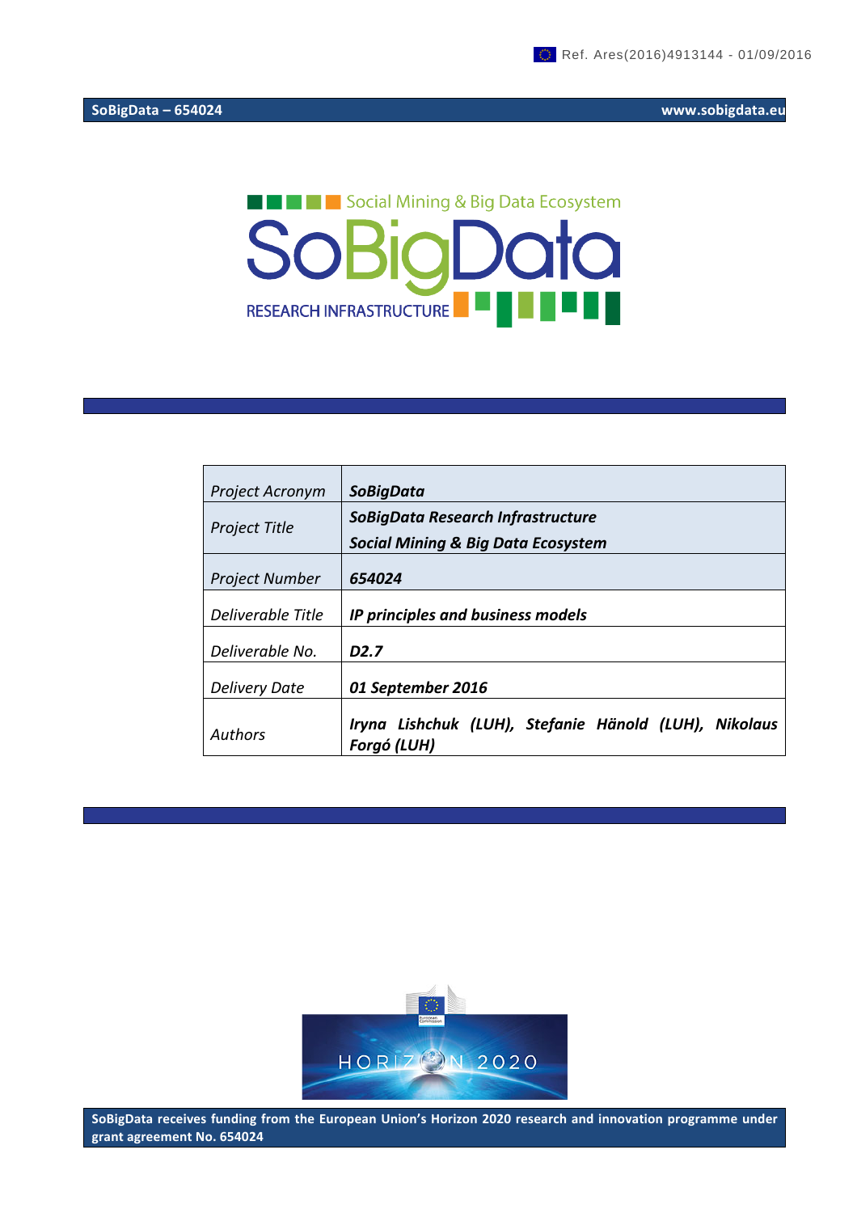Ref. Ares(2016)4913144 - 01/09/2016

Social Mining & Big Data Ecosystem

SoBigData

RESEARCH INFRASTRUCTURE

| Project Acronym | SoBigData |
|---|---|
| Project Title | SoBigData Research Infrastructure<br>Social Mining & Big Data Ecosystem |
| Project Number | 654024 |
| Deliverable Title | IP principles and business models |
| Deliverable No. | D2.7 |
| Delivery Date | 01 September 2016 |
| Authors | Iryna Lishchuk (LUH), Stefanie Hänold (LUH), Nikolaus Forgó (LUH) |

SoBigData receives funding from the European Union's Horizon 2020 research and innovation programme under grant agreement No. 654024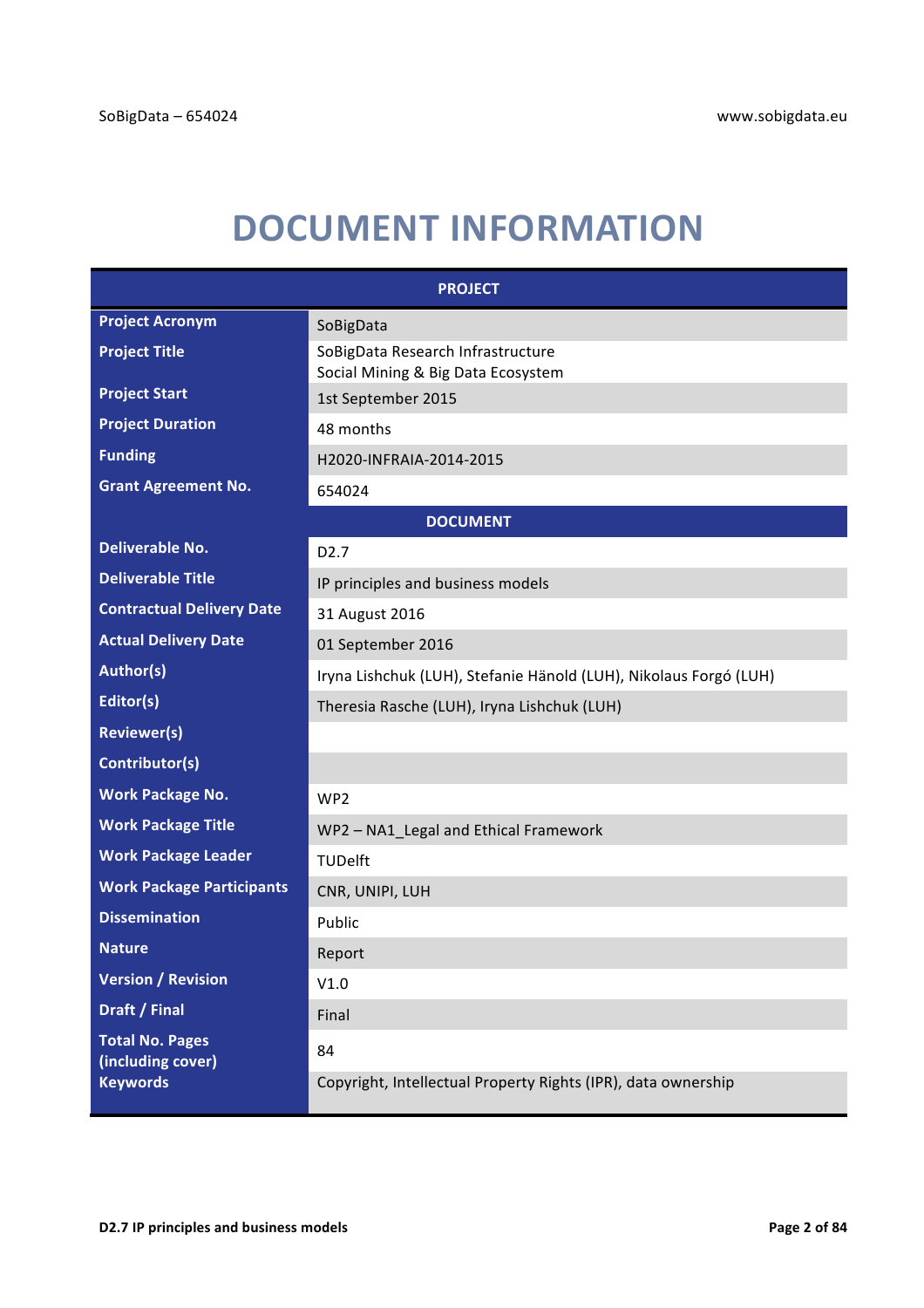# DOCUMENT INFORMATION

| PROJECT | |
|---|---|
| **Project Acronym** | SoBigData |
| **Project Title** | SoBigData Research Infrastructure<br>Social Mining & Big Data Ecosystem |
| **Project Start** | 1st September 2015 |
| **Project Duration** | 48 months |
| **Funding** | H2020-INFRAIA-2014-2015 |
| **Grant Agreement No.** | 654024 |
| **DOCUMENT** | |
| **Deliverable No.** | D2.7 |
| **Deliverable Title** | IP principles and business models |
| **Contractual Delivery Date** | 31 August 2016 |
| **Actual Delivery Date** | 01 September 2016 |
| **Author(s)** | Iryna Lishchuk (LUH), Stefanie Hänold (LUH), Nikolaus Forgó (LUH) |
| **Editor(s)** | Theresia Rasche (LUH), Iryna Lishchuk (LUH) |
| **Reviewer(s)** | |
| **Contributor(s)** | |
| **Work Package No.** | WP2 |
| **Work Package Title** | WP2 – NA1_Legal and Ethical Framework |
| **Work Package Leader** | TUDelft |
| **Work Package Participants** | CNR, UNIPI, LUH |
| **Dissemination** | Public |
| **Nature** | Report |
| **Version / Revision** | V1.0 |
| **Draft / Final** | Final |
| **Total No. Pages (including cover)** | 84 |
| **Keywords** | Copyright, Intellectual Property Rights (IPR), data ownership |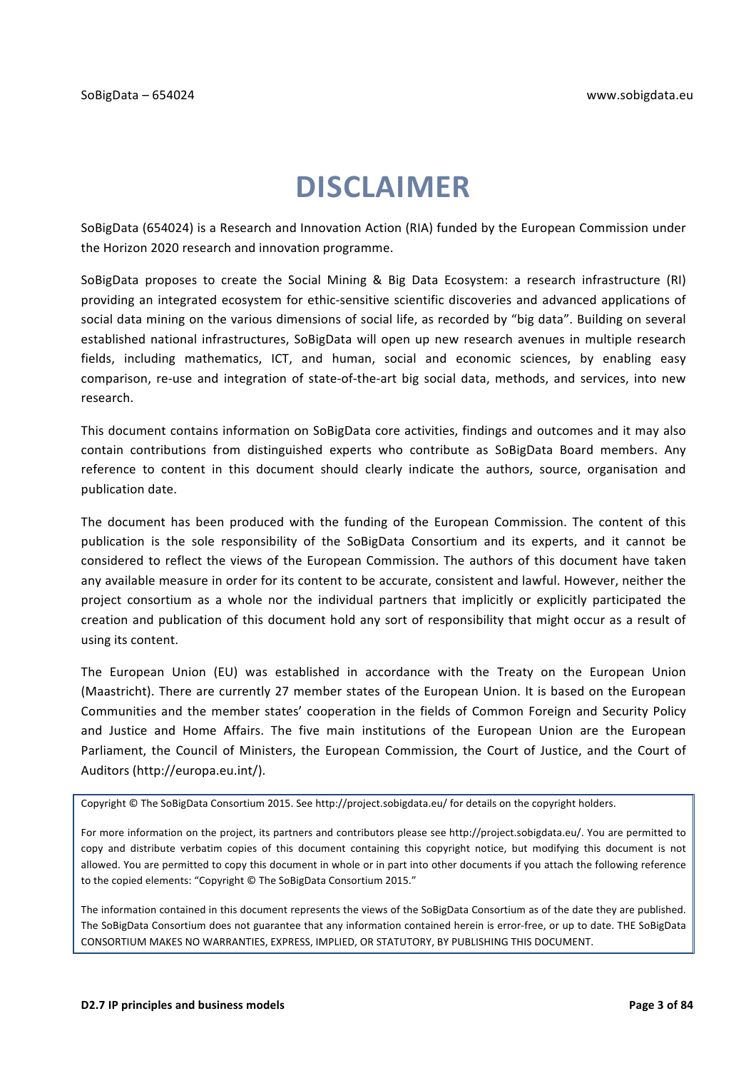# DISCLAIMER

SoBigData (654024) is a Research and Innovation Action (RIA) funded by the European Commission under the Horizon 2020 research and innovation programme.

SoBigData proposes to create the Social Mining & Big Data Ecosystem: a research infrastructure (RI) providing an integrated ecosystem for ethic-sensitive scientific discoveries and advanced applications of social data mining on the various dimensions of social life, as recorded by "big data". Building on several established national infrastructures, SoBigData will open up new research avenues in multiple research fields, including mathematics, ICT, and human, social and economic sciences, by enabling easy comparison, re-use and integration of state-of-the-art big social data, methods, and services, into new research.

This document contains information on SoBigData core activities, findings and outcomes and it may also contain contributions from distinguished experts who contribute as SoBigData Board members. Any reference to content in this document should clearly indicate the authors, source, organisation and publication date.

The document has been produced with the funding of the European Commission. The content of this publication is the sole responsibility of the SoBigData Consortium and its experts, and it cannot be considered to reflect the views of the European Commission. The authors of this document have taken any available measure in order for its content to be accurate, consistent and lawful. However, neither the project consortium as a whole nor the individual partners that implicitly or explicitly participated the creation and publication of this document hold any sort of responsibility that might occur as a result of using its content.

The European Union (EU) was established in accordance with the Treaty on the European Union (Maastricht). There are currently 27 member states of the European Union. It is based on the European Communities and the member states' cooperation in the fields of Common Foreign and Security Policy and Justice and Home Affairs. The five main institutions of the European Union are the European Parliament, the Council of Ministers, the European Commission, the Court of Justice, and the Court of Auditors (http://europa.eu.int/).

Copyright © The SoBigData Consortium 2015. See http://project.sobigdata.eu/ for details on the copyright holders.

For more information on the project, its partners and contributors please see http://project.sobigdata.eu/. You are permitted to copy and distribute verbatim copies of this document containing this copyright notice, but modifying this document is not allowed. You are permitted to copy this document in whole or in part into other documents if you attach the following reference to the copied elements: "Copyright © The SoBigData Consortium 2015."

The information contained in this document represents the views of the SoBigData Consortium as of the date they are published. The SoBigData Consortium does not guarantee that any information contained herein is error-free, or up to date. THE SoBigData CONSORTIUM MAKES NO WARRANTIES, EXPRESS, IMPLIED, OR STATUTORY, BY PUBLISHING THIS DOCUMENT.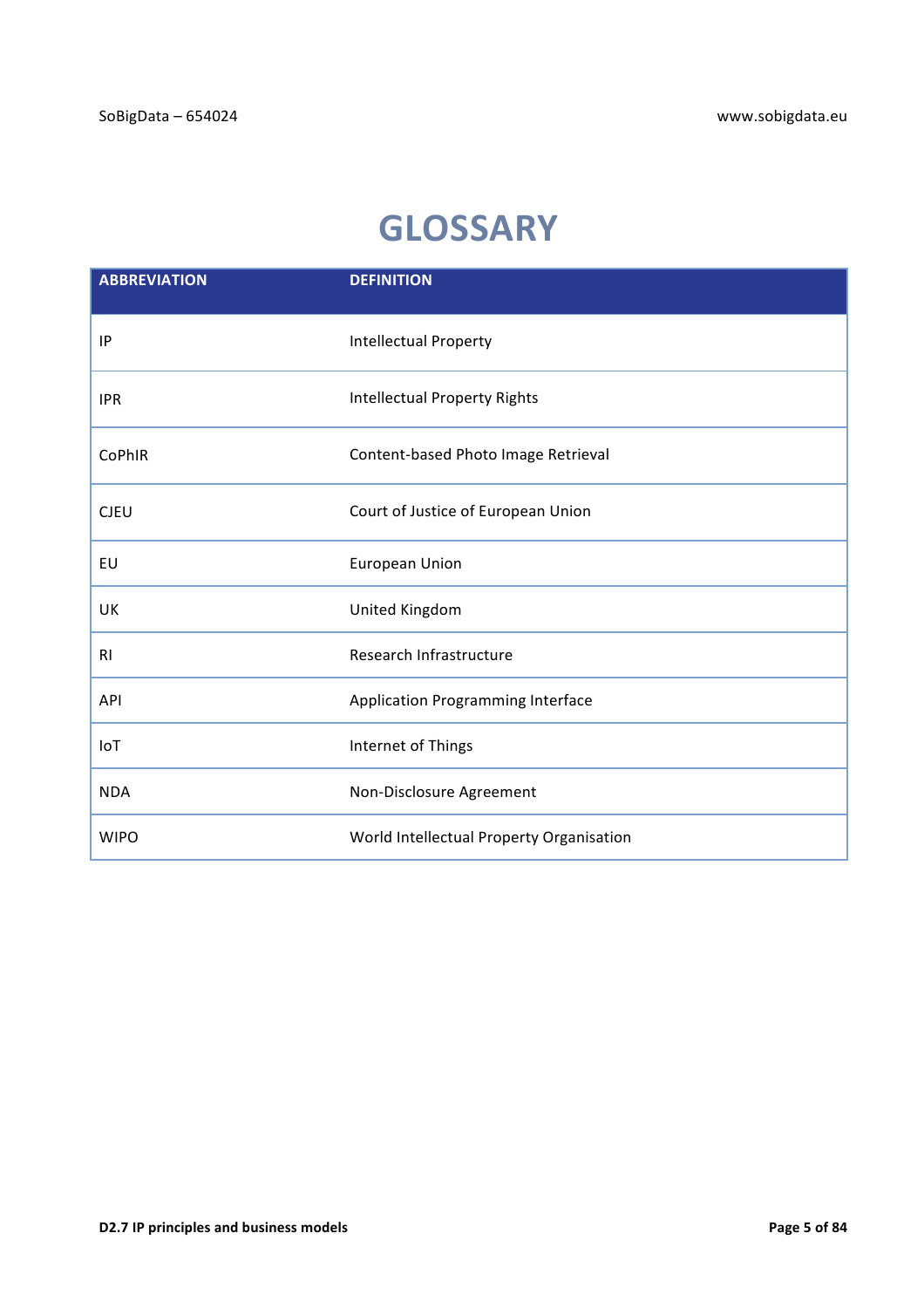# GLOSSARY

| ABBREVIATION | DEFINITION |
|---|---|
| IP | Intellectual Property |
| IPR | Intellectual Property Rights |
| CoPhIR | Content-based Photo Image Retrieval |
| CJEU | Court of Justice of European Union |
| EU | European Union |
| UK | United Kingdom |
| RI | Research Infrastructure |
| API | Application Programming Interface |
| IoT | Internet of Things |
| NDA | Non-Disclosure Agreement |
| WIPO | World Intellectual Property Organisation |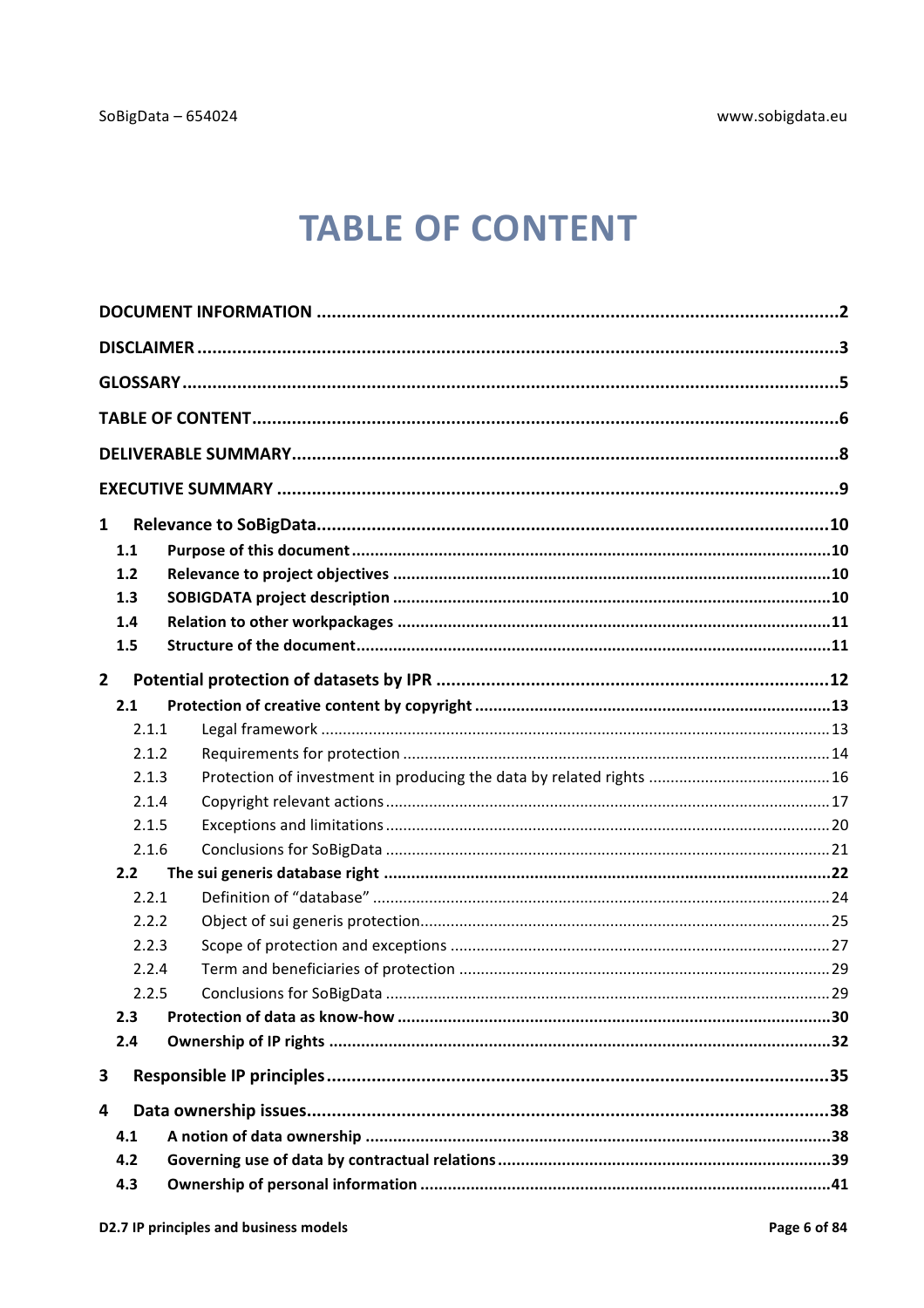# TABLE OF CONTENT

**DOCUMENT INFORMATION** .......... 2

**DISCLAIMER** .......... 3

**GLOSSARY** .......... 5

**TABLE OF CONTENT** .......... 6

**DELIVERABLE SUMMARY** .......... 8

**EXECUTIVE SUMMARY** .......... 9

**1 Relevance to SoBigData** .......... 10

- **1.1 Purpose of this document** .......... 10
- **1.2 Relevance to project objectives** .......... 10
- **1.3 SOBIGDATA project description** .......... 10
- **1.4 Relation to other workpackages** .......... 11
- **1.5 Structure of the document** .......... 11

**2 Potential protection of datasets by IPR** .......... 12

- **2.1 Protection of creative content by copyright** .......... 13
  - 2.1.1 Legal framework .......... 13
  - 2.1.2 Requirements for protection .......... 14
  - 2.1.3 Protection of investment in producing the data by related rights .......... 16
  - 2.1.4 Copyright relevant actions .......... 17
  - 2.1.5 Exceptions and limitations .......... 20
  - 2.1.6 Conclusions for SoBigData .......... 21
- **2.2 The sui generis database right** .......... 22
  - 2.2.1 Definition of "database" .......... 24
  - 2.2.2 Object of sui generis protection .......... 25
  - 2.2.3 Scope of protection and exceptions .......... 27
  - 2.2.4 Term and beneficiaries of protection .......... 29
  - 2.2.5 Conclusions for SoBigData .......... 29
- **2.3 Protection of data as know-how** .......... 30
- **2.4 Ownership of IP rights** .......... 32

**3 Responsible IP principles** .......... 35

**4 Data ownership issues** .......... 38

- **4.1 A notion of data ownership** .......... 38
- **4.2 Governing use of data by contractual relations** .......... 39
- **4.3 Ownership of personal information** .......... 41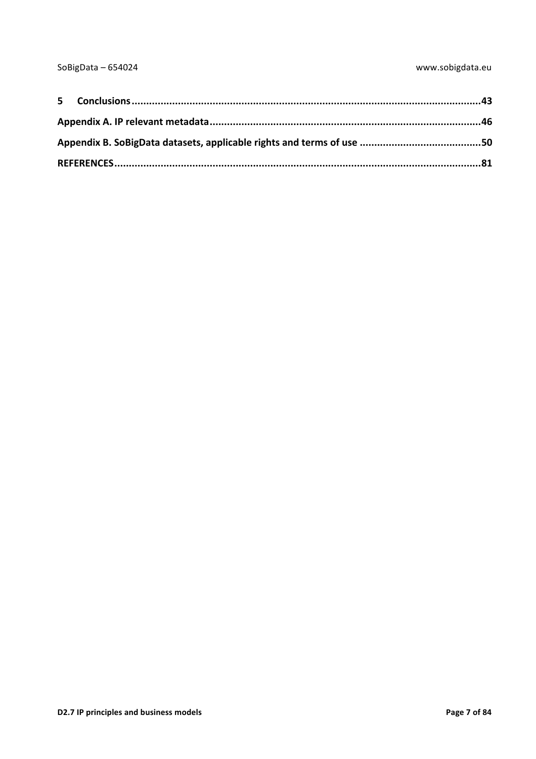**5 Conclusions** .......................................................................................................................43

**Appendix A. IP relevant metadata** ............................................................................................46

**Appendix B. SoBigData datasets, applicable rights and terms of use** .........................................50

**REFERENCES** ...........................................................................................................................81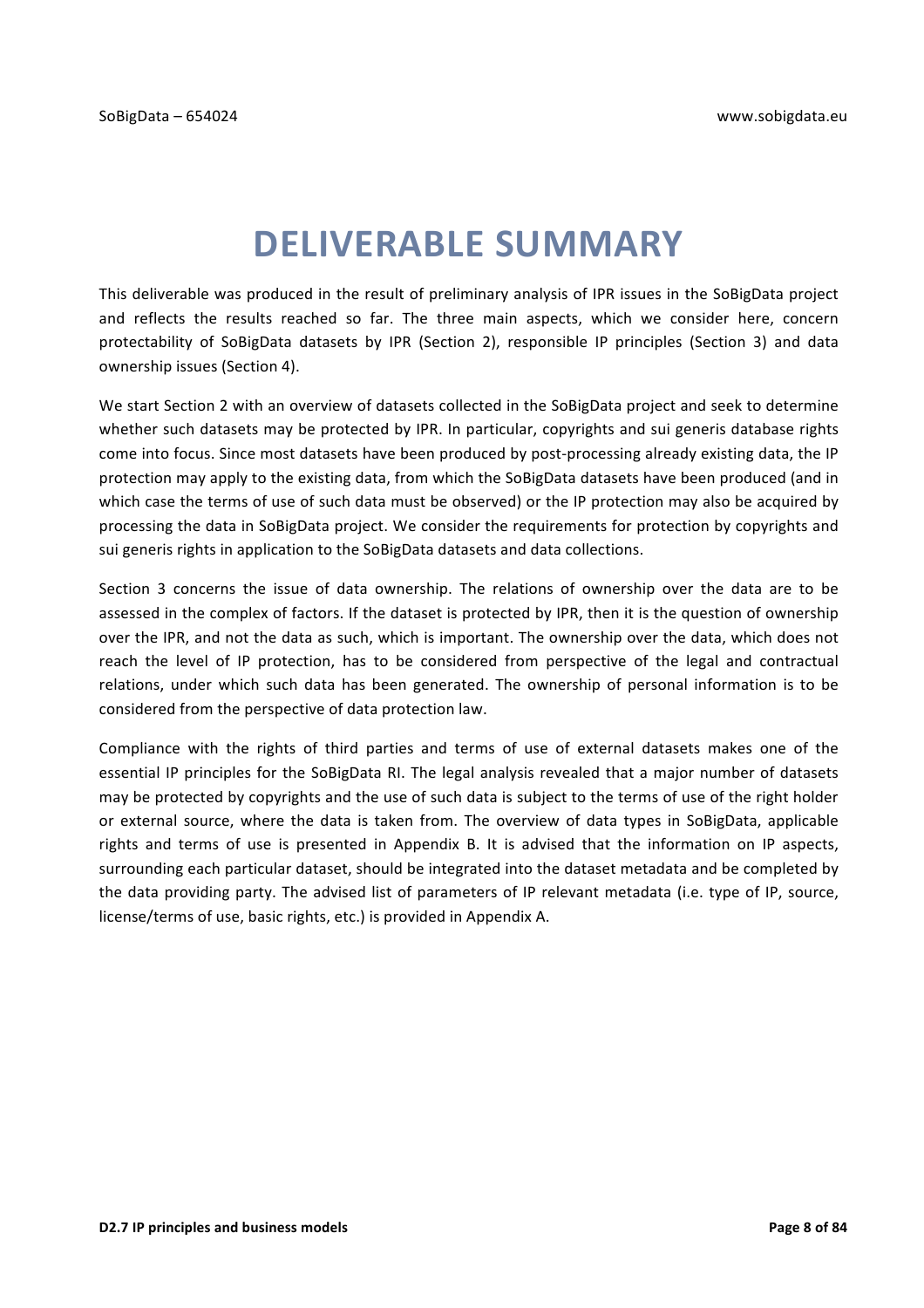# DELIVERABLE SUMMARY

This deliverable was produced in the result of preliminary analysis of IPR issues in the SoBigData project and reflects the results reached so far. The three main aspects, which we consider here, concern protectability of SoBigData datasets by IPR (Section 2), responsible IP principles (Section 3) and data ownership issues (Section 4).

We start Section 2 with an overview of datasets collected in the SoBigData project and seek to determine whether such datasets may be protected by IPR. In particular, copyrights and sui generis database rights come into focus. Since most datasets have been produced by post-processing already existing data, the IP protection may apply to the existing data, from which the SoBigData datasets have been produced (and in which case the terms of use of such data must be observed) or the IP protection may also be acquired by processing the data in SoBigData project. We consider the requirements for protection by copyrights and sui generis rights in application to the SoBigData datasets and data collections.

Section 3 concerns the issue of data ownership. The relations of ownership over the data are to be assessed in the complex of factors. If the dataset is protected by IPR, then it is the question of ownership over the IPR, and not the data as such, which is important. The ownership over the data, which does not reach the level of IP protection, has to be considered from perspective of the legal and contractual relations, under which such data has been generated. The ownership of personal information is to be considered from the perspective of data protection law.

Compliance with the rights of third parties and terms of use of external datasets makes one of the essential IP principles for the SoBigData RI. The legal analysis revealed that a major number of datasets may be protected by copyrights and the use of such data is subject to the terms of use of the right holder or external source, where the data is taken from. The overview of data types in SoBigData, applicable rights and terms of use is presented in Appendix B. It is advised that the information on IP aspects, surrounding each particular dataset, should be integrated into the dataset metadata and be completed by the data providing party. The advised list of parameters of IP relevant metadata (i.e. type of IP, source, license/terms of use, basic rights, etc.) is provided in Appendix A.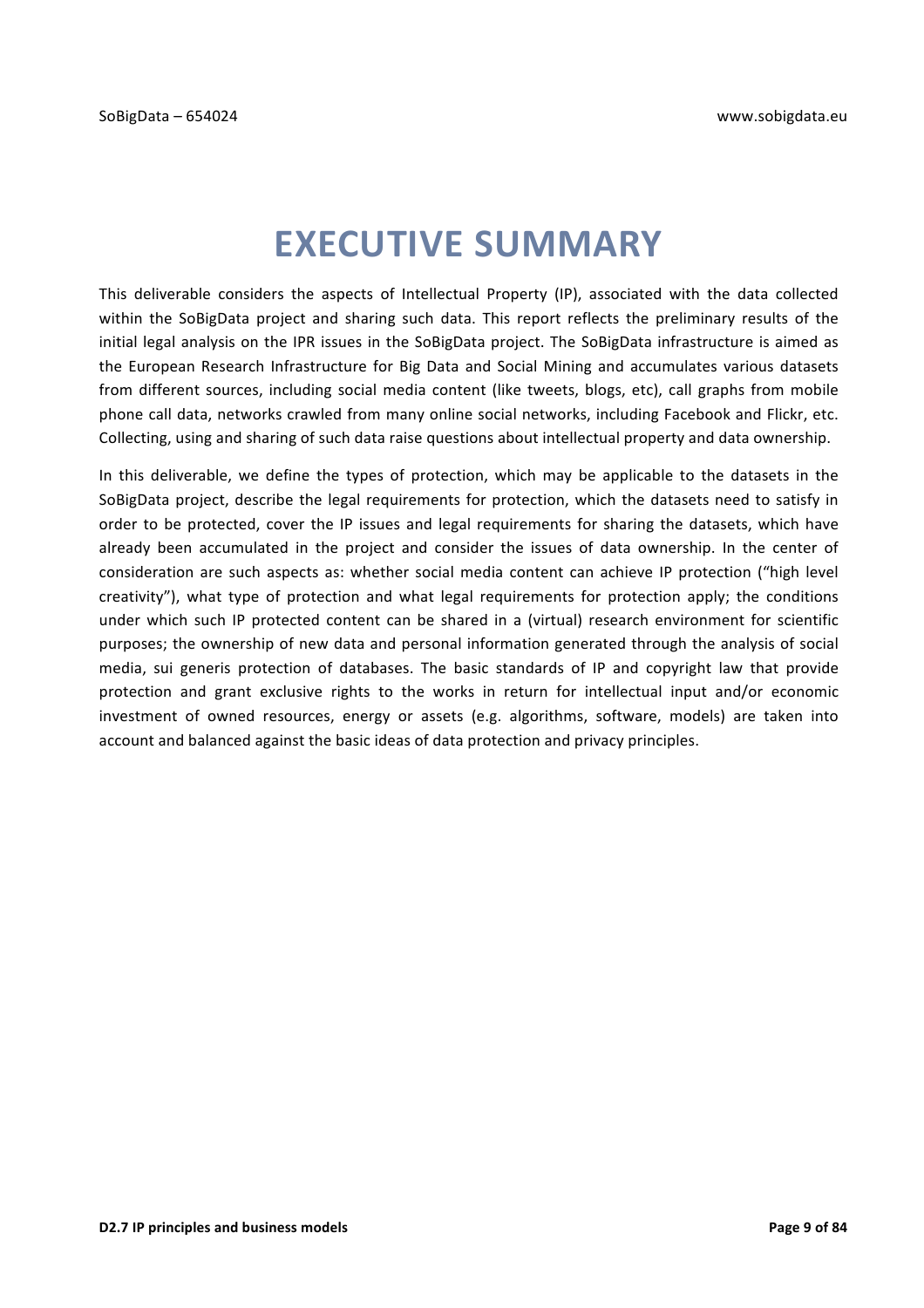# EXECUTIVE SUMMARY

This deliverable considers the aspects of Intellectual Property (IP), associated with the data collected within the SoBigData project and sharing such data. This report reflects the preliminary results of the initial legal analysis on the IPR issues in the SoBigData project. The SoBigData infrastructure is aimed as the European Research Infrastructure for Big Data and Social Mining and accumulates various datasets from different sources, including social media content (like tweets, blogs, etc), call graphs from mobile phone call data, networks crawled from many online social networks, including Facebook and Flickr, etc. Collecting, using and sharing of such data raise questions about intellectual property and data ownership.

In this deliverable, we define the types of protection, which may be applicable to the datasets in the SoBigData project, describe the legal requirements for protection, which the datasets need to satisfy in order to be protected, cover the IP issues and legal requirements for sharing the datasets, which have already been accumulated in the project and consider the issues of data ownership. In the center of consideration are such aspects as: whether social media content can achieve IP protection ("high level creativity"), what type of protection and what legal requirements for protection apply; the conditions under which such IP protected content can be shared in a (virtual) research environment for scientific purposes; the ownership of new data and personal information generated through the analysis of social media, sui generis protection of databases. The basic standards of IP and copyright law that provide protection and grant exclusive rights to the works in return for intellectual input and/or economic investment of owned resources, energy or assets (e.g. algorithms, software, models) are taken into account and balanced against the basic ideas of data protection and privacy principles.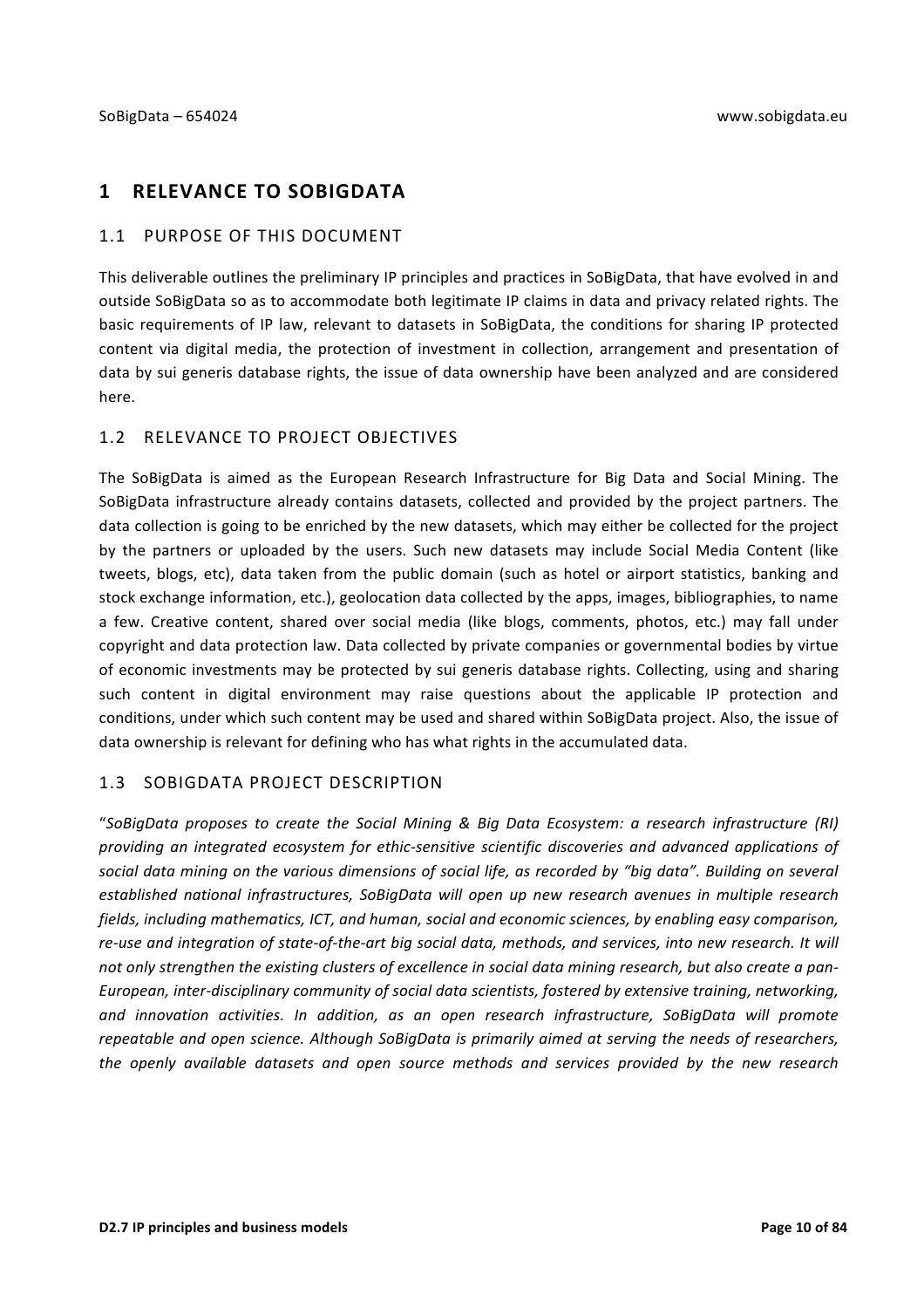# 1 RELEVANCE TO SOBIGDATA

## 1.1 PURPOSE OF THIS DOCUMENT

This deliverable outlines the preliminary IP principles and practices in SoBigData, that have evolved in and outside SoBigData so as to accommodate both legitimate IP claims in data and privacy related rights. The basic requirements of IP law, relevant to datasets in SoBigData, the conditions for sharing IP protected content via digital media, the protection of investment in collection, arrangement and presentation of data by sui generis database rights, the issue of data ownership have been analyzed and are considered here.

## 1.2 RELEVANCE TO PROJECT OBJECTIVES

The SoBigData is aimed as the European Research Infrastructure for Big Data and Social Mining. The SoBigData infrastructure already contains datasets, collected and provided by the project partners. The data collection is going to be enriched by the new datasets, which may either be collected for the project by the partners or uploaded by the users. Such new datasets may include Social Media Content (like tweets, blogs, etc), data taken from the public domain (such as hotel or airport statistics, banking and stock exchange information, etc.), geolocation data collected by the apps, images, bibliographies, to name a few. Creative content, shared over social media (like blogs, comments, photos, etc.) may fall under copyright and data protection law. Data collected by private companies or governmental bodies by virtue of economic investments may be protected by sui generis database rights. Collecting, using and sharing such content in digital environment may raise questions about the applicable IP protection and conditions, under which such content may be used and shared within SoBigData project. Also, the issue of data ownership is relevant for defining who has what rights in the accumulated data.

## 1.3 SOBIGDATA PROJECT DESCRIPTION

"*SoBigData proposes to create the Social Mining & Big Data Ecosystem: a research infrastructure (RI) providing an integrated ecosystem for ethic-sensitive scientific discoveries and advanced applications of social data mining on the various dimensions of social life, as recorded by "big data". Building on several established national infrastructures, SoBigData will open up new research avenues in multiple research fields, including mathematics, ICT, and human, social and economic sciences, by enabling easy comparison, re-use and integration of state-of-the-art big social data, methods, and services, into new research. It will not only strengthen the existing clusters of excellence in social data mining research, but also create a pan-European, inter-disciplinary community of social data scientists, fostered by extensive training, networking, and innovation activities. In addition, as an open research infrastructure, SoBigData will promote repeatable and open science. Although SoBigData is primarily aimed at serving the needs of researchers, the openly available datasets and open source methods and services provided by the new research*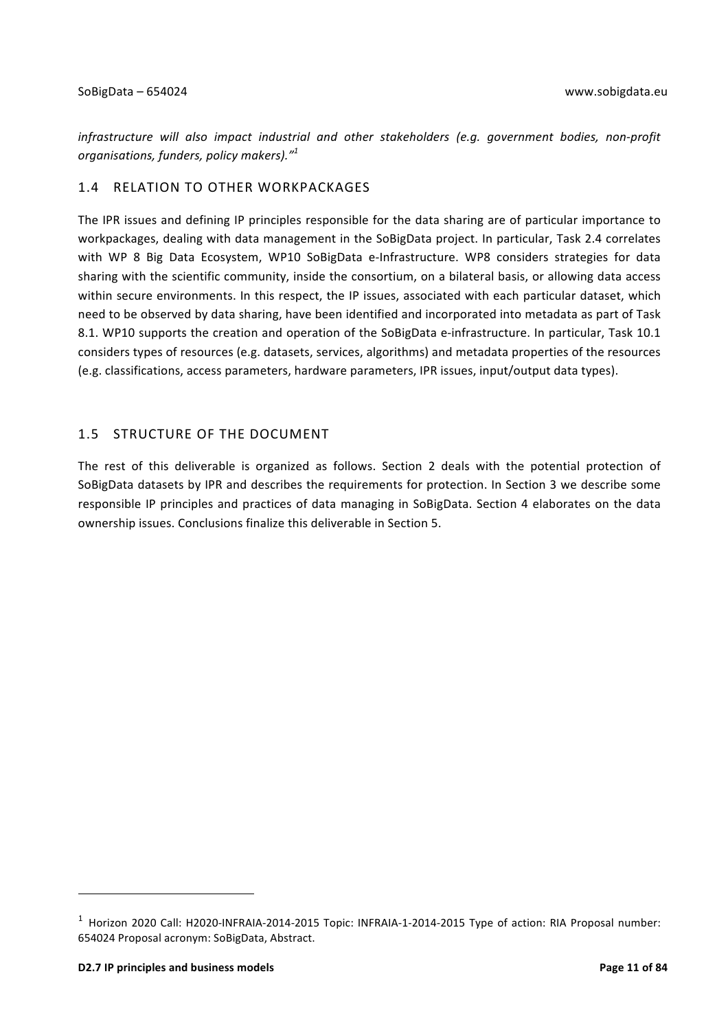*infrastructure will also impact industrial and other stakeholders (e.g. government bodies, non-profit organisations, funders, policy makers)."*[1]

## 1.4 RELATION TO OTHER WORKPACKAGES

The IPR issues and defining IP principles responsible for the data sharing are of particular importance to workpackages, dealing with data management in the SoBigData project. In particular, Task 2.4 correlates with WP 8 Big Data Ecosystem, WP10 SoBigData e-Infrastructure. WP8 considers strategies for data sharing with the scientific community, inside the consortium, on a bilateral basis, or allowing data access within secure environments. In this respect, the IP issues, associated with each particular dataset, which need to be observed by data sharing, have been identified and incorporated into metadata as part of Task 8.1. WP10 supports the creation and operation of the SoBigData e-infrastructure. In particular, Task 10.1 considers types of resources (e.g. datasets, services, algorithms) and metadata properties of the resources (e.g. classifications, access parameters, hardware parameters, IPR issues, input/output data types).

## 1.5 STRUCTURE OF THE DOCUMENT

The rest of this deliverable is organized as follows. Section 2 deals with the potential protection of SoBigData datasets by IPR and describes the requirements for protection. In Section 3 we describe some responsible IP principles and practices of data managing in SoBigData. Section 4 elaborates on the data ownership issues. Conclusions finalize this deliverable in Section 5.

---

[1] Horizon 2020 Call: H2020-INFRAIA-2014-2015 Topic: INFRAIA-1-2014-2015 Type of action: RIA Proposal number: 654024 Proposal acronym: SoBigData, Abstract.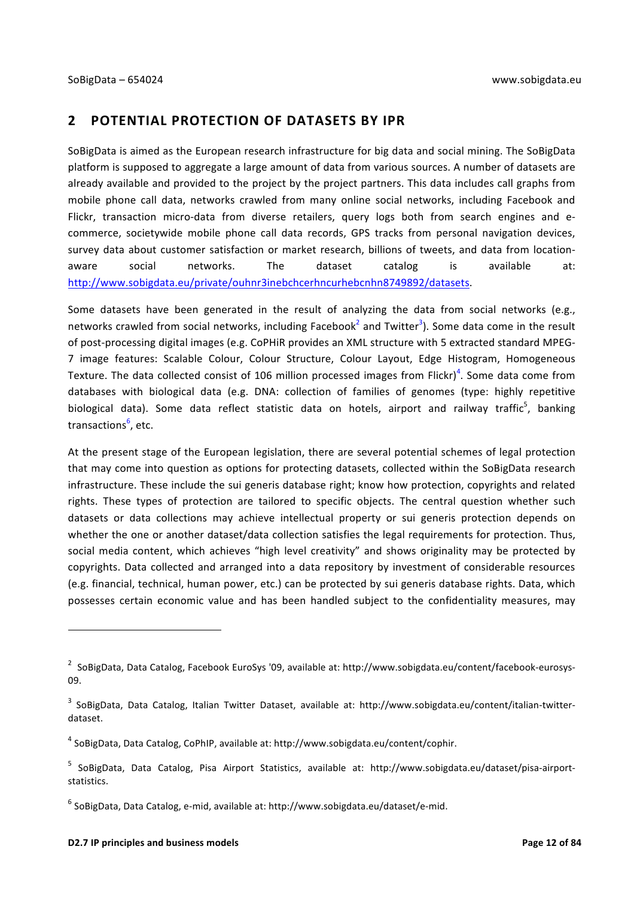## 2 POTENTIAL PROTECTION OF DATASETS BY IPR

SoBigData is aimed as the European research infrastructure for big data and social mining. The SoBigData platform is supposed to aggregate a large amount of data from various sources. A number of datasets are already available and provided to the project by the project partners. This data includes call graphs from mobile phone call data, networks crawled from many online social networks, including Facebook and Flickr, transaction micro-data from diverse retailers, query logs both from search engines and e-commerce, societywide mobile phone call data records, GPS tracks from personal navigation devices, survey data about customer satisfaction or market research, billions of tweets, and data from location-aware social networks. The dataset catalog is available at: http://www.sobigdata.eu/private/ouhnr3inebchcerhncurhebcnhn8749892/datasets.

Some datasets have been generated in the result of analyzing the data from social networks (e.g., networks crawled from social networks, including Facebook[2] and Twitter[3]). Some data come in the result of post-processing digital images (e.g. CoPHiR provides an XML structure with 5 extracted standard MPEG-7 image features: Scalable Colour, Colour Structure, Colour Layout, Edge Histogram, Homogeneous Texture. The data collected consist of 106 million processed images from Flickr)[4]. Some data come from databases with biological data (e.g. DNA: collection of families of genomes (type: highly repetitive biological data). Some data reflect statistic data on hotels, airport and railway traffic[5], banking transactions[6], etc.

At the present stage of the European legislation, there are several potential schemes of legal protection that may come into question as options for protecting datasets, collected within the SoBigData research infrastructure. These include the sui generis database right; know how protection, copyrights and related rights. These types of protection are tailored to specific objects. The central question whether such datasets or data collections may achieve intellectual property or sui generis protection depends on whether the one or another dataset/data collection satisfies the legal requirements for protection. Thus, social media content, which achieves "high level creativity" and shows originality may be protected by copyrights. Data collected and arranged into a data repository by investment of considerable resources (e.g. financial, technical, human power, etc.) can be protected by sui generis database rights. Data, which possesses certain economic value and has been handled subject to the confidentiality measures, may

---

[2] SoBigData, Data Catalog, Facebook EuroSys '09, available at: http://www.sobigdata.eu/content/facebook-eurosys-09.

[3] SoBigData, Data Catalog, Italian Twitter Dataset, available at: http://www.sobigdata.eu/content/italian-twitter-dataset.

[4] SoBigData, Data Catalog, CoPhIP, available at: http://www.sobigdata.eu/content/cophir.

[5] SoBigData, Data Catalog, Pisa Airport Statistics, available at: http://www.sobigdata.eu/dataset/pisa-airport-statistics.

[6] SoBigData, Data Catalog, e-mid, available at: http://www.sobigdata.eu/dataset/e-mid.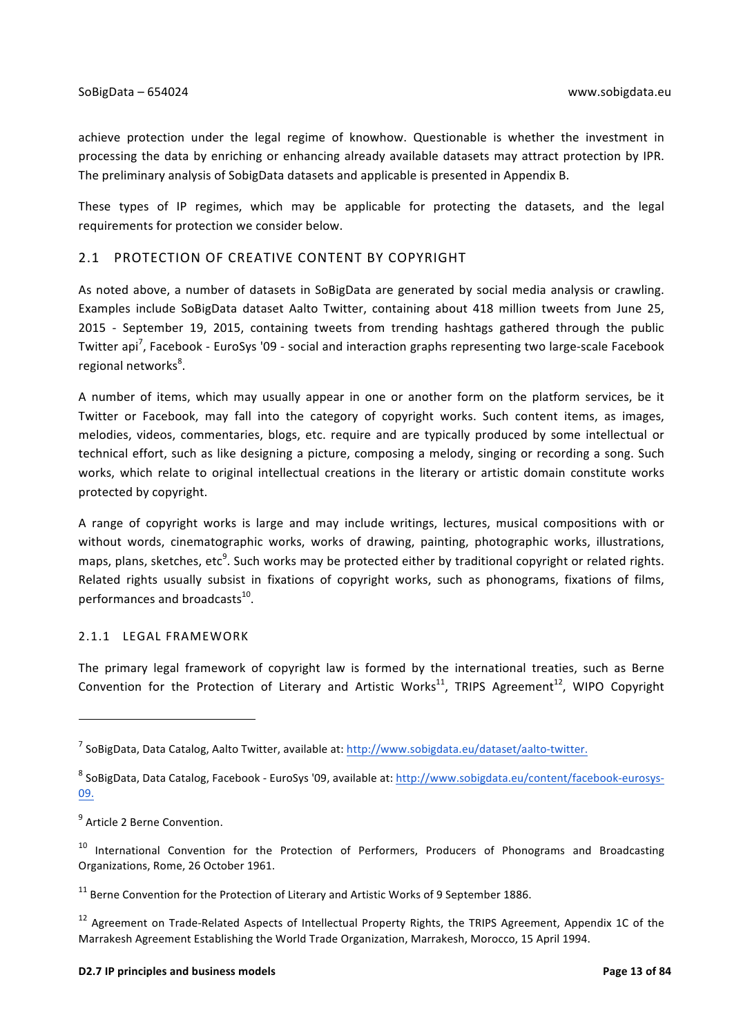achieve protection under the legal regime of knowhow. Questionable is whether the investment in processing the data by enriching or enhancing already available datasets may attract protection by IPR. The preliminary analysis of SobigData datasets and applicable is presented in Appendix B.

These types of IP regimes, which may be applicable for protecting the datasets, and the legal requirements for protection we consider below.

## 2.1 PROTECTION OF CREATIVE CONTENT BY COPYRIGHT

As noted above, a number of datasets in SoBigData are generated by social media analysis or crawling. Examples include SoBigData dataset Aalto Twitter, containing about 418 million tweets from June 25, 2015 - September 19, 2015, containing tweets from trending hashtags gathered through the public Twitter api[7], Facebook - EuroSys '09 - social and interaction graphs representing two large-scale Facebook regional networks[8].

A number of items, which may usually appear in one or another form on the platform services, be it Twitter or Facebook, may fall into the category of copyright works. Such content items, as images, melodies, videos, commentaries, blogs, etc. require and are typically produced by some intellectual or technical effort, such as like designing a picture, composing a melody, singing or recording a song. Such works, which relate to original intellectual creations in the literary or artistic domain constitute works protected by copyright.

A range of copyright works is large and may include writings, lectures, musical compositions with or without words, cinematographic works, works of drawing, painting, photographic works, illustrations, maps, plans, sketches, etc[9]. Such works may be protected either by traditional copyright or related rights. Related rights usually subsist in fixations of copyright works, such as phonograms, fixations of films, performances and broadcasts[10].

### 2.1.1 LEGAL FRAMEWORK

The primary legal framework of copyright law is formed by the international treaties, such as Berne Convention for the Protection of Literary and Artistic Works[11], TRIPS Agreement[12], WIPO Copyright

---

[7] SoBigData, Data Catalog, Aalto Twitter, available at: http://www.sobigdata.eu/dataset/aalto-twitter.

[8] SoBigData, Data Catalog, Facebook - EuroSys '09, available at: http://www.sobigdata.eu/content/facebook-eurosys-09.

[9] Article 2 Berne Convention.

[10] International Convention for the Protection of Performers, Producers of Phonograms and Broadcasting Organizations, Rome, 26 October 1961.

[11] Berne Convention for the Protection of Literary and Artistic Works of 9 September 1886.

[12] Agreement on Trade-Related Aspects of Intellectual Property Rights, the TRIPS Agreement, Appendix 1C of the Marrakesh Agreement Establishing the World Trade Organization, Marrakesh, Morocco, 15 April 1994.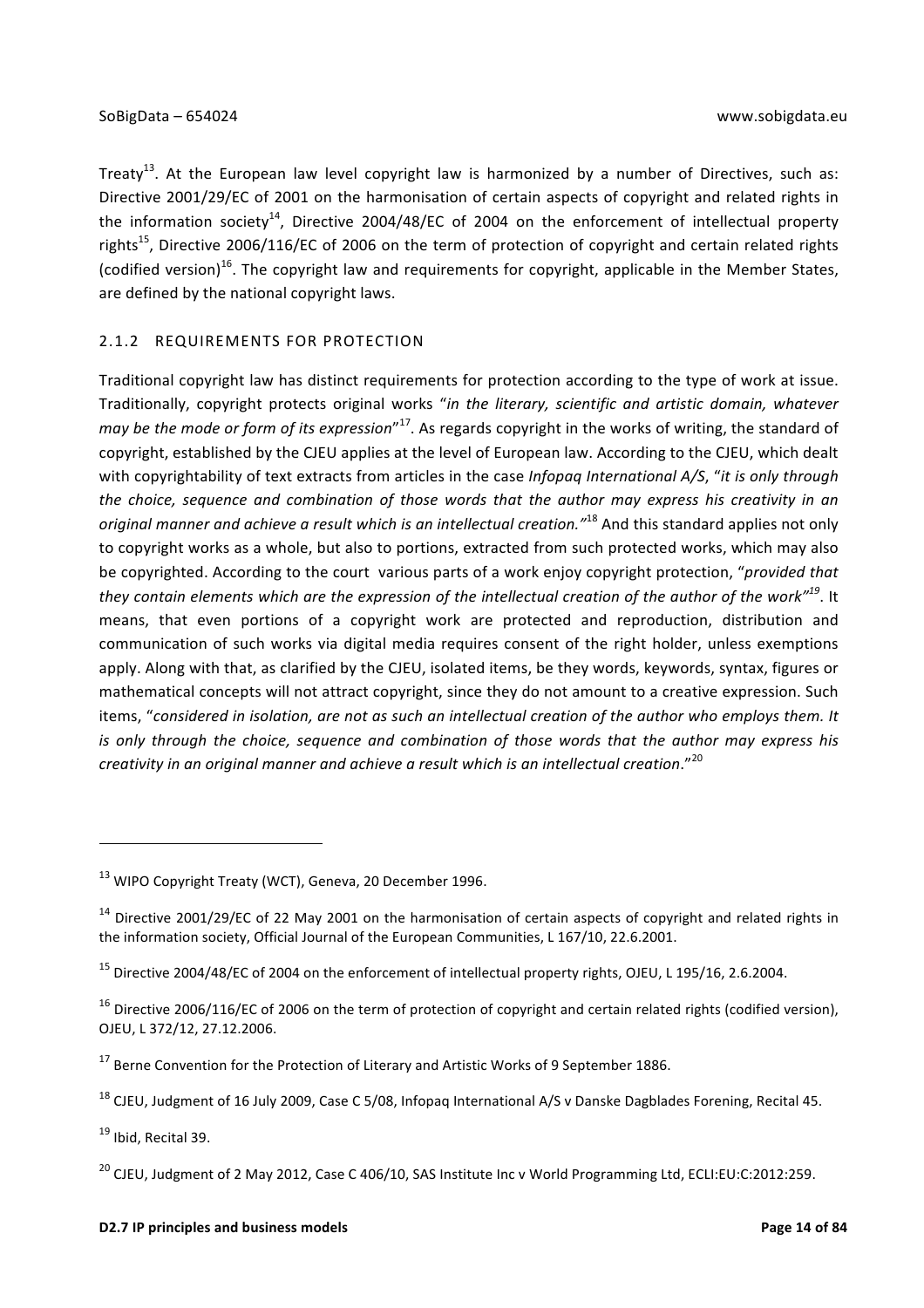Treaty[13]. At the European law level copyright law is harmonized by a number of Directives, such as: Directive 2001/29/EC of 2001 on the harmonisation of certain aspects of copyright and related rights in the information society[14], Directive 2004/48/EC of 2004 on the enforcement of intellectual property rights[15], Directive 2006/116/EC of 2006 on the term of protection of copyright and certain related rights (codified version)[16]. The copyright law and requirements for copyright, applicable in the Member States, are defined by the national copyright laws.

### 2.1.2 REQUIREMENTS FOR PROTECTION

Traditional copyright law has distinct requirements for protection according to the type of work at issue. Traditionally, copyright protects original works "*in the literary, scientific and artistic domain, whatever may be the mode or form of its expression*"[17]. As regards copyright in the works of writing, the standard of copyright, established by the CJEU applies at the level of European law. According to the CJEU, which dealt with copyrightability of text extracts from articles in the case *Infopaq International A/S*, "*it is only through the choice, sequence and combination of those words that the author may express his creativity in an original manner and achieve a result which is an intellectual creation.*"[18] And this standard applies not only to copyright works as a whole, but also to portions, extracted from such protected works, which may also be copyrighted. According to the court various parts of a work enjoy copyright protection, "*provided that they contain elements which are the expression of the intellectual creation of the author of the work*"[19]. It means, that even portions of a copyright work are protected and reproduction, distribution and communication of such works via digital media requires consent of the right holder, unless exemptions apply. Along with that, as clarified by the CJEU, isolated items, be they words, keywords, syntax, figures or mathematical concepts will not attract copyright, since they do not amount to a creative expression. Such items, "*considered in isolation, are not as such an intellectual creation of the author who employs them. It is only through the choice, sequence and combination of those words that the author may express his creativity in an original manner and achieve a result which is an intellectual creation*."[20]

---

[13] WIPO Copyright Treaty (WCT), Geneva, 20 December 1996.

[14] Directive 2001/29/EC of 22 May 2001 on the harmonisation of certain aspects of copyright and related rights in the information society, Official Journal of the European Communities, L 167/10, 22.6.2001.

[15] Directive 2004/48/EC of 2004 on the enforcement of intellectual property rights, OJEU, L 195/16, 2.6.2004.

[16] Directive 2006/116/EC of 2006 on the term of protection of copyright and certain related rights (codified version), OJEU, L 372/12, 27.12.2006.

[17] Berne Convention for the Protection of Literary and Artistic Works of 9 September 1886.

[18] CJEU, Judgment of 16 July 2009, Case C 5/08, Infopaq International A/S v Danske Dagblades Forening, Recital 45.

[19] Ibid, Recital 39.

[20] CJEU, Judgment of 2 May 2012, Case C 406/10, SAS Institute Inc v World Programming Ltd, ECLI:EU:C:2012:259.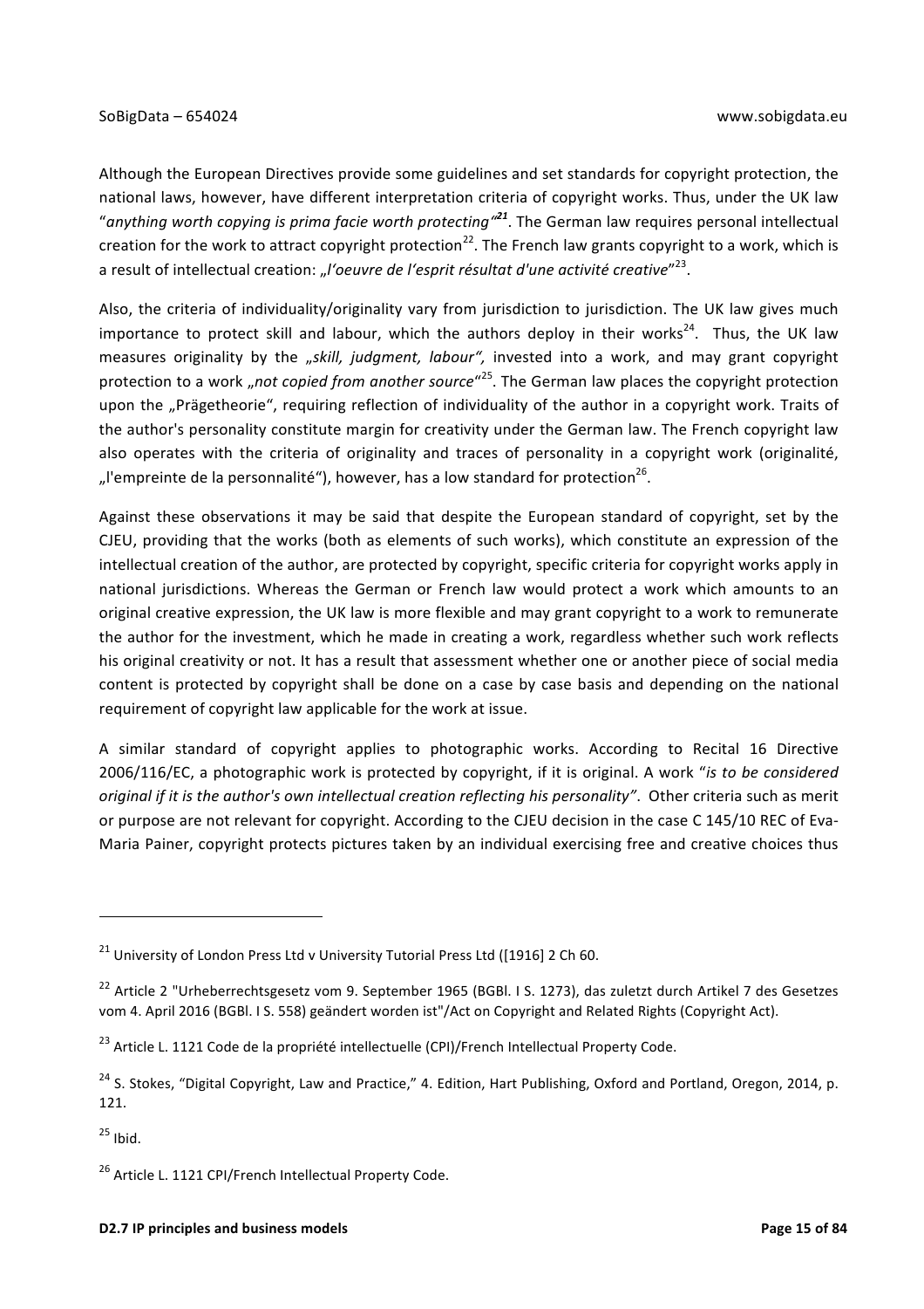Although the European Directives provide some guidelines and set standards for copyright protection, the national laws, however, have different interpretation criteria of copyright works. Thus, under the UK law "*anything worth copying is prima facie worth protecting"*[21]. The German law requires personal intellectual creation for the work to attract copyright protection[22]. The French law grants copyright to a work, which is a result of intellectual creation: *„l'oeuvre de l'esprit résultat d'une activité creative*"[23].

Also, the criteria of individuality/originality vary from jurisdiction to jurisdiction. The UK law gives much importance to protect skill and labour, which the authors deploy in their works[24]. Thus, the UK law measures originality by the *„skill, judgment, labour",* invested into a work, and may grant copyright protection to a work *„not copied from another source"*[25]. The German law places the copyright protection upon the „Prägetheorie", requiring reflection of individuality of the author in a copyright work. Traits of the author's personality constitute margin for creativity under the German law. The French copyright law also operates with the criteria of originality and traces of personality in a copyright work (originalité, „l'empreinte de la personnalité"), however, has a low standard for protection[26].

Against these observations it may be said that despite the European standard of copyright, set by the CJEU, providing that the works (both as elements of such works), which constitute an expression of the intellectual creation of the author, are protected by copyright, specific criteria for copyright works apply in national jurisdictions. Whereas the German or French law would protect a work which amounts to an original creative expression, the UK law is more flexible and may grant copyright to a work to remunerate the author for the investment, which he made in creating a work, regardless whether such work reflects his original creativity or not. It has a result that assessment whether one or another piece of social media content is protected by copyright shall be done on a case by case basis and depending on the national requirement of copyright law applicable for the work at issue.

A similar standard of copyright applies to photographic works. According to Recital 16 Directive 2006/116/EC, a photographic work is protected by copyright, if it is original. A work "*is to be considered original if it is the author's own intellectual creation reflecting his personality"*. Other criteria such as merit or purpose are not relevant for copyright. According to the CJEU decision in the case C 145/10 REC of Eva-Maria Painer, copyright protects pictures taken by an individual exercising free and creative choices thus

---

[21] University of London Press Ltd v University Tutorial Press Ltd ([1916] 2 Ch 60.

[22] Article 2 "Urheberrechtsgesetz vom 9. September 1965 (BGBl. I S. 1273), das zuletzt durch Artikel 7 des Gesetzes vom 4. April 2016 (BGBl. I S. 558) geändert worden ist"/Act on Copyright and Related Rights (Copyright Act).

[23] Article L. 1121 Code de la propriété intellectuelle (CPI)/French Intellectual Property Code.

[24] S. Stokes, "Digital Copyright, Law and Practice," 4. Edition, Hart Publishing, Oxford and Portland, Oregon, 2014, p. 121.

[25] Ibid.

[26] Article L. 1121 CPI/French Intellectual Property Code.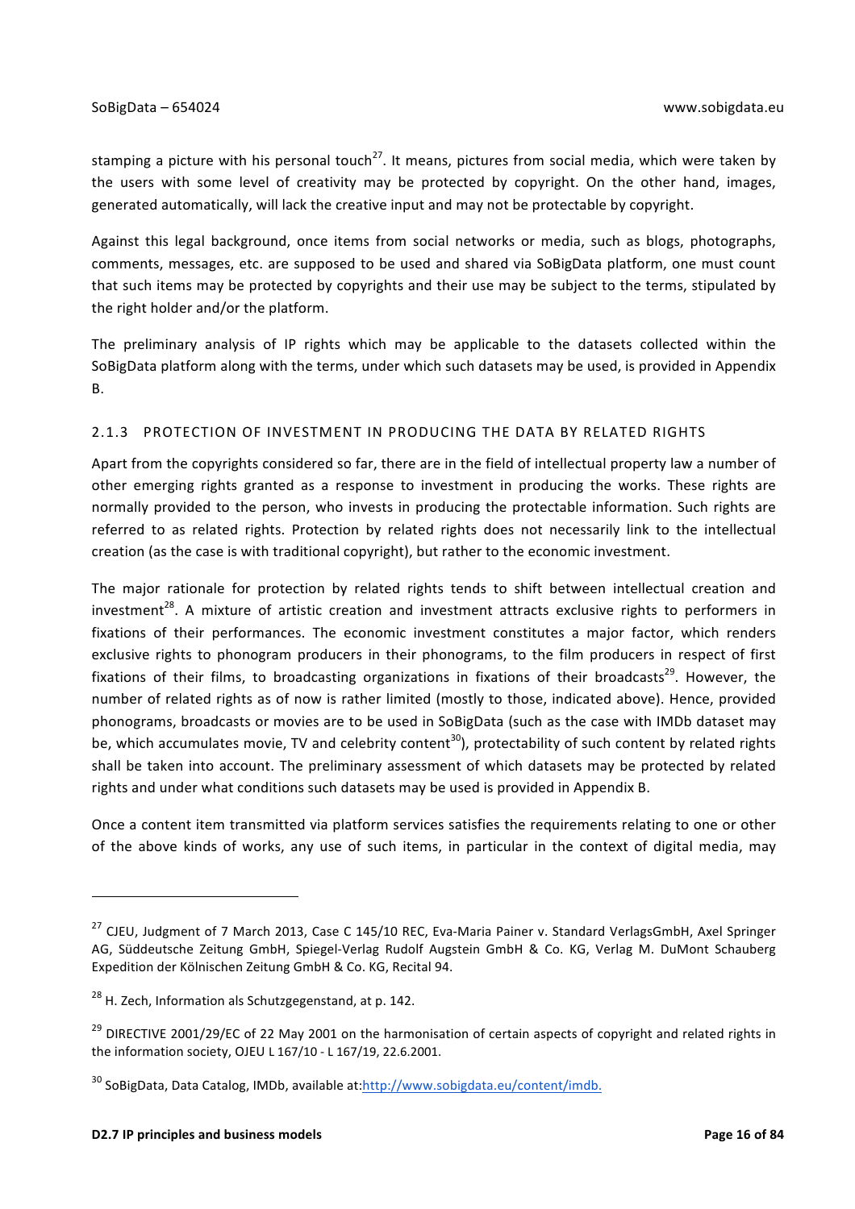stamping a picture with his personal touch[27]. It means, pictures from social media, which were taken by the users with some level of creativity may be protected by copyright. On the other hand, images, generated automatically, will lack the creative input and may not be protectable by copyright.

Against this legal background, once items from social networks or media, such as blogs, photographs, comments, messages, etc. are supposed to be used and shared via SoBigData platform, one must count that such items may be protected by copyrights and their use may be subject to the terms, stipulated by the right holder and/or the platform.

The preliminary analysis of IP rights which may be applicable to the datasets collected within the SoBigData platform along with the terms, under which such datasets may be used, is provided in Appendix B.

### 2.1.3 PROTECTION OF INVESTMENT IN PRODUCING THE DATA BY RELATED RIGHTS

Apart from the copyrights considered so far, there are in the field of intellectual property law a number of other emerging rights granted as a response to investment in producing the works. These rights are normally provided to the person, who invests in producing the protectable information. Such rights are referred to as related rights. Protection by related rights does not necessarily link to the intellectual creation (as the case is with traditional copyright), but rather to the economic investment.

The major rationale for protection by related rights tends to shift between intellectual creation and investment[28]. A mixture of artistic creation and investment attracts exclusive rights to performers in fixations of their performances. The economic investment constitutes a major factor, which renders exclusive rights to phonogram producers in their phonograms, to the film producers in respect of first fixations of their films, to broadcasting organizations in fixations of their broadcasts[29]. However, the number of related rights as of now is rather limited (mostly to those, indicated above). Hence, provided phonograms, broadcasts or movies are to be used in SoBigData (such as the case with IMDb dataset may be, which accumulates movie, TV and celebrity content[30]), protectability of such content by related rights shall be taken into account. The preliminary assessment of which datasets may be protected by related rights and under what conditions such datasets may be used is provided in Appendix B.

Once a content item transmitted via platform services satisfies the requirements relating to one or other of the above kinds of works, any use of such items, in particular in the context of digital media, may

---

[27] CJEU, Judgment of 7 March 2013, Case C 145/10 REC, Eva-Maria Painer v. Standard VerlagsGmbH, Axel Springer AG, Süddeutsche Zeitung GmbH, Spiegel-Verlag Rudolf Augstein GmbH & Co. KG, Verlag M. DuMont Schauberg Expedition der Kölnischen Zeitung GmbH & Co. KG, Recital 94.

[28] H. Zech, Information als Schutzgegenstand, at p. 142.

[29] DIRECTIVE 2001/29/EC of 22 May 2001 on the harmonisation of certain aspects of copyright and related rights in the information society, OJEU L 167/10 - L 167/19, 22.6.2001.

[30] SoBigData, Data Catalog, IMDb, available at: http://www.sobigdata.eu/content/imdb.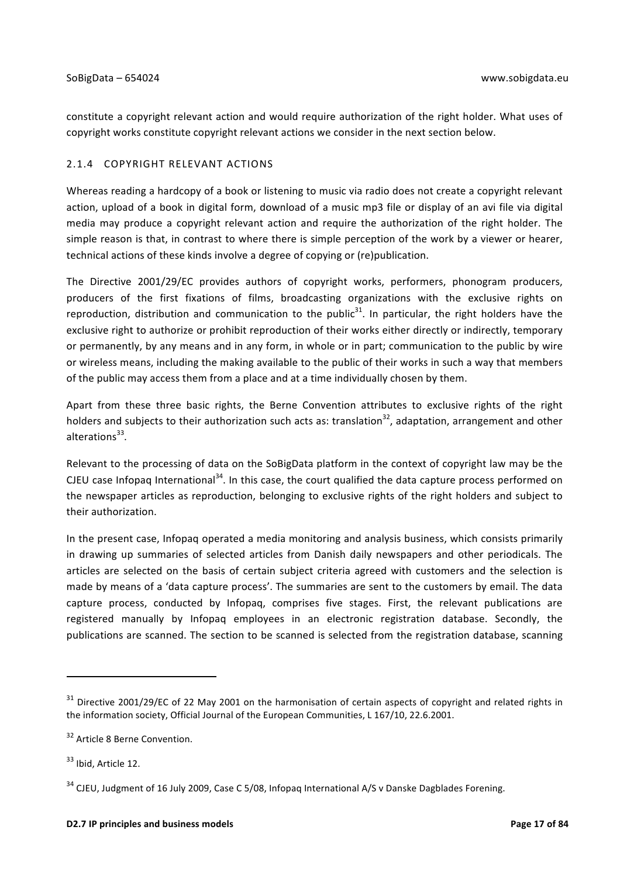constitute a copyright relevant action and would require authorization of the right holder. What uses of copyright works constitute copyright relevant actions we consider in the next section below.

### 2.1.4 COPYRIGHT RELEVANT ACTIONS

Whereas reading a hardcopy of a book or listening to music via radio does not create a copyright relevant action, upload of a book in digital form, download of a music mp3 file or display of an avi file via digital media may produce a copyright relevant action and require the authorization of the right holder. The simple reason is that, in contrast to where there is simple perception of the work by a viewer or hearer, technical actions of these kinds involve a degree of copying or (re)publication.

The Directive 2001/29/EC provides authors of copyright works, performers, phonogram producers, producers of the first fixations of films, broadcasting organizations with the exclusive rights on reproduction, distribution and communication to the public[31]. In particular, the right holders have the exclusive right to authorize or prohibit reproduction of their works either directly or indirectly, temporary or permanently, by any means and in any form, in whole or in part; communication to the public by wire or wireless means, including the making available to the public of their works in such a way that members of the public may access them from a place and at a time individually chosen by them.

Apart from these three basic rights, the Berne Convention attributes to exclusive rights of the right holders and subjects to their authorization such acts as: translation[32], adaptation, arrangement and other alterations[33].

Relevant to the processing of data on the SoBigData platform in the context of copyright law may be the CJEU case Infopaq International[34]. In this case, the court qualified the data capture process performed on the newspaper articles as reproduction, belonging to exclusive rights of the right holders and subject to their authorization.

In the present case, Infopaq operated a media monitoring and analysis business, which consists primarily in drawing up summaries of selected articles from Danish daily newspapers and other periodicals. The articles are selected on the basis of certain subject criteria agreed with customers and the selection is made by means of a 'data capture process'. The summaries are sent to the customers by email. The data capture process, conducted by Infopaq, comprises five stages. First, the relevant publications are registered manually by Infopaq employees in an electronic registration database. Secondly, the publications are scanned. The section to be scanned is selected from the registration database, scanning

---

[31] Directive 2001/29/EC of 22 May 2001 on the harmonisation of certain aspects of copyright and related rights in the information society, Official Journal of the European Communities, L 167/10, 22.6.2001.

[32] Article 8 Berne Convention.

[33] Ibid, Article 12.

[34] CJEU, Judgment of 16 July 2009, Case C 5/08, Infopaq International A/S v Danske Dagblades Forening.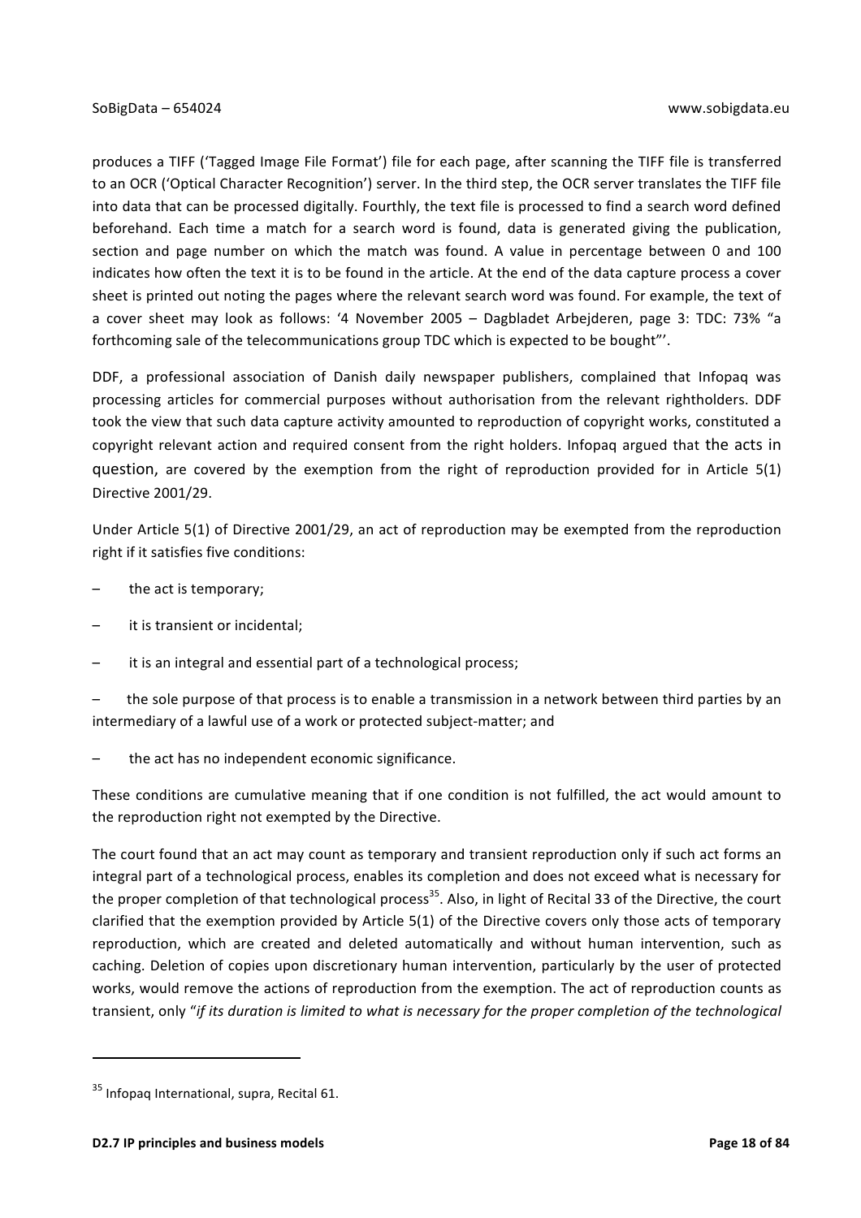produces a TIFF ('Tagged Image File Format') file for each page, after scanning the TIFF file is transferred to an OCR ('Optical Character Recognition') server. In the third step, the OCR server translates the TIFF file into data that can be processed digitally. Fourthly, the text file is processed to find a search word defined beforehand. Each time a match for a search word is found, data is generated giving the publication, section and page number on which the match was found. A value in percentage between 0 and 100 indicates how often the text it is to be found in the article. At the end of the data capture process a cover sheet is printed out noting the pages where the relevant search word was found. For example, the text of a cover sheet may look as follows: '4 November 2005 – Dagbladet Arbejderen, page 3: TDC: 73% "a forthcoming sale of the telecommunications group TDC which is expected to be bought"'.

DDF, a professional association of Danish daily newspaper publishers, complained that Infopaq was processing articles for commercial purposes without authorisation from the relevant rightholders. DDF took the view that such data capture activity amounted to reproduction of copyright works, constituted a copyright relevant action and required consent from the right holders. Infopaq argued that the acts in question, are covered by the exemption from the right of reproduction provided for in Article 5(1) Directive 2001/29.

Under Article 5(1) of Directive 2001/29, an act of reproduction may be exempted from the reproduction right if it satisfies five conditions:

– the act is temporary;

– it is transient or incidental;

– it is an integral and essential part of a technological process;

– the sole purpose of that process is to enable a transmission in a network between third parties by an intermediary of a lawful use of a work or protected subject-matter; and

– the act has no independent economic significance.

These conditions are cumulative meaning that if one condition is not fulfilled, the act would amount to the reproduction right not exempted by the Directive.

The court found that an act may count as temporary and transient reproduction only if such act forms an integral part of a technological process, enables its completion and does not exceed what is necessary for the proper completion of that technological process[35]. Also, in light of Recital 33 of the Directive, the court clarified that the exemption provided by Article 5(1) of the Directive covers only those acts of temporary reproduction, which are created and deleted automatically and without human intervention, such as caching. Deletion of copies upon discretionary human intervention, particularly by the user of protected works, would remove the actions of reproduction from the exemption. The act of reproduction counts as transient, only "*if its duration is limited to what is necessary for the proper completion of the technological*

[35] Infopaq International, supra, Recital 61.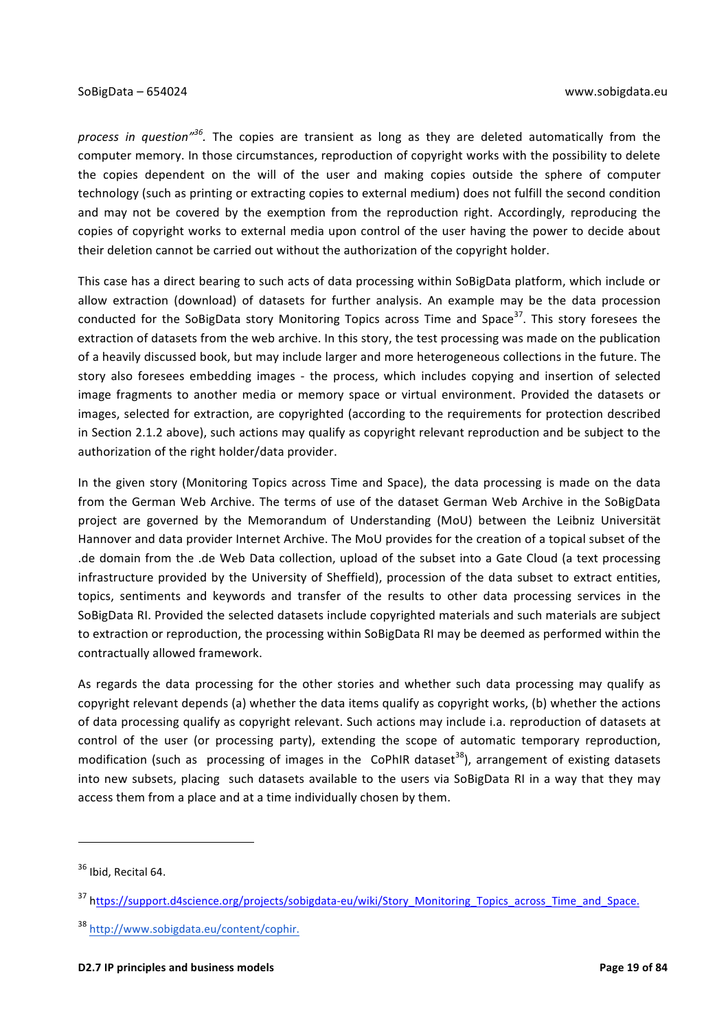*process in question"*[36]. The copies are transient as long as they are deleted automatically from the computer memory. In those circumstances, reproduction of copyright works with the possibility to delete the copies dependent on the will of the user and making copies outside the sphere of computer technology (such as printing or extracting copies to external medium) does not fulfill the second condition and may not be covered by the exemption from the reproduction right. Accordingly, reproducing the copies of copyright works to external media upon control of the user having the power to decide about their deletion cannot be carried out without the authorization of the copyright holder.

This case has a direct bearing to such acts of data processing within SoBigData platform, which include or allow extraction (download) of datasets for further analysis. An example may be the data procession conducted for the SoBigData story Monitoring Topics across Time and Space[37]. This story foresees the extraction of datasets from the web archive. In this story, the test processing was made on the publication of a heavily discussed book, but may include larger and more heterogeneous collections in the future. The story also foresees embedding images - the process, which includes copying and insertion of selected image fragments to another media or memory space or virtual environment. Provided the datasets or images, selected for extraction, are copyrighted (according to the requirements for protection described in Section 2.1.2 above), such actions may qualify as copyright relevant reproduction and be subject to the authorization of the right holder/data provider.

In the given story (Monitoring Topics across Time and Space), the data processing is made on the data from the German Web Archive. The terms of use of the dataset German Web Archive in the SoBigData project are governed by the Memorandum of Understanding (MoU) between the Leibniz Universität Hannover and data provider Internet Archive. The MoU provides for the creation of a topical subset of the .de domain from the .de Web Data collection, upload of the subset into a Gate Cloud (a text processing infrastructure provided by the University of Sheffield), procession of the data subset to extract entities, topics, sentiments and keywords and transfer of the results to other data processing services in the SoBigData RI. Provided the selected datasets include copyrighted materials and such materials are subject to extraction or reproduction, the processing within SoBigData RI may be deemed as performed within the contractually allowed framework.

As regards the data processing for the other stories and whether such data processing may qualify as copyright relevant depends (a) whether the data items qualify as copyright works, (b) whether the actions of data processing qualify as copyright relevant. Such actions may include i.a. reproduction of datasets at control of the user (or processing party), extending the scope of automatic temporary reproduction, modification (such as processing of images in the CoPhIR dataset[38]), arrangement of existing datasets into new subsets, placing such datasets available to the users via SoBigData RI in a way that they may access them from a place and at a time individually chosen by them.

---

[36] Ibid, Recital 64.

[37] https://support.d4science.org/projects/sobigdata-eu/wiki/Story_Monitoring_Topics_across_Time_and_Space.

[38] http://www.sobigdata.eu/content/cophir.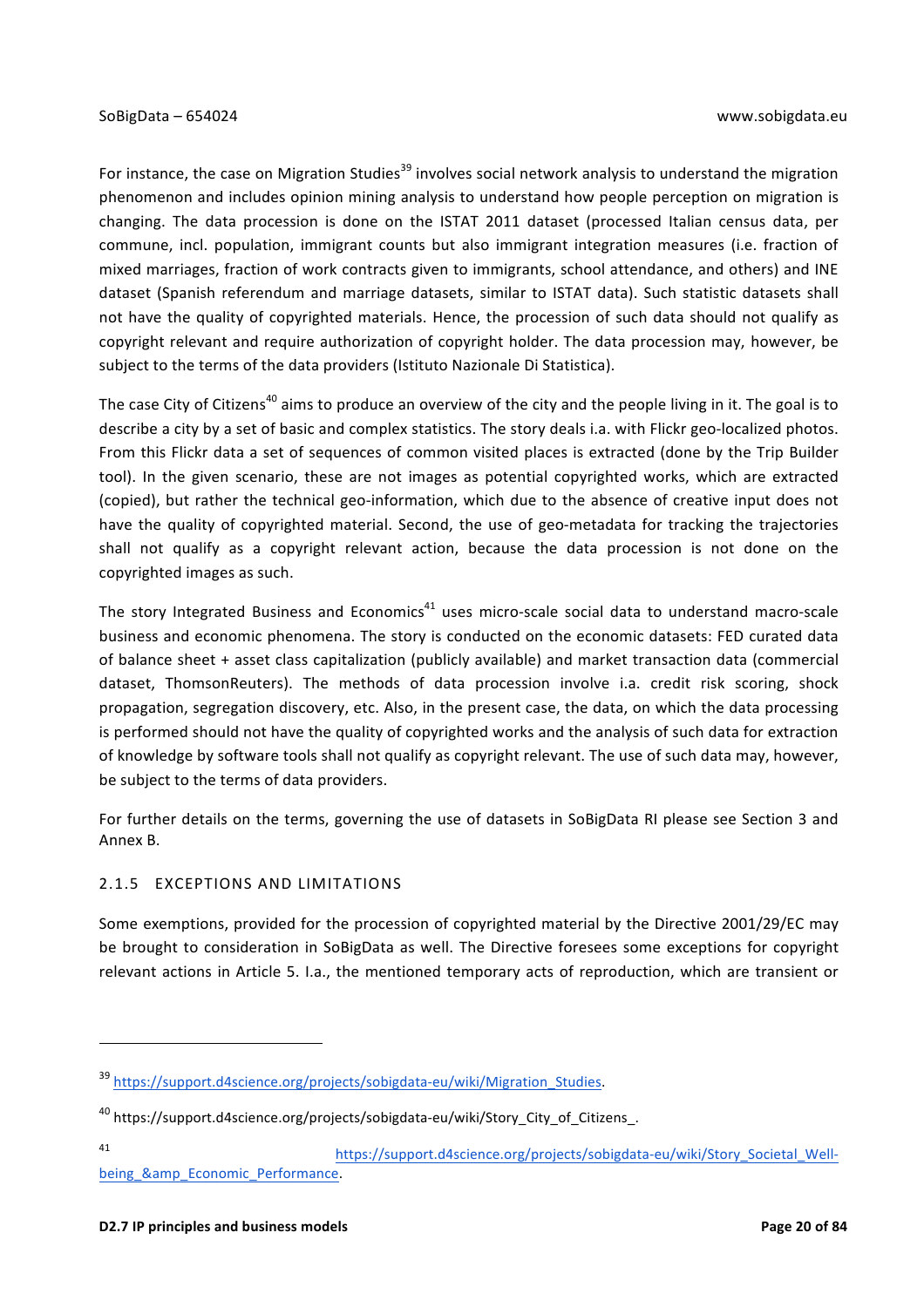For instance, the case on Migration Studies[39] involves social network analysis to understand the migration phenomenon and includes opinion mining analysis to understand how people perception on migration is changing. The data procession is done on the ISTAT 2011 dataset (processed Italian census data, per commune, incl. population, immigrant counts but also immigrant integration measures (i.e. fraction of mixed marriages, fraction of work contracts given to immigrants, school attendance, and others) and INE dataset (Spanish referendum and marriage datasets, similar to ISTAT data). Such statistic datasets shall not have the quality of copyrighted materials. Hence, the procession of such data should not qualify as copyright relevant and require authorization of copyright holder. The data procession may, however, be subject to the terms of the data providers (Istituto Nazionale Di Statistica).

The case City of Citizens[40] aims to produce an overview of the city and the people living in it. The goal is to describe a city by a set of basic and complex statistics. The story deals i.a. with Flickr geo-localized photos. From this Flickr data a set of sequences of common visited places is extracted (done by the Trip Builder tool). In the given scenario, these are not images as potential copyrighted works, which are extracted (copied), but rather the technical geo-information, which due to the absence of creative input does not have the quality of copyrighted material. Second, the use of geo-metadata for tracking the trajectories shall not qualify as a copyright relevant action, because the data procession is not done on the copyrighted images as such.

The story Integrated Business and Economics[41] uses micro-scale social data to understand macro-scale business and economic phenomena. The story is conducted on the economic datasets: FED curated data of balance sheet + asset class capitalization (publicly available) and market transaction data (commercial dataset, ThomsonReuters). The methods of data procession involve i.a. credit risk scoring, shock propagation, segregation discovery, etc. Also, in the present case, the data, on which the data processing is performed should not have the quality of copyrighted works and the analysis of such data for extraction of knowledge by software tools shall not qualify as copyright relevant. The use of such data may, however, be subject to the terms of data providers.

For further details on the terms, governing the use of datasets in SoBigData RI please see Section 3 and Annex B.

#### 2.1.5 EXCEPTIONS AND LIMITATIONS

Some exemptions, provided for the procession of copyrighted material by the Directive 2001/29/EC may be brought to consideration in SoBigData as well. The Directive foresees some exceptions for copyright relevant actions in Article 5. I.a., the mentioned temporary acts of reproduction, which are transient or

---

[39] https://support.d4science.org/projects/sobigdata-eu/wiki/Migration_Studies.

[40] https://support.d4science.org/projects/sobigdata-eu/wiki/Story_City_of_Citizens_.

[41] https://support.d4science.org/projects/sobigdata-eu/wiki/Story_Societal_Well-being_&amp_Economic_Performance.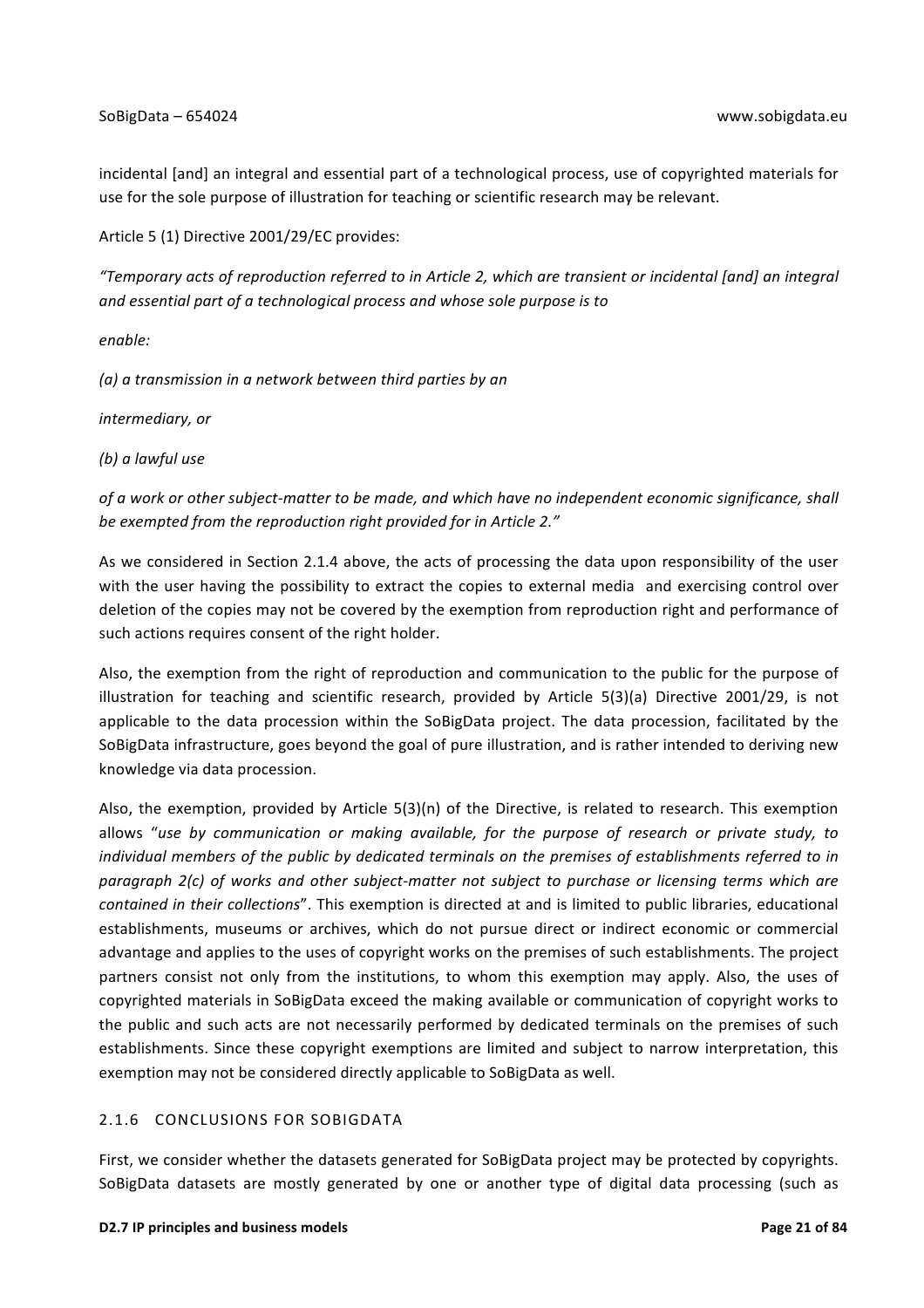incidental [and] an integral and essential part of a technological process, use of copyrighted materials for use for the sole purpose of illustration for teaching or scientific research may be relevant.

Article 5 (1) Directive 2001/29/EC provides:

*"Temporary acts of reproduction referred to in Article 2, which are transient or incidental [and] an integral and essential part of a technological process and whose sole purpose is to*

*enable:*

*(a) a transmission in a network between third parties by an*

*intermediary, or*

*(b) a lawful use*

*of a work or other subject-matter to be made, and which have no independent economic significance, shall be exempted from the reproduction right provided for in Article 2."*

As we considered in Section 2.1.4 above, the acts of processing the data upon responsibility of the user with the user having the possibility to extract the copies to external media and exercising control over deletion of the copies may not be covered by the exemption from reproduction right and performance of such actions requires consent of the right holder.

Also, the exemption from the right of reproduction and communication to the public for the purpose of illustration for teaching and scientific research, provided by Article 5(3)(a) Directive 2001/29, is not applicable to the data procession within the SoBigData project. The data procession, facilitated by the SoBigData infrastructure, goes beyond the goal of pure illustration, and is rather intended to deriving new knowledge via data procession.

Also, the exemption, provided by Article 5(3)(n) of the Directive, is related to research. This exemption allows "*use by communication or making available, for the purpose of research or private study, to individual members of the public by dedicated terminals on the premises of establishments referred to in paragraph 2(c) of works and other subject-matter not subject to purchase or licensing terms which are contained in their collections*". This exemption is directed at and is limited to public libraries, educational establishments, museums or archives, which do not pursue direct or indirect economic or commercial advantage and applies to the uses of copyright works on the premises of such establishments. The project partners consist not only from the institutions, to whom this exemption may apply. Also, the uses of copyrighted materials in SoBigData exceed the making available or communication of copyright works to the public and such acts are not necessarily performed by dedicated terminals on the premises of such establishments. Since these copyright exemptions are limited and subject to narrow interpretation, this exemption may not be considered directly applicable to SoBigData as well.

### 2.1.6 CONCLUSIONS FOR SOBIGDATA

First, we consider whether the datasets generated for SoBigData project may be protected by copyrights. SoBigData datasets are mostly generated by one or another type of digital data processing (such as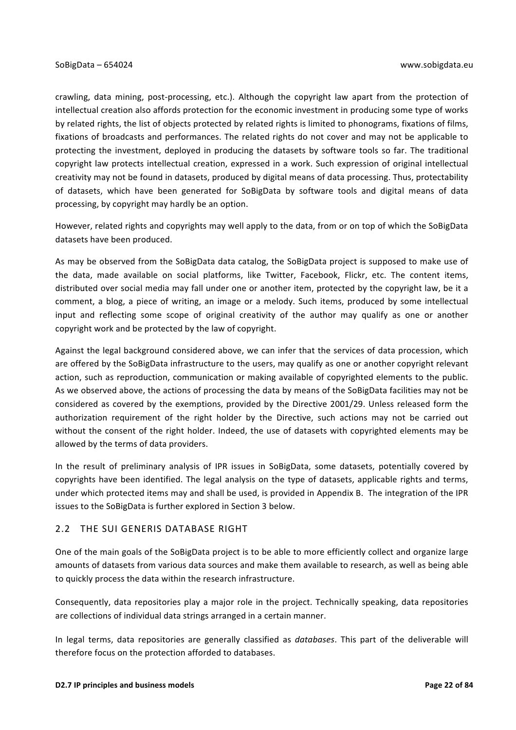crawling, data mining, post-processing, etc.). Although the copyright law apart from the protection of intellectual creation also affords protection for the economic investment in producing some type of works by related rights, the list of objects protected by related rights is limited to phonograms, fixations of films, fixations of broadcasts and performances. The related rights do not cover and may not be applicable to protecting the investment, deployed in producing the datasets by software tools so far. The traditional copyright law protects intellectual creation, expressed in a work. Such expression of original intellectual creativity may not be found in datasets, produced by digital means of data processing. Thus, protectability of datasets, which have been generated for SoBigData by software tools and digital means of data processing, by copyright may hardly be an option.

However, related rights and copyrights may well apply to the data, from or on top of which the SoBigData datasets have been produced.

As may be observed from the SoBigData data catalog, the SoBigData project is supposed to make use of the data, made available on social platforms, like Twitter, Facebook, Flickr, etc. The content items, distributed over social media may fall under one or another item, protected by the copyright law, be it a comment, a blog, a piece of writing, an image or a melody. Such items, produced by some intellectual input and reflecting some scope of original creativity of the author may qualify as one or another copyright work and be protected by the law of copyright.

Against the legal background considered above, we can infer that the services of data procession, which are offered by the SoBigData infrastructure to the users, may qualify as one or another copyright relevant action, such as reproduction, communication or making available of copyrighted elements to the public. As we observed above, the actions of processing the data by means of the SoBigData facilities may not be considered as covered by the exemptions, provided by the Directive 2001/29. Unless released form the authorization requirement of the right holder by the Directive, such actions may not be carried out without the consent of the right holder. Indeed, the use of datasets with copyrighted elements may be allowed by the terms of data providers.

In the result of preliminary analysis of IPR issues in SoBigData, some datasets, potentially covered by copyrights have been identified. The legal analysis on the type of datasets, applicable rights and terms, under which protected items may and shall be used, is provided in Appendix B. The integration of the IPR issues to the SoBigData is further explored in Section 3 below.

## 2.2 THE SUI GENERIS DATABASE RIGHT

One of the main goals of the SoBigData project is to be able to more efficiently collect and organize large amounts of datasets from various data sources and make them available to research, as well as being able to quickly process the data within the research infrastructure.

Consequently, data repositories play a major role in the project. Technically speaking, data repositories are collections of individual data strings arranged in a certain manner.

In legal terms, data repositories are generally classified as *databases*. This part of the deliverable will therefore focus on the protection afforded to databases.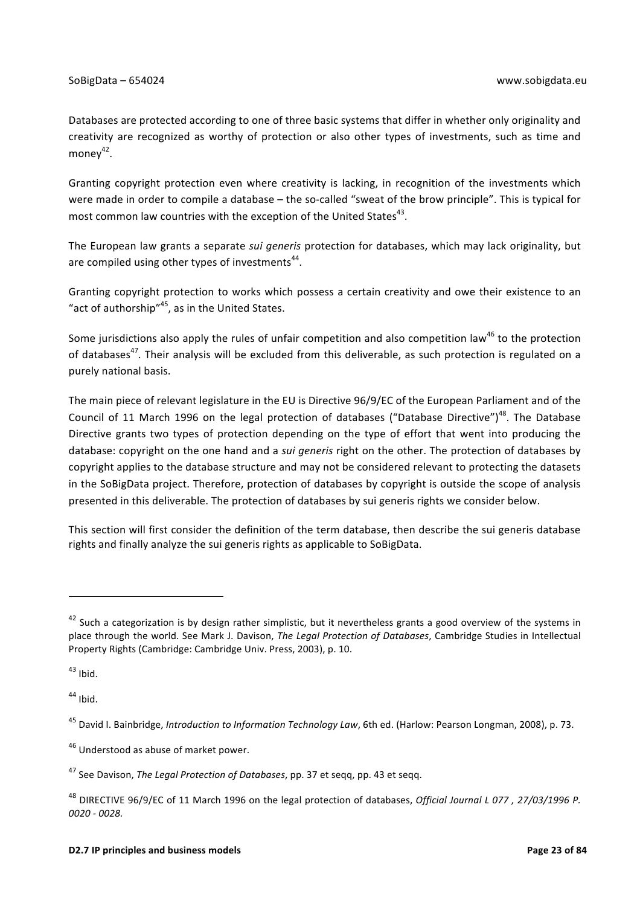Databases are protected according to one of three basic systems that differ in whether only originality and creativity are recognized as worthy of protection or also other types of investments, such as time and money[42].

Granting copyright protection even where creativity is lacking, in recognition of the investments which were made in order to compile a database – the so-called "sweat of the brow principle". This is typical for most common law countries with the exception of the United States[43].

The European law grants a separate *sui generis* protection for databases, which may lack originality, but are compiled using other types of investments[44].

Granting copyright protection to works which possess a certain creativity and owe their existence to an "act of authorship"[45], as in the United States.

Some jurisdictions also apply the rules of unfair competition and also competition law[46] to the protection of databases[47]. Their analysis will be excluded from this deliverable, as such protection is regulated on a purely national basis.

The main piece of relevant legislature in the EU is Directive 96/9/EC of the European Parliament and of the Council of 11 March 1996 on the legal protection of databases ("Database Directive")[48]. The Database Directive grants two types of protection depending on the type of effort that went into producing the database: copyright on the one hand and a *sui generis* right on the other. The protection of databases by copyright applies to the database structure and may not be considered relevant to protecting the datasets in the SoBigData project. Therefore, protection of databases by copyright is outside the scope of analysis presented in this deliverable. The protection of databases by sui generis rights we consider below.

This section will first consider the definition of the term database, then describe the sui generis database rights and finally analyze the sui generis rights as applicable to SoBigData.

---

[42] Such a categorization is by design rather simplistic, but it nevertheless grants a good overview of the systems in place through the world. See Mark J. Davison, *The Legal Protection of Databases*, Cambridge Studies in Intellectual Property Rights (Cambridge: Cambridge Univ. Press, 2003), p. 10.

[43] Ibid.

[44] Ibid.

[45] David I. Bainbridge, *Introduction to Information Technology Law*, 6th ed. (Harlow: Pearson Longman, 2008), p. 73.

[46] Understood as abuse of market power.

[47] See Davison, *The Legal Protection of Databases*, pp. 37 et seqq, pp. 43 et seqq.

[48] DIRECTIVE 96/9/EC of 11 March 1996 on the legal protection of databases, *Official Journal L 077 , 27/03/1996 P. 0020 - 0028.*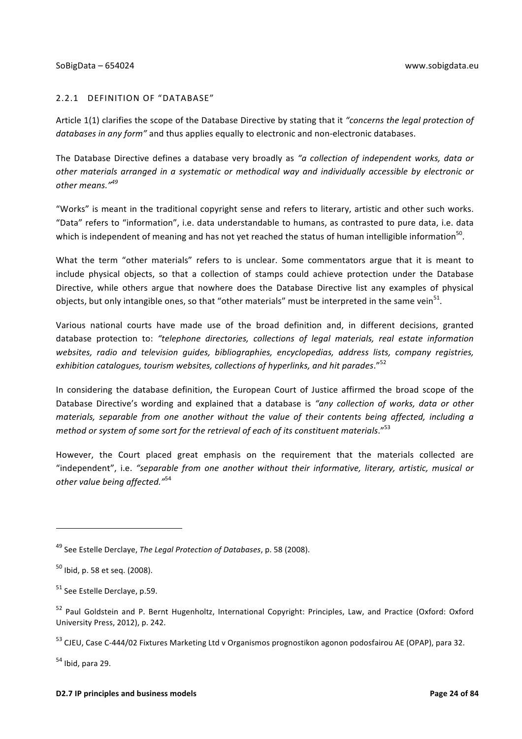### 2.2.1 DEFINITION OF "DATABASE"

Article 1(1) clarifies the scope of the Database Directive by stating that it *"concerns the legal protection of databases in any form"* and thus applies equally to electronic and non-electronic databases.

The Database Directive defines a database very broadly as *"a collection of independent works, data or other materials arranged in a systematic or methodical way and individually accessible by electronic or other means."*[49]

"Works" is meant in the traditional copyright sense and refers to literary, artistic and other such works. "Data" refers to "information", i.e. data understandable to humans, as contrasted to pure data, i.e. data which is independent of meaning and has not yet reached the status of human intelligible information[50].

What the term "other materials" refers to is unclear. Some commentators argue that it is meant to include physical objects, so that a collection of stamps could achieve protection under the Database Directive, while others argue that nowhere does the Database Directive list any examples of physical objects, but only intangible ones, so that "other materials" must be interpreted in the same vein[51].

Various national courts have made use of the broad definition and, in different decisions, granted database protection to: *"telephone directories, collections of legal materials, real estate information websites, radio and television guides, bibliographies, encyclopedias, address lists, company registries, exhibition catalogues, tourism websites, collections of hyperlinks, and hit parades*."[52]

In considering the database definition, the European Court of Justice affirmed the broad scope of the Database Directive's wording and explained that a database is *"any collection of works, data or other materials, separable from one another without the value of their contents being affected, including a method or system of some sort for the retrieval of each of its constituent materials*."[53]

However, the Court placed great emphasis on the requirement that the materials collected are "independent", i.e. *"separable from one another without their informative, literary, artistic, musical or other value being affected."*[54]

---

[49] See Estelle Derclaye, *The Legal Protection of Databases*, p. 58 (2008).

[50] Ibid, p. 58 et seq. (2008).

[51] See Estelle Derclaye, p.59.

[52] Paul Goldstein and P. Bernt Hugenholtz, International Copyright: Principles, Law, and Practice (Oxford: Oxford University Press, 2012), p. 242.

[53] CJEU, Case C-444/02 Fixtures Marketing Ltd v Organismos prognostikon agonon podosfairou AE (OPAP), para 32.

[54] Ibid, para 29.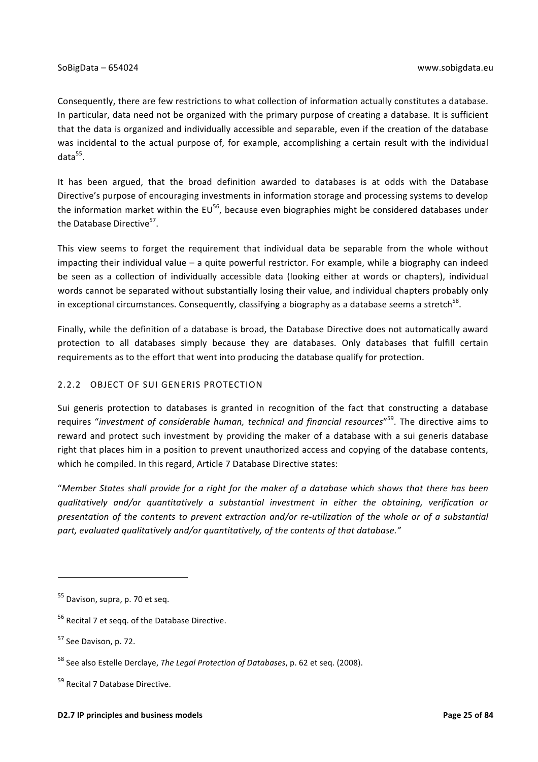Consequently, there are few restrictions to what collection of information actually constitutes a database. In particular, data need not be organized with the primary purpose of creating a database. It is sufficient that the data is organized and individually accessible and separable, even if the creation of the database was incidental to the actual purpose of, for example, accomplishing a certain result with the individual data[55].

It has been argued, that the broad definition awarded to databases is at odds with the Database Directive's purpose of encouraging investments in information storage and processing systems to develop the information market within the EU[56], because even biographies might be considered databases under the Database Directive[57].

This view seems to forget the requirement that individual data be separable from the whole without impacting their individual value – a quite powerful restrictor. For example, while a biography can indeed be seen as a collection of individually accessible data (looking either at words or chapters), individual words cannot be separated without substantially losing their value, and individual chapters probably only in exceptional circumstances. Consequently, classifying a biography as a database seems a stretch[58].

Finally, while the definition of a database is broad, the Database Directive does not automatically award protection to all databases simply because they are databases. Only databases that fulfill certain requirements as to the effort that went into producing the database qualify for protection.

### 2.2.2 OBJECT OF SUI GENERIS PROTECTION

Sui generis protection to databases is granted in recognition of the fact that constructing a database requires "*investment of considerable human, technical and financial resources*"[59]. The directive aims to reward and protect such investment by providing the maker of a database with a sui generis database right that places him in a position to prevent unauthorized access and copying of the database contents, which he compiled. In this regard, Article 7 Database Directive states:

"*Member States shall provide for a right for the maker of a database which shows that there has been qualitatively and/or quantitatively a substantial investment in either the obtaining, verification or presentation of the contents to prevent extraction and/or re-utilization of the whole or of a substantial part, evaluated qualitatively and/or quantitatively, of the contents of that database.*"

---

[55] Davison, supra, p. 70 et seq.

[56] Recital 7 et seqq. of the Database Directive.

[57] See Davison, p. 72.

[58] See also Estelle Derclaye, *The Legal Protection of Databases*, p. 62 et seq. (2008).

[59] Recital 7 Database Directive.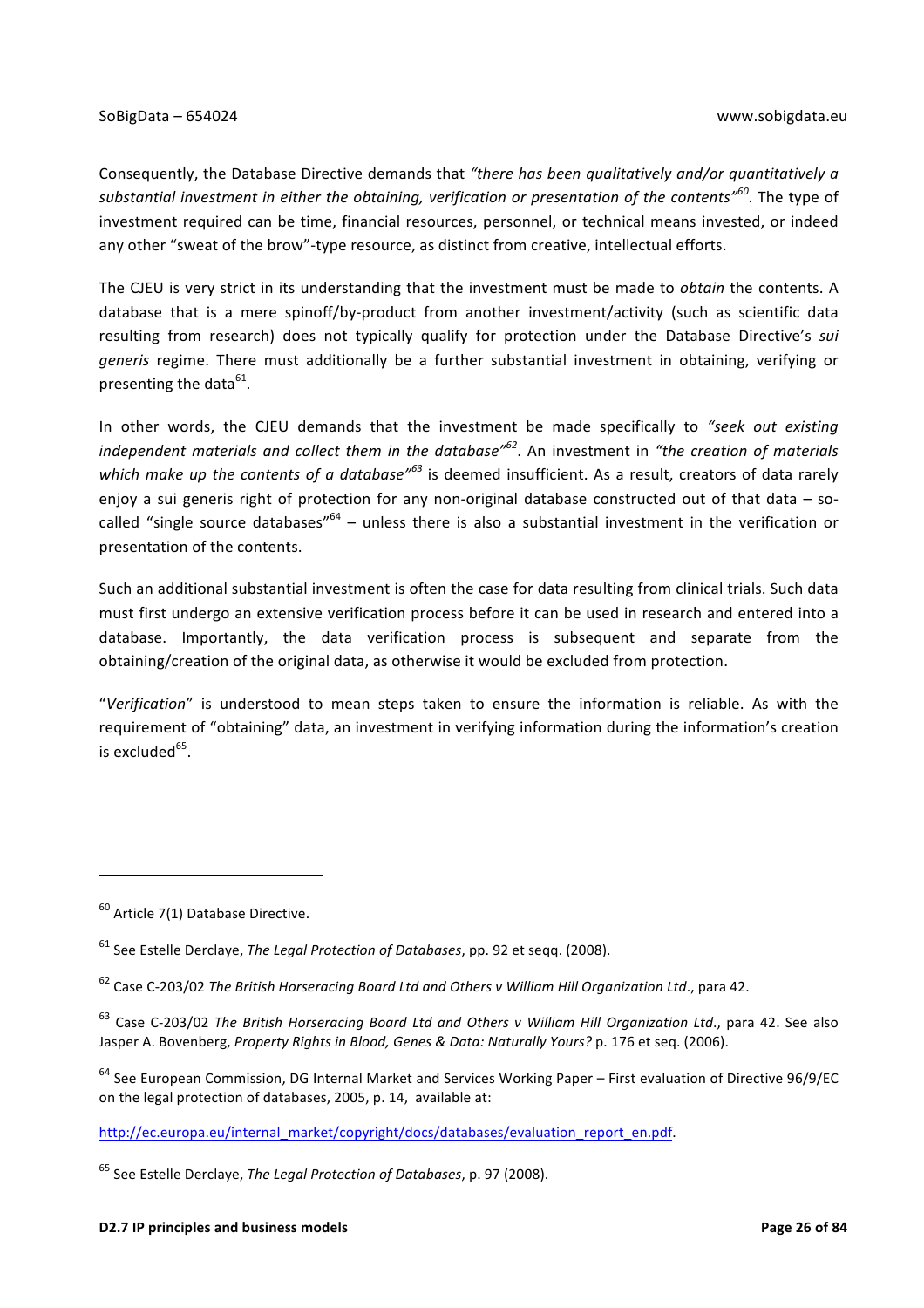Consequently, the Database Directive demands that *"there has been qualitatively and/or quantitatively a substantial investment in either the obtaining, verification or presentation of the contents"*[60]. The type of investment required can be time, financial resources, personnel, or technical means invested, or indeed any other "sweat of the brow"-type resource, as distinct from creative, intellectual efforts.

The CJEU is very strict in its understanding that the investment must be made to *obtain* the contents. A database that is a mere spinoff/by-product from another investment/activity (such as scientific data resulting from research) does not typically qualify for protection under the Database Directive's *sui generis* regime. There must additionally be a further substantial investment in obtaining, verifying or presenting the data[61].

In other words, the CJEU demands that the investment be made specifically to *"seek out existing independent materials and collect them in the database"*[62]. An investment in *"the creation of materials which make up the contents of a database"*[63] is deemed insufficient. As a result, creators of data rarely enjoy a sui generis right of protection for any non-original database constructed out of that data – so-called "single source databases"[64] – unless there is also a substantial investment in the verification or presentation of the contents.

Such an additional substantial investment is often the case for data resulting from clinical trials. Such data must first undergo an extensive verification process before it can be used in research and entered into a database. Importantly, the data verification process is subsequent and separate from the obtaining/creation of the original data, as otherwise it would be excluded from protection.

"*Verification*" is understood to mean steps taken to ensure the information is reliable. As with the requirement of "obtaining" data, an investment in verifying information during the information's creation is excluded[65].

---

[60] Article 7(1) Database Directive.

[61] See Estelle Derclaye, *The Legal Protection of Databases*, pp. 92 et seqq. (2008).

[62] Case C-203/02 *The British Horseracing Board Ltd and Others v William Hill Organization Ltd*., para 42.

[63] Case C-203/02 *The British Horseracing Board Ltd and Others v William Hill Organization Ltd*., para 42. See also Jasper A. Bovenberg, *Property Rights in Blood, Genes & Data: Naturally Yours?* p. 176 et seq. (2006).

[64] See European Commission, DG Internal Market and Services Working Paper – First evaluation of Directive 96/9/EC on the legal protection of databases, 2005, p. 14, available at:

http://ec.europa.eu/internal_market/copyright/docs/databases/evaluation_report_en.pdf.

[65] See Estelle Derclaye, *The Legal Protection of Databases*, p. 97 (2008).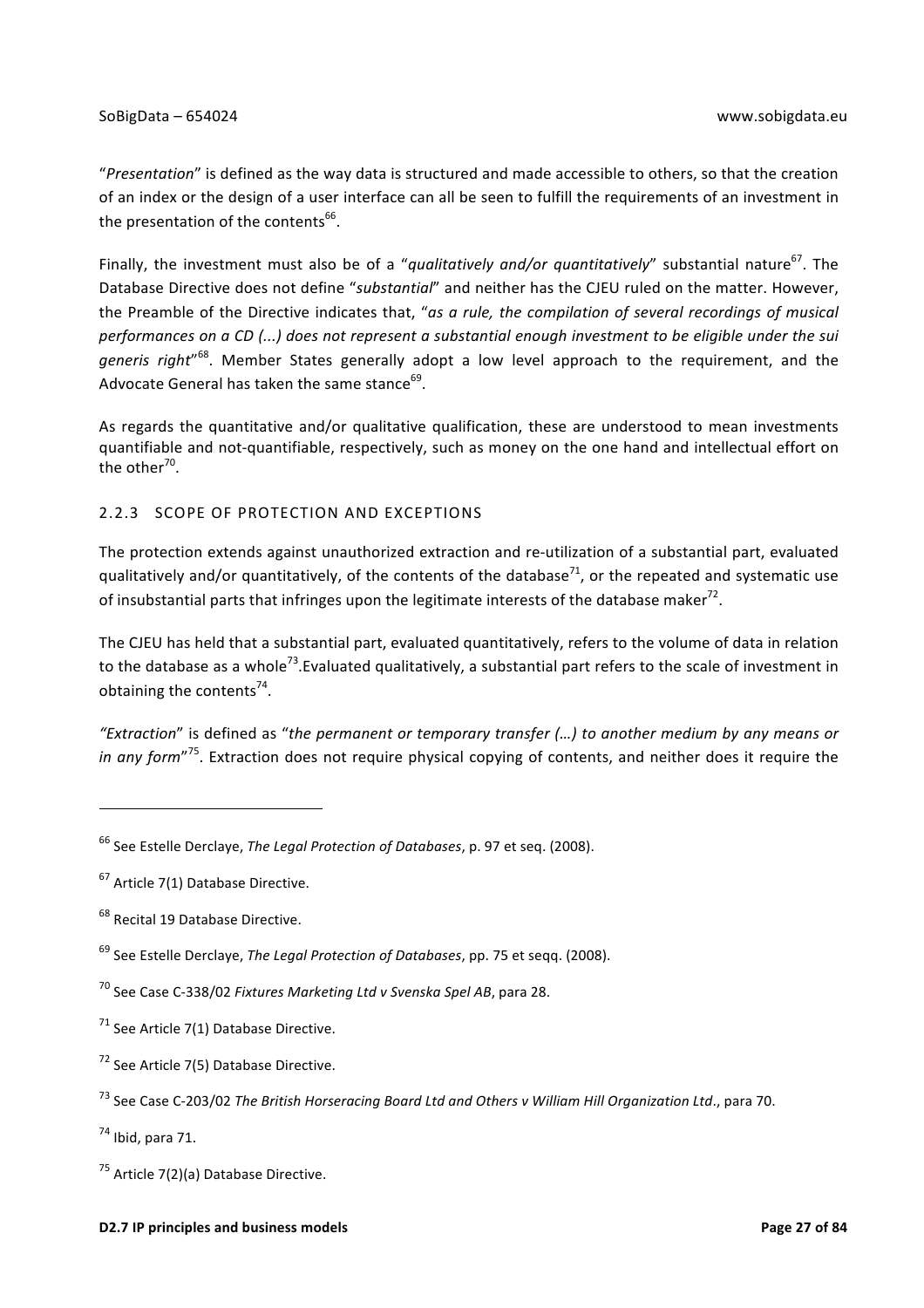"*Presentation*" is defined as the way data is structured and made accessible to others, so that the creation of an index or the design of a user interface can all be seen to fulfill the requirements of an investment in the presentation of the contents[66].

Finally, the investment must also be of a "*qualitatively and/or quantitatively*" substantial nature[67]. The Database Directive does not define "*substantial*" and neither has the CJEU ruled on the matter. However, the Preamble of the Directive indicates that, "*as a rule, the compilation of several recordings of musical performances on a CD (...) does not represent a substantial enough investment to be eligible under the sui generis right*"[68]. Member States generally adopt a low level approach to the requirement, and the Advocate General has taken the same stance[69].

As regards the quantitative and/or qualitative qualification, these are understood to mean investments quantifiable and not-quantifiable, respectively, such as money on the one hand and intellectual effort on the other[70].

### 2.2.3 SCOPE OF PROTECTION AND EXCEPTIONS

The protection extends against unauthorized extraction and re-utilization of a substantial part, evaluated qualitatively and/or quantitatively, of the contents of the database[71], or the repeated and systematic use of insubstantial parts that infringes upon the legitimate interests of the database maker[72].

The CJEU has held that a substantial part, evaluated quantitatively, refers to the volume of data in relation to the database as a whole[73].Evaluated qualitatively, a substantial part refers to the scale of investment in obtaining the contents[74].

*"Extraction*" is defined as "*the permanent or temporary transfer (…) to another medium by any means or in any form*"[75]. Extraction does not require physical copying of contents, and neither does it require the

---

[66] See Estelle Derclaye, *The Legal Protection of Databases*, p. 97 et seq. (2008).

[67] Article 7(1) Database Directive.

[68] Recital 19 Database Directive.

[69] See Estelle Derclaye, *The Legal Protection of Databases*, pp. 75 et seqq. (2008).

[70] See Case C-338/02 *Fixtures Marketing Ltd v Svenska Spel AB*, para 28.

[71] See Article 7(1) Database Directive.

[72] See Article 7(5) Database Directive.

[73] See Case C-203/02 *The British Horseracing Board Ltd and Others v William Hill Organization Ltd*., para 70.

[74] Ibid, para 71.

[75] Article 7(2)(a) Database Directive.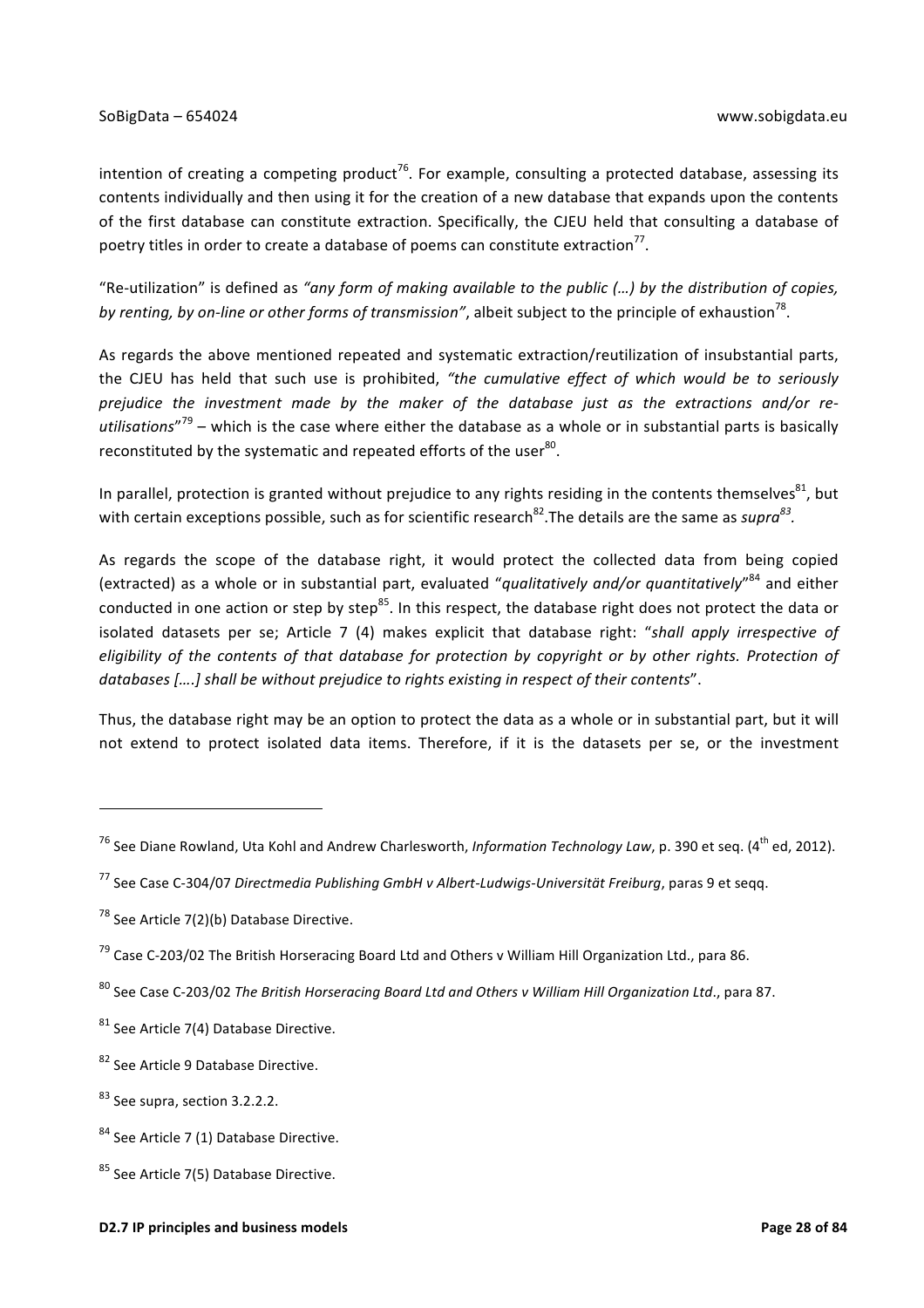intention of creating a competing product[76]. For example, consulting a protected database, assessing its contents individually and then using it for the creation of a new database that expands upon the contents of the first database can constitute extraction. Specifically, the CJEU held that consulting a database of poetry titles in order to create a database of poems can constitute extraction[77].

"Re-utilization" is defined as *"any form of making available to the public (…) by the distribution of copies, by renting, by on-line or other forms of transmission"*, albeit subject to the principle of exhaustion[78].

As regards the above mentioned repeated and systematic extraction/reutilization of insubstantial parts, the CJEU has held that such use is prohibited, *"the cumulative effect of which would be to seriously prejudice the investment made by the maker of the database just as the extractions and/or re-utilisations*"[79] – which is the case where either the database as a whole or in substantial parts is basically reconstituted by the systematic and repeated efforts of the user[80].

In parallel, protection is granted without prejudice to any rights residing in the contents themselves[81], but with certain exceptions possible, such as for scientific research[82].The details are the same as *supra*[83].

As regards the scope of the database right, it would protect the collected data from being copied (extracted) as a whole or in substantial part, evaluated "*qualitatively and/or quantitatively*"[84] and either conducted in one action or step by step[85]. In this respect, the database right does not protect the data or isolated datasets per se; Article 7 (4) makes explicit that database right: "*shall apply irrespective of eligibility of the contents of that database for protection by copyright or by other rights. Protection of databases [….] shall be without prejudice to rights existing in respect of their contents*".

Thus, the database right may be an option to protect the data as a whole or in substantial part, but it will not extend to protect isolated data items. Therefore, if it is the datasets per se, or the investment

---

[76] See Diane Rowland, Uta Kohl and Andrew Charlesworth, *Information Technology Law*, p. 390 et seq. (4th ed, 2012).

[77] See Case C-304/07 *Directmedia Publishing GmbH v Albert-Ludwigs-Universität Freiburg*, paras 9 et seqq.

[78] See Article 7(2)(b) Database Directive.

[79] Case C-203/02 The British Horseracing Board Ltd and Others v William Hill Organization Ltd., para 86.

[80] See Case C-203/02 *The British Horseracing Board Ltd and Others v William Hill Organization Ltd*., para 87.

[81] See Article 7(4) Database Directive.

[82] See Article 9 Database Directive.

[83] See supra, section 3.2.2.2.

[84] See Article 7 (1) Database Directive.

[85] See Article 7(5) Database Directive.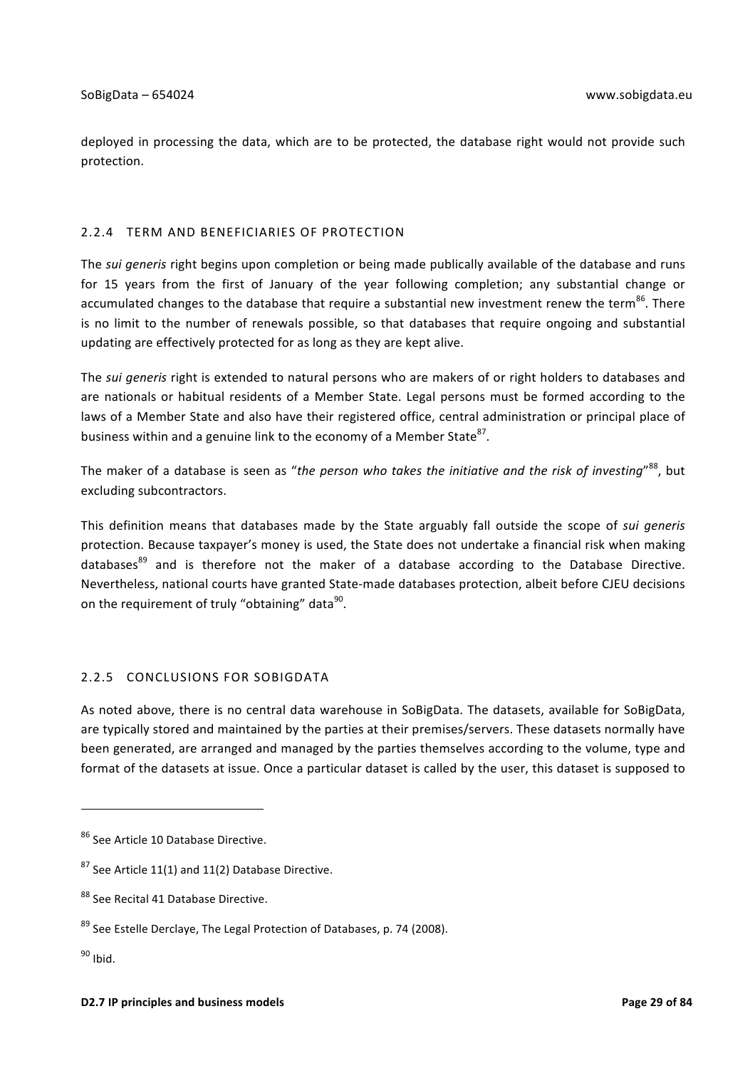deployed in processing the data, which are to be protected, the database right would not provide such protection.

### 2.2.4 TERM AND BENEFICIARIES OF PROTECTION

The *sui generis* right begins upon completion or being made publically available of the database and runs for 15 years from the first of January of the year following completion; any substantial change or accumulated changes to the database that require a substantial new investment renew the term[86]. There is no limit to the number of renewals possible, so that databases that require ongoing and substantial updating are effectively protected for as long as they are kept alive.

The *sui generis* right is extended to natural persons who are makers of or right holders to databases and are nationals or habitual residents of a Member State. Legal persons must be formed according to the laws of a Member State and also have their registered office, central administration or principal place of business within and a genuine link to the economy of a Member State[87].

The maker of a database is seen as "*the person who takes the initiative and the risk of investing*"[88], but excluding subcontractors.

This definition means that databases made by the State arguably fall outside the scope of *sui generis* protection. Because taxpayer's money is used, the State does not undertake a financial risk when making databases[89] and is therefore not the maker of a database according to the Database Directive. Nevertheless, national courts have granted State-made databases protection, albeit before CJEU decisions on the requirement of truly "obtaining" data[90].

### 2.2.5 CONCLUSIONS FOR SOBIGDATA

As noted above, there is no central data warehouse in SoBigData. The datasets, available for SoBigData, are typically stored and maintained by the parties at their premises/servers. These datasets normally have been generated, are arranged and managed by the parties themselves according to the volume, type and format of the datasets at issue. Once a particular dataset is called by the user, this dataset is supposed to

---

[86] See Article 10 Database Directive.

[87] See Article 11(1) and 11(2) Database Directive.

[88] See Recital 41 Database Directive.

[89] See Estelle Derclaye, The Legal Protection of Databases, p. 74 (2008).

[90] Ibid.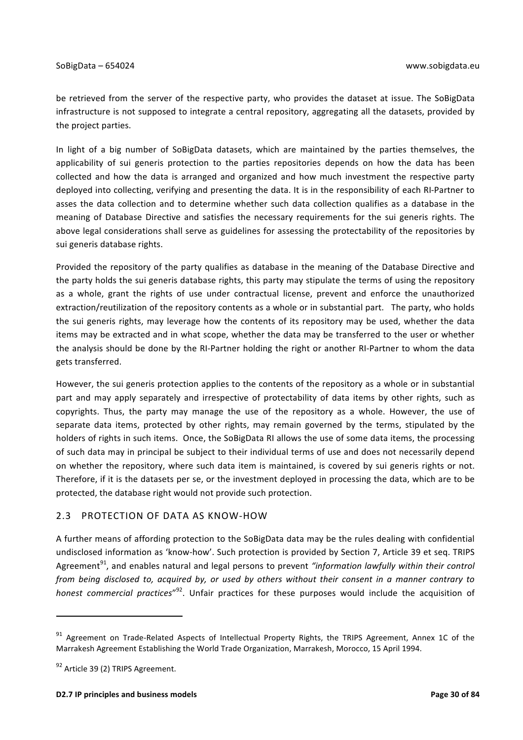be retrieved from the server of the respective party, who provides the dataset at issue. The SoBigData infrastructure is not supposed to integrate a central repository, aggregating all the datasets, provided by the project parties.

In light of a big number of SoBigData datasets, which are maintained by the parties themselves, the applicability of sui generis protection to the parties repositories depends on how the data has been collected and how the data is arranged and organized and how much investment the respective party deployed into collecting, verifying and presenting the data. It is in the responsibility of each RI-Partner to asses the data collection and to determine whether such data collection qualifies as a database in the meaning of Database Directive and satisfies the necessary requirements for the sui generis rights. The above legal considerations shall serve as guidelines for assessing the protectability of the repositories by sui generis database rights.

Provided the repository of the party qualifies as database in the meaning of the Database Directive and the party holds the sui generis database rights, this party may stipulate the terms of using the repository as a whole, grant the rights of use under contractual license, prevent and enforce the unauthorized extraction/reutilization of the repository contents as a whole or in substantial part. The party, who holds the sui generis rights, may leverage how the contents of its repository may be used, whether the data items may be extracted and in what scope, whether the data may be transferred to the user or whether the analysis should be done by the RI-Partner holding the right or another RI-Partner to whom the data gets transferred.

However, the sui generis protection applies to the contents of the repository as a whole or in substantial part and may apply separately and irrespective of protectability of data items by other rights, such as copyrights. Thus, the party may manage the use of the repository as a whole. However, the use of separate data items, protected by other rights, may remain governed by the terms, stipulated by the holders of rights in such items. Once, the SoBigData RI allows the use of some data items, the processing of such data may in principal be subject to their individual terms of use and does not necessarily depend on whether the repository, where such data item is maintained, is covered by sui generis rights or not. Therefore, if it is the datasets per se, or the investment deployed in processing the data, which are to be protected, the database right would not provide such protection.

## 2.3 PROTECTION OF DATA AS KNOW-HOW

A further means of affording protection to the SoBigData data may be the rules dealing with confidential undisclosed information as 'know-how'. Such protection is provided by Section 7, Article 39 et seq. TRIPS Agreement[91], and enables natural and legal persons to prevent *"information lawfully within their control from being disclosed to, acquired by, or used by others without their consent in a manner contrary to honest commercial practices"*[92]. Unfair practices for these purposes would include the acquisition of

---

[91] Agreement on Trade-Related Aspects of Intellectual Property Rights, the TRIPS Agreement, Annex 1C of the Marrakesh Agreement Establishing the World Trade Organization, Marrakesh, Morocco, 15 April 1994.

[92] Article 39 (2) TRIPS Agreement.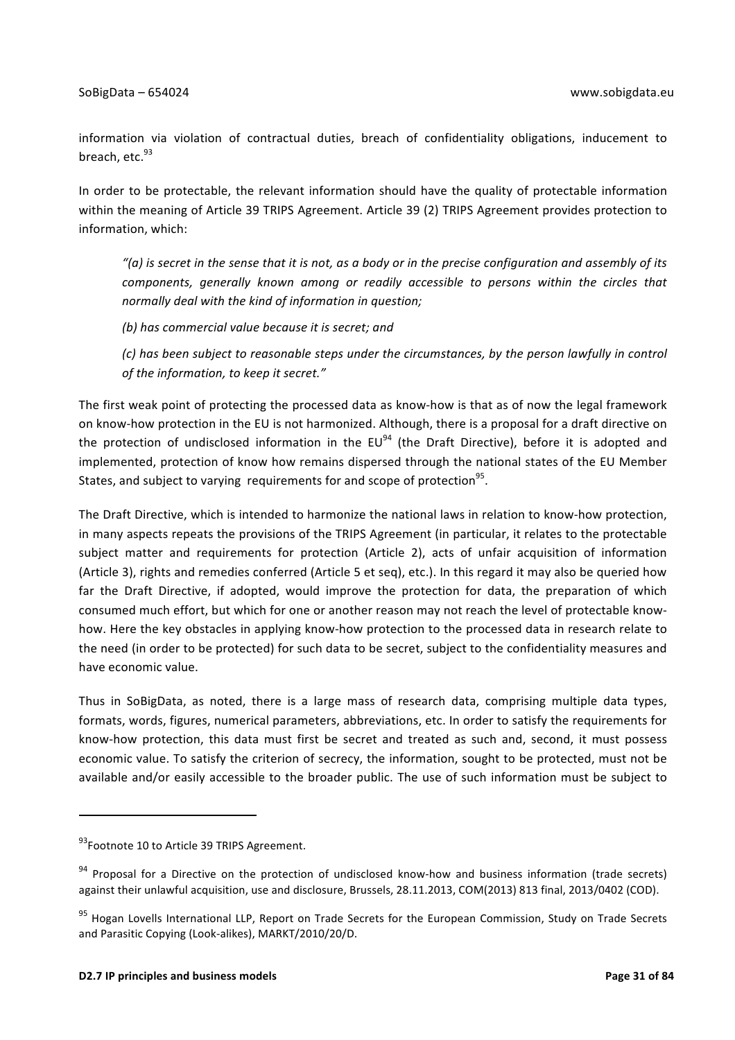information via violation of contractual duties, breach of confidentiality obligations, inducement to breach, etc.[93]

In order to be protectable, the relevant information should have the quality of protectable information within the meaning of Article 39 TRIPS Agreement. Article 39 (2) TRIPS Agreement provides protection to information, which:

> *"(a) is secret in the sense that it is not, as a body or in the precise configuration and assembly of its components, generally known among or readily accessible to persons within the circles that normally deal with the kind of information in question;*
>
> *(b) has commercial value because it is secret; and*
>
> *(c) has been subject to reasonable steps under the circumstances, by the person lawfully in control of the information, to keep it secret."*

The first weak point of protecting the processed data as know-how is that as of now the legal framework on know-how protection in the EU is not harmonized. Although, there is a proposal for a draft directive on the protection of undisclosed information in the EU[94] (the Draft Directive), before it is adopted and implemented, protection of know how remains dispersed through the national states of the EU Member States, and subject to varying requirements for and scope of protection[95].

The Draft Directive, which is intended to harmonize the national laws in relation to know-how protection, in many aspects repeats the provisions of the TRIPS Agreement (in particular, it relates to the protectable subject matter and requirements for protection (Article 2), acts of unfair acquisition of information (Article 3), rights and remedies conferred (Article 5 et seq), etc.). In this regard it may also be queried how far the Draft Directive, if adopted, would improve the protection for data, the preparation of which consumed much effort, but which for one or another reason may not reach the level of protectable know-how. Here the key obstacles in applying know-how protection to the processed data in research relate to the need (in order to be protected) for such data to be secret, subject to the confidentiality measures and have economic value.

Thus in SoBigData, as noted, there is a large mass of research data, comprising multiple data types, formats, words, figures, numerical parameters, abbreviations, etc. In order to satisfy the requirements for know-how protection, this data must first be secret and treated as such and, second, it must possess economic value. To satisfy the criterion of secrecy, the information, sought to be protected, must not be available and/or easily accessible to the broader public. The use of such information must be subject to

---

[93] Footnote 10 to Article 39 TRIPS Agreement.

[94] Proposal for a Directive on the protection of undisclosed know-how and business information (trade secrets) against their unlawful acquisition, use and disclosure, Brussels, 28.11.2013, COM(2013) 813 final, 2013/0402 (COD).

[95] Hogan Lovells International LLP, Report on Trade Secrets for the European Commission, Study on Trade Secrets and Parasitic Copying (Look-alikes), MARKT/2010/20/D.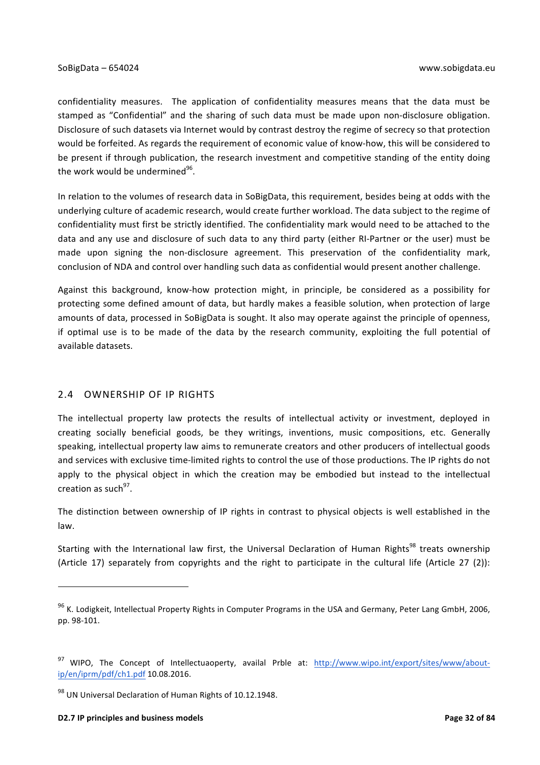confidentiality measures. The application of confidentiality measures means that the data must be stamped as "Confidential" and the sharing of such data must be made upon non-disclosure obligation. Disclosure of such datasets via Internet would by contrast destroy the regime of secrecy so that protection would be forfeited. As regards the requirement of economic value of know-how, this will be considered to be present if through publication, the research investment and competitive standing of the entity doing the work would be undermined[96].

In relation to the volumes of research data in SoBigData, this requirement, besides being at odds with the underlying culture of academic research, would create further workload. The data subject to the regime of confidentiality must first be strictly identified. The confidentiality mark would need to be attached to the data and any use and disclosure of such data to any third party (either RI-Partner or the user) must be made upon signing the non-disclosure agreement. This preservation of the confidentiality mark, conclusion of NDA and control over handling such data as confidential would present another challenge.

Against this background, know-how protection might, in principle, be considered as a possibility for protecting some defined amount of data, but hardly makes a feasible solution, when protection of large amounts of data, processed in SoBigData is sought. It also may operate against the principle of openness, if optimal use is to be made of the data by the research community, exploiting the full potential of available datasets.

## 2.4 OWNERSHIP OF IP RIGHTS

The intellectual property law protects the results of intellectual activity or investment, deployed in creating socially beneficial goods, be they writings, inventions, music compositions, etc. Generally speaking, intellectual property law aims to remunerate creators and other producers of intellectual goods and services with exclusive time-limited rights to control the use of those productions. The IP rights do not apply to the physical object in which the creation may be embodied but instead to the intellectual creation as such[97].

The distinction between ownership of IP rights in contrast to physical objects is well established in the law.

Starting with the International law first, the Universal Declaration of Human Rights[98] treats ownership (Article 17) separately from copyrights and the right to participate in the cultural life (Article 27 (2)):

---

[96] K. Lodigkeit, Intellectual Property Rights in Computer Programs in the USA and Germany, Peter Lang GmbH, 2006, pp. 98-101.

[97] WIPO, The Concept of Intellectuaoperty, availal Prble at: http://www.wipo.int/export/sites/www/about-ip/en/iprm/pdf/ch1.pdf 10.08.2016.

[98] UN Universal Declaration of Human Rights of 10.12.1948.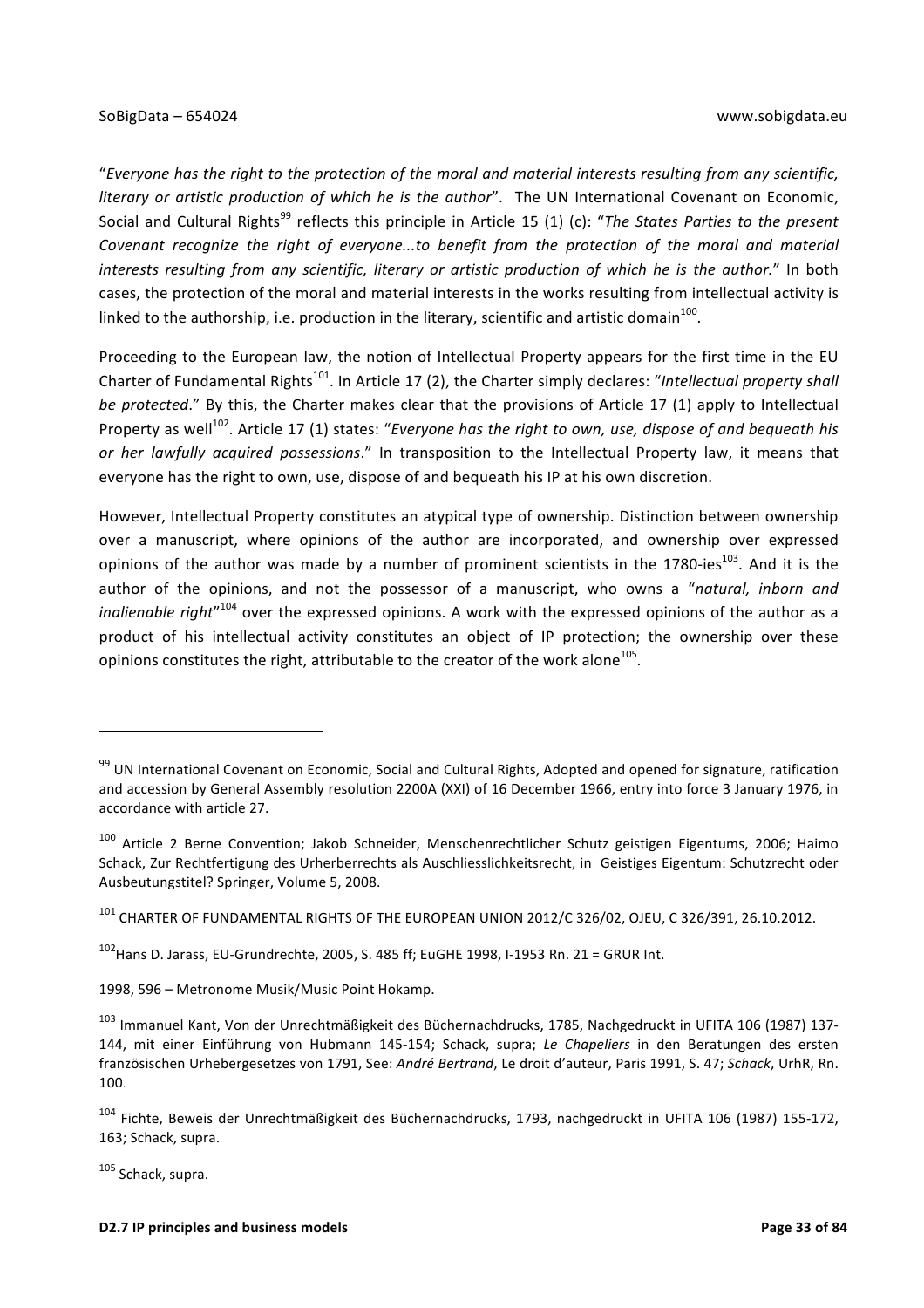"*Everyone has the right to the protection of the moral and material interests resulting from any scientific, literary or artistic production of which he is the author*". The UN International Covenant on Economic, Social and Cultural Rights[99] reflects this principle in Article 15 (1) (c): "*The States Parties to the present Covenant recognize the right of everyone...to benefit from the protection of the moral and material interests resulting from any scientific, literary or artistic production of which he is the author.*" In both cases, the protection of the moral and material interests in the works resulting from intellectual activity is linked to the authorship, i.e. production in the literary, scientific and artistic domain[100].

Proceeding to the European law, the notion of Intellectual Property appears for the first time in the EU Charter of Fundamental Rights[101]. In Article 17 (2), the Charter simply declares: "*Intellectual property shall be protected*." By this, the Charter makes clear that the provisions of Article 17 (1) apply to Intellectual Property as well[102]. Article 17 (1) states: "*Everyone has the right to own, use, dispose of and bequeath his or her lawfully acquired possessions*." In transposition to the Intellectual Property law, it means that everyone has the right to own, use, dispose of and bequeath his IP at his own discretion.

However, Intellectual Property constitutes an atypical type of ownership. Distinction between ownership over a manuscript, where opinions of the author are incorporated, and ownership over expressed opinions of the author was made by a number of prominent scientists in the 1780-ies[103]. And it is the author of the opinions, and not the possessor of a manuscript, who owns a "*natural, inborn and inalienable right*"[104] over the expressed opinions. A work with the expressed opinions of the author as a product of his intellectual activity constitutes an object of IP protection; the ownership over these opinions constitutes the right, attributable to the creator of the work alone[105].

---

[99] UN International Covenant on Economic, Social and Cultural Rights, Adopted and opened for signature, ratification and accession by General Assembly resolution 2200A (XXI) of 16 December 1966, entry into force 3 January 1976, in accordance with article 27.

[100] Article 2 Berne Convention; Jakob Schneider, Menschenrechtlicher Schutz geistigen Eigentums, 2006; Haimo Schack, Zur Rechtfertigung des Urheberrechts als Auschliesslichkeitsrecht, in Geistiges Eigentum: Schutzrecht oder Ausbeutungstitel? Springer, Volume 5, 2008.

[101] CHARTER OF FUNDAMENTAL RIGHTS OF THE EUROPEAN UNION 2012/C 326/02, OJEU, C 326/391, 26.10.2012.

[102] Hans D. Jarass, EU-Grundrechte, 2005, S. 485 ff; EuGHE 1998, I-1953 Rn. 21 = GRUR Int.

1998, 596 – Metronome Musik/Music Point Hokamp.

[103] Immanuel Kant, Von der Unrechtmäßigkeit des Büchernachdrucks, 1785, Nachgedruckt in UFITA 106 (1987) 137-144, mit einer Einführung von Hubmann 145-154; Schack, supra; *Le Chapeliers* in den Beratungen des ersten französischen Urhebergesetzes von 1791, See: *André Bertrand*, Le droit d'auteur, Paris 1991, S. 47; *Schack*, UrhR, Rn. 100.

[104] Fichte, Beweis der Unrechtmäßigkeit des Büchernachdrucks, 1793, nachgedruckt in UFITA 106 (1987) 155-172, 163; Schack, supra.

[105] Schack, supra.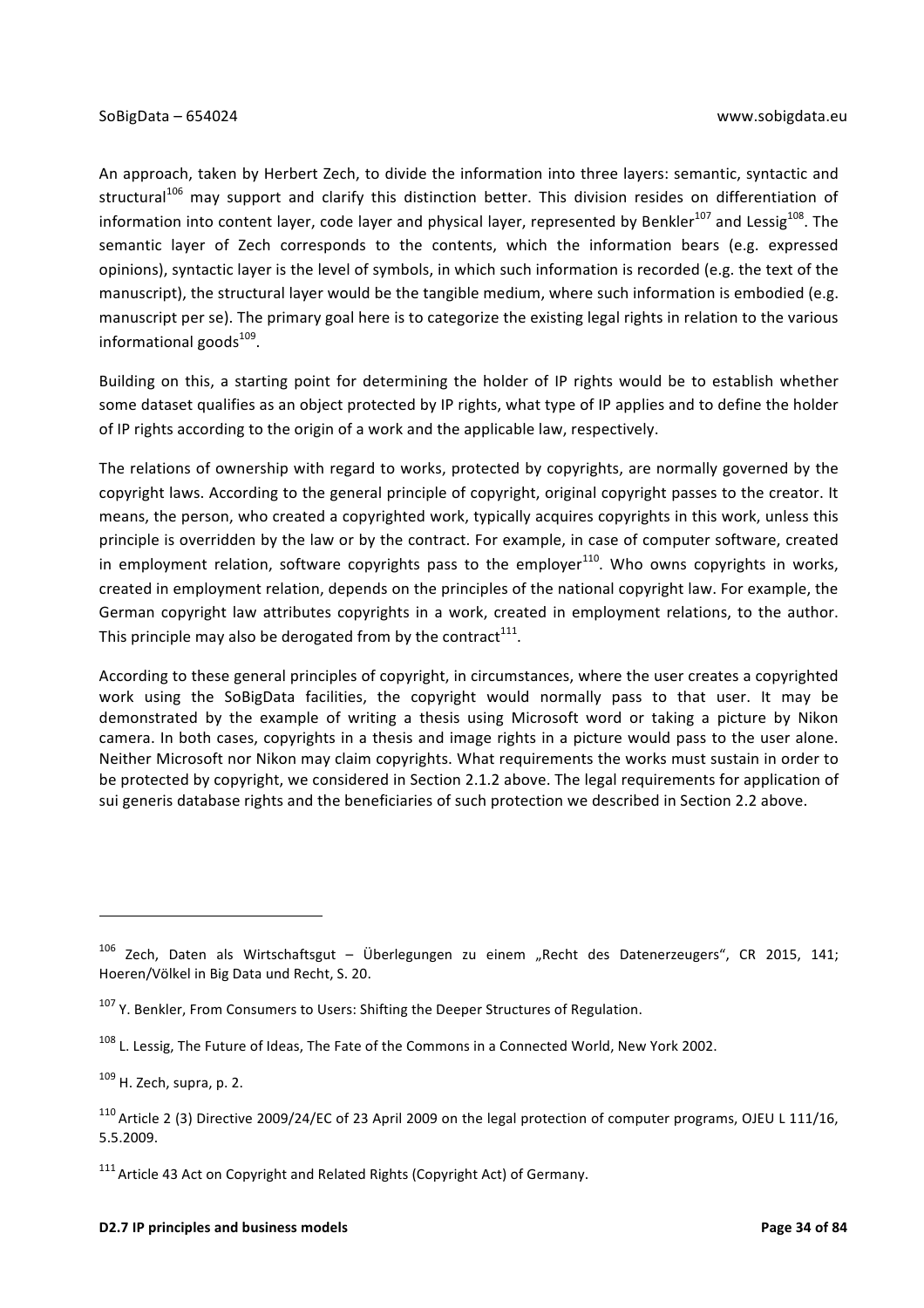An approach, taken by Herbert Zech, to divide the information into three layers: semantic, syntactic and structural[106] may support and clarify this distinction better. This division resides on differentiation of information into content layer, code layer and physical layer, represented by Benkler[107] and Lessig[108]. The semantic layer of Zech corresponds to the contents, which the information bears (e.g. expressed opinions), syntactic layer is the level of symbols, in which such information is recorded (e.g. the text of the manuscript), the structural layer would be the tangible medium, where such information is embodied (e.g. manuscript per se). The primary goal here is to categorize the existing legal rights in relation to the various informational goods[109].

Building on this, a starting point for determining the holder of IP rights would be to establish whether some dataset qualifies as an object protected by IP rights, what type of IP applies and to define the holder of IP rights according to the origin of a work and the applicable law, respectively.

The relations of ownership with regard to works, protected by copyrights, are normally governed by the copyright laws. According to the general principle of copyright, original copyright passes to the creator. It means, the person, who created a copyrighted work, typically acquires copyrights in this work, unless this principle is overridden by the law or by the contract. For example, in case of computer software, created in employment relation, software copyrights pass to the employer[110]. Who owns copyrights in works, created in employment relation, depends on the principles of the national copyright law. For example, the German copyright law attributes copyrights in a work, created in employment relations, to the author. This principle may also be derogated from by the contract[111].

According to these general principles of copyright, in circumstances, where the user creates a copyrighted work using the SoBigData facilities, the copyright would normally pass to that user. It may be demonstrated by the example of writing a thesis using Microsoft word or taking a picture by Nikon camera. In both cases, copyrights in a thesis and image rights in a picture would pass to the user alone. Neither Microsoft nor Nikon may claim copyrights. What requirements the works must sustain in order to be protected by copyright, we considered in Section 2.1.2 above. The legal requirements for application of sui generis database rights and the beneficiaries of such protection we described in Section 2.2 above.

---

[106] Zech, Daten als Wirtschaftsgut – Überlegungen zu einem „Recht des Datenerzeugers", CR 2015, 141; Hoeren/Völkel in Big Data und Recht, S. 20.

[107] Y. Benkler, From Consumers to Users: Shifting the Deeper Structures of Regulation.

[108] L. Lessig, The Future of Ideas, The Fate of the Commons in a Connected World, New York 2002.

[109] H. Zech, supra, p. 2.

[110] Article 2 (3) Directive 2009/24/EC of 23 April 2009 on the legal protection of computer programs, OJEU L 111/16, 5.5.2009.

[111] Article 43 Act on Copyright and Related Rights (Copyright Act) of Germany.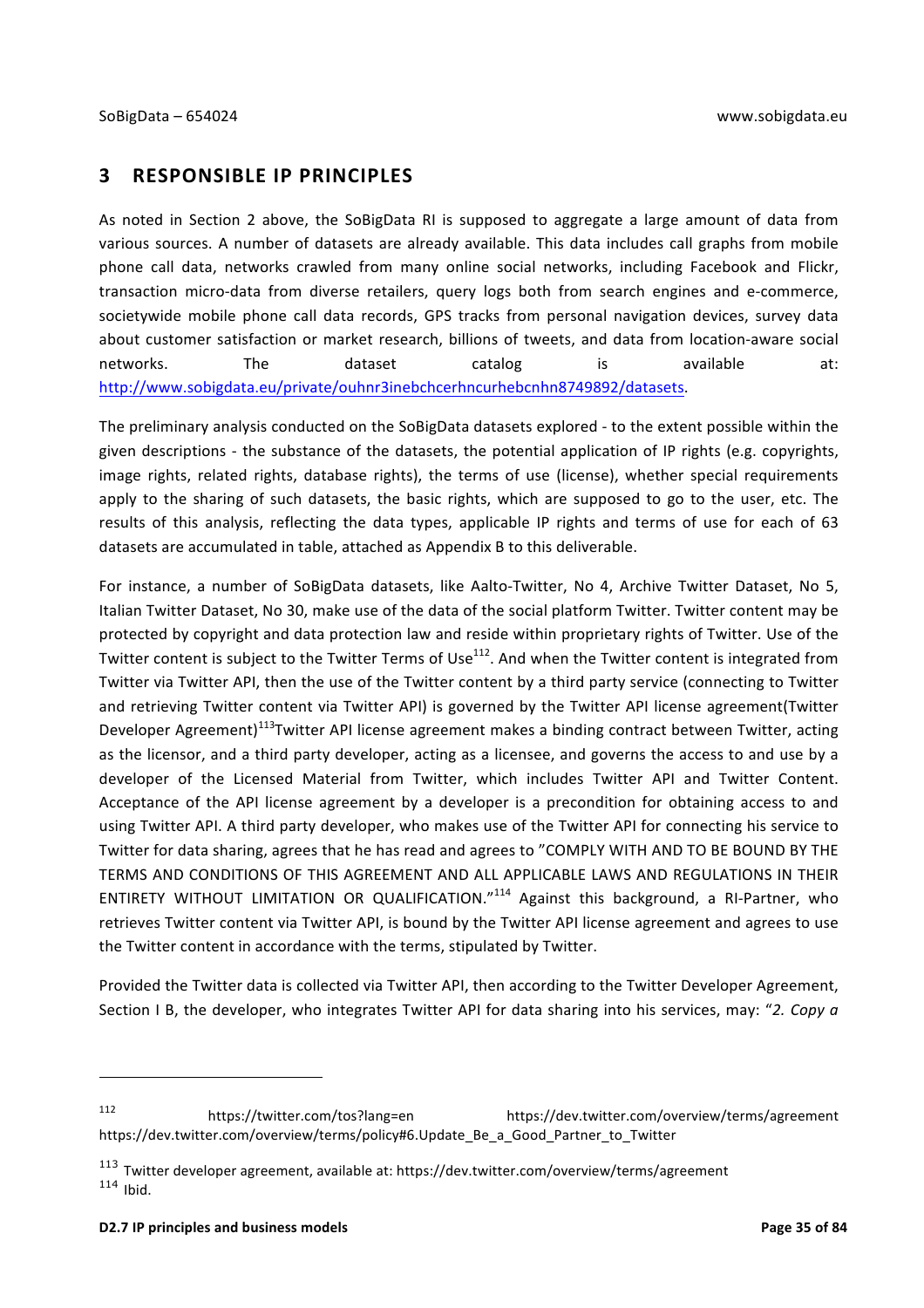# 3 RESPONSIBLE IP PRINCIPLES

As noted in Section 2 above, the SoBigData RI is supposed to aggregate a large amount of data from various sources. A number of datasets are already available. This data includes call graphs from mobile phone call data, networks crawled from many online social networks, including Facebook and Flickr, transaction micro-data from diverse retailers, query logs both from search engines and e-commerce, societywide mobile phone call data records, GPS tracks from personal navigation devices, survey data about customer satisfaction or market research, billions of tweets, and data from location-aware social networks. The dataset catalog is available at: http://www.sobigdata.eu/private/ouhnr3inebchcerhncurhebcnhn8749892/datasets.

The preliminary analysis conducted on the SoBigData datasets explored - to the extent possible within the given descriptions - the substance of the datasets, the potential application of IP rights (e.g. copyrights, image rights, related rights, database rights), the terms of use (license), whether special requirements apply to the sharing of such datasets, the basic rights, which are supposed to go to the user, etc. The results of this analysis, reflecting the data types, applicable IP rights and terms of use for each of 63 datasets are accumulated in table, attached as Appendix B to this deliverable.

For instance, a number of SoBigData datasets, like Aalto-Twitter, No 4, Archive Twitter Dataset, No 5, Italian Twitter Dataset, No 30, make use of the data of the social platform Twitter. Twitter content may be protected by copyright and data protection law and reside within proprietary rights of Twitter. Use of the Twitter content is subject to the Twitter Terms of Use[112]. And when the Twitter content is integrated from Twitter via Twitter API, then the use of the Twitter content by a third party service (connecting to Twitter and retrieving Twitter content via Twitter API) is governed by the Twitter API license agreement(Twitter Developer Agreement)[113]Twitter API license agreement makes a binding contract between Twitter, acting as the licensor, and a third party developer, acting as a licensee, and governs the access to and use by a developer of the Licensed Material from Twitter, which includes Twitter API and Twitter Content. Acceptance of the API license agreement by a developer is a precondition for obtaining access to and using Twitter API. A third party developer, who makes use of the Twitter API for connecting his service to Twitter for data sharing, agrees that he has read and agrees to "COMPLY WITH AND TO BE BOUND BY THE TERMS AND CONDITIONS OF THIS AGREEMENT AND ALL APPLICABLE LAWS AND REGULATIONS IN THEIR ENTIRETY WITHOUT LIMITATION OR QUALIFICATION."[114] Against this background, a RI-Partner, who retrieves Twitter content via Twitter API, is bound by the Twitter API license agreement and agrees to use the Twitter content in accordance with the terms, stipulated by Twitter.

Provided the Twitter data is collected via Twitter API, then according to the Twitter Developer Agreement, Section I B, the developer, who integrates Twitter API for data sharing into his services, may: "*2. Copy a*

---

[112] https://twitter.com/tos?lang=en https://dev.twitter.com/overview/terms/agreement https://dev.twitter.com/overview/terms/policy#6.Update_Be_a_Good_Partner_to_Twitter

[113] Twitter developer agreement, available at: https://dev.twitter.com/overview/terms/agreement

[114] Ibid.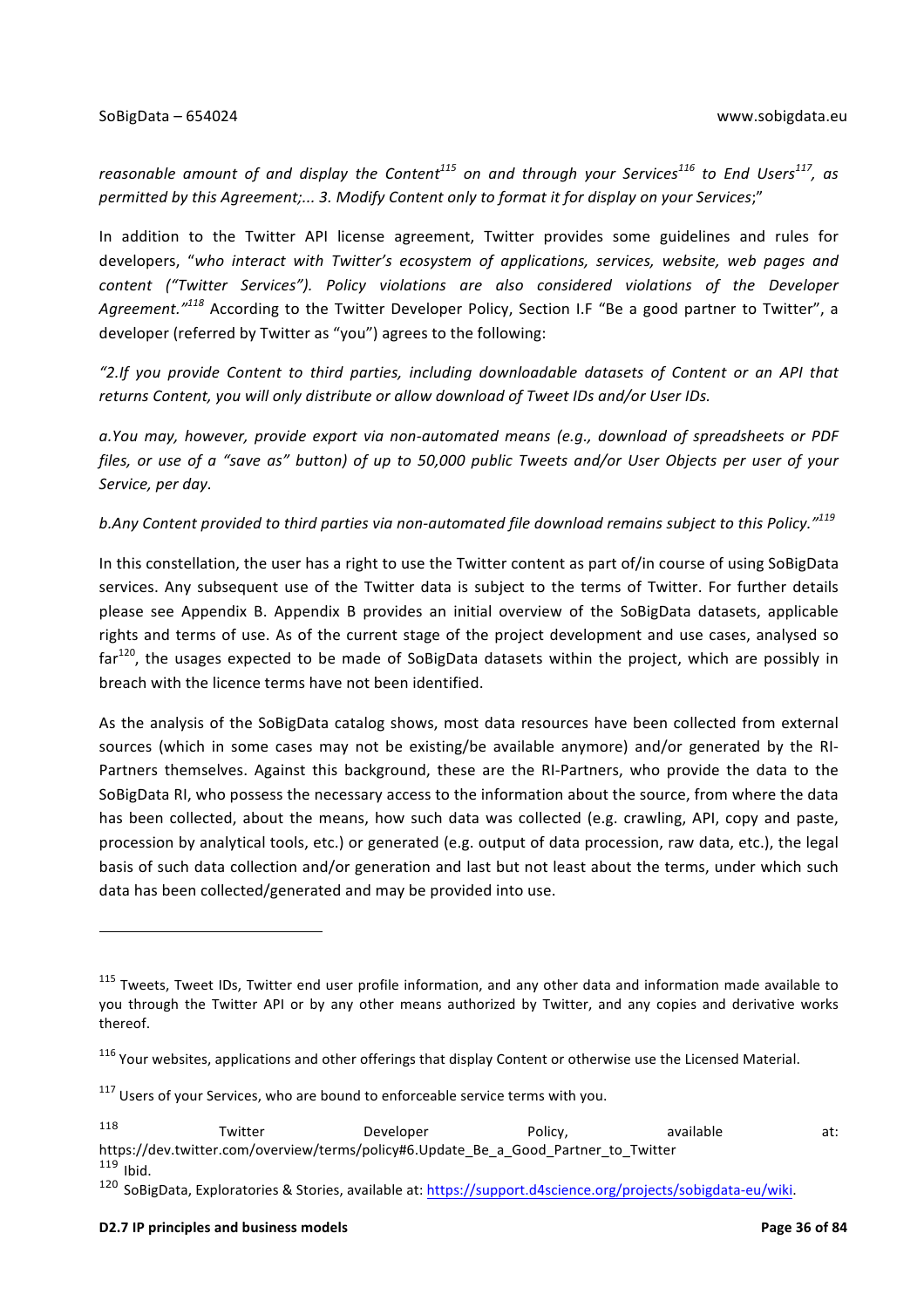*reasonable amount of and display the Content*[115] *on and through your Services*[116] *to End Users*[117]*, as permitted by this Agreement;... 3. Modify Content only to format it for display on your Services*;"

In addition to the Twitter API license agreement, Twitter provides some guidelines and rules for developers, "*who interact with Twitter's ecosystem of applications, services, website, web pages and content ("Twitter Services"). Policy violations are also considered violations of the Developer Agreement."*[118] According to the Twitter Developer Policy, Section I.F "Be a good partner to Twitter", a developer (referred by Twitter as "you") agrees to the following:

*"2.If you provide Content to third parties, including downloadable datasets of Content or an API that returns Content, you will only distribute or allow download of Tweet IDs and/or User IDs.*

*a.You may, however, provide export via non-automated means (e.g., download of spreadsheets or PDF files, or use of a "save as" button) of up to 50,000 public Tweets and/or User Objects per user of your Service, per day.*

*b.Any Content provided to third parties via non-automated file download remains subject to this Policy."*[119]

In this constellation, the user has a right to use the Twitter content as part of/in course of using SoBigData services. Any subsequent use of the Twitter data is subject to the terms of Twitter. For further details please see Appendix B. Appendix B provides an initial overview of the SoBigData datasets, applicable rights and terms of use. As of the current stage of the project development and use cases, analysed so far[120], the usages expected to be made of SoBigData datasets within the project, which are possibly in breach with the licence terms have not been identified.

As the analysis of the SoBigData catalog shows, most data resources have been collected from external sources (which in some cases may not be existing/be available anymore) and/or generated by the RI-Partners themselves. Against this background, these are the RI-Partners, who provide the data to the SoBigData RI, who possess the necessary access to the information about the source, from where the data has been collected, about the means, how such data was collected (e.g. crawling, API, copy and paste, procession by analytical tools, etc.) or generated (e.g. output of data procession, raw data, etc.), the legal basis of such data collection and/or generation and last but not least about the terms, under which such data has been collected/generated and may be provided into use.

---

[115] Tweets, Tweet IDs, Twitter end user profile information, and any other data and information made available to you through the Twitter API or by any other means authorized by Twitter, and any copies and derivative works thereof.

[116] Your websites, applications and other offerings that display Content or otherwise use the Licensed Material.

[117] Users of your Services, who are bound to enforceable service terms with you.

[118] Twitter Developer Policy, available at: https://dev.twitter.com/overview/terms/policy#6.Update_Be_a_Good_Partner_to_Twitter

[119] Ibid.

[120] SoBigData, Exploratories & Stories, available at: https://support.d4science.org/projects/sobigdata-eu/wiki.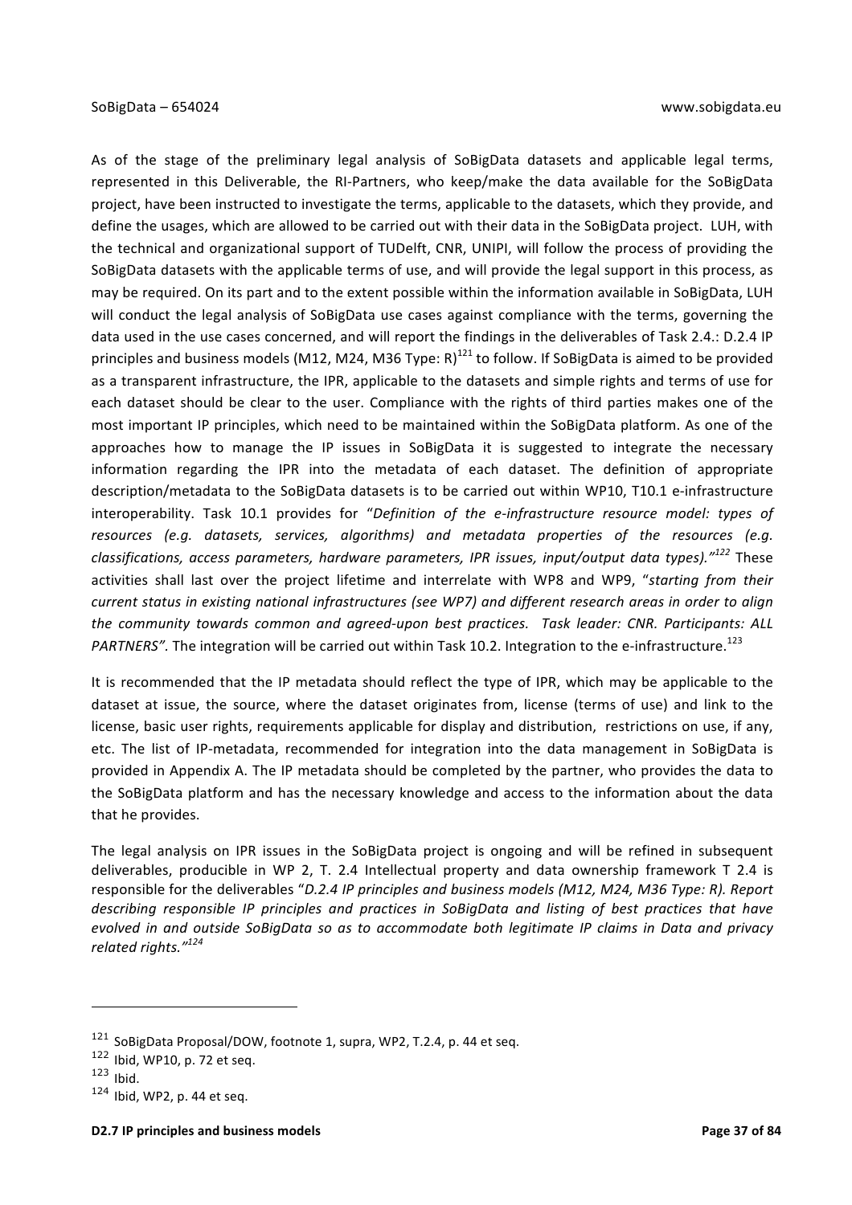As of the stage of the preliminary legal analysis of SoBigData datasets and applicable legal terms, represented in this Deliverable, the RI-Partners, who keep/make the data available for the SoBigData project, have been instructed to investigate the terms, applicable to the datasets, which they provide, and define the usages, which are allowed to be carried out with their data in the SoBigData project. LUH, with the technical and organizational support of TUDelft, CNR, UNIPI, will follow the process of providing the SoBigData datasets with the applicable terms of use, and will provide the legal support in this process, as may be required. On its part and to the extent possible within the information available in SoBigData, LUH will conduct the legal analysis of SoBigData use cases against compliance with the terms, governing the data used in the use cases concerned, and will report the findings in the deliverables of Task 2.4.: D.2.4 IP principles and business models (M12, M24, M36 Type: R)[121] to follow. If SoBigData is aimed to be provided as a transparent infrastructure, the IPR, applicable to the datasets and simple rights and terms of use for each dataset should be clear to the user. Compliance with the rights of third parties makes one of the most important IP principles, which need to be maintained within the SoBigData platform. As one of the approaches how to manage the IP issues in SoBigData it is suggested to integrate the necessary information regarding the IPR into the metadata of each dataset. The definition of appropriate description/metadata to the SoBigData datasets is to be carried out within WP10, T10.1 e-infrastructure interoperability. Task 10.1 provides for "*Definition of the e-infrastructure resource model: types of resources (e.g. datasets, services, algorithms) and metadata properties of the resources (e.g. classifications, access parameters, hardware parameters, IPR issues, input/output data types).*"[122] These activities shall last over the project lifetime and interrelate with WP8 and WP9, "*starting from their current status in existing national infrastructures (see WP7) and different research areas in order to align the community towards common and agreed-upon best practices. Task leader: CNR. Participants: ALL PARTNERS".* The integration will be carried out within Task 10.2. Integration to the e-infrastructure.[123]

It is recommended that the IP metadata should reflect the type of IPR, which may be applicable to the dataset at issue, the source, where the dataset originates from, license (terms of use) and link to the license, basic user rights, requirements applicable for display and distribution, restrictions on use, if any, etc. The list of IP-metadata, recommended for integration into the data management in SoBigData is provided in Appendix A. The IP metadata should be completed by the partner, who provides the data to the SoBigData platform and has the necessary knowledge and access to the information about the data that he provides.

The legal analysis on IPR issues in the SoBigData project is ongoing and will be refined in subsequent deliverables, producible in WP 2, T. 2.4 Intellectual property and data ownership framework T 2.4 is responsible for the deliverables "*D.2.4 IP principles and business models (M12, M24, M36 Type: R). Report describing responsible IP principles and practices in SoBigData and listing of best practices that have evolved in and outside SoBigData so as to accommodate both legitimate IP claims in Data and privacy related rights.*"[124]

---

[121] SoBigData Proposal/DOW, footnote 1, supra, WP2, T.2.4, p. 44 et seq.

[122] Ibid, WP10, p. 72 et seq.

[123] Ibid.

[124] Ibid, WP2, p. 44 et seq.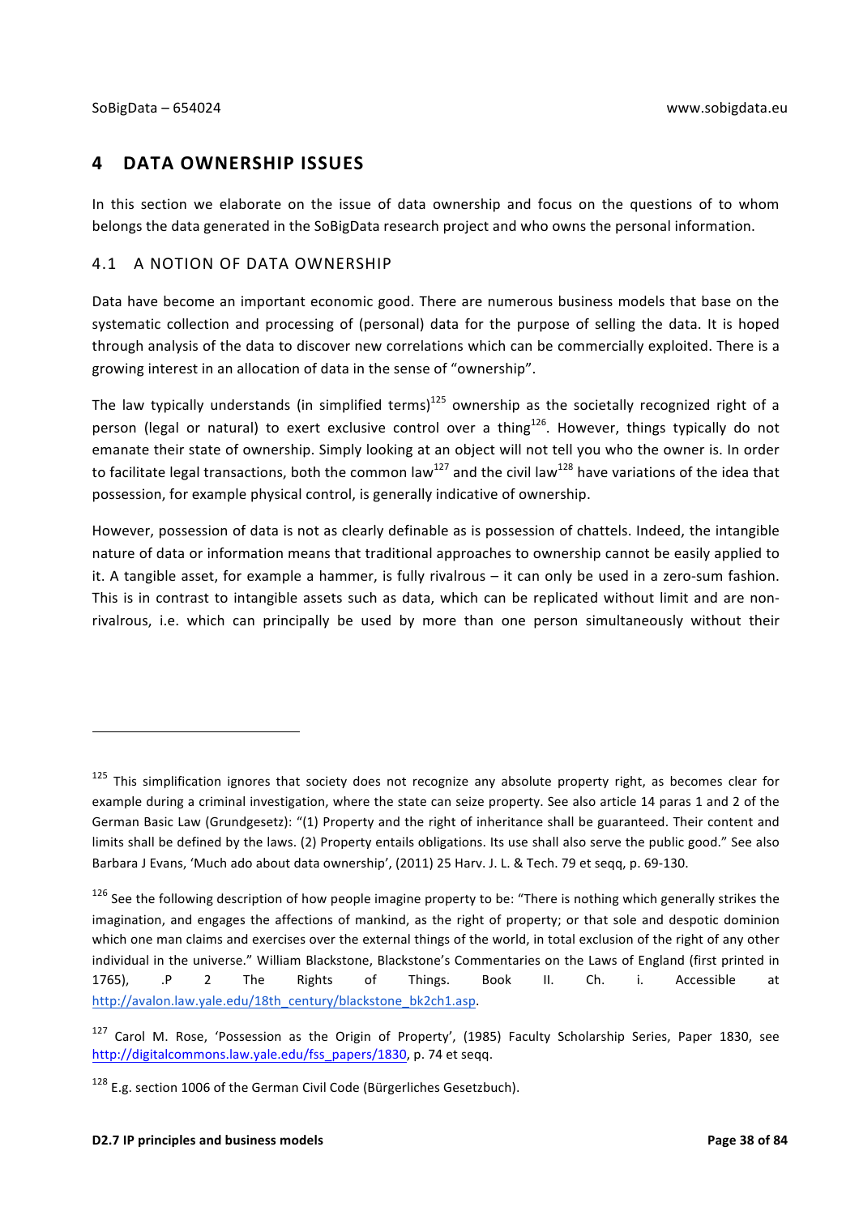# 4 DATA OWNERSHIP ISSUES

In this section we elaborate on the issue of data ownership and focus on the questions of to whom belongs the data generated in the SoBigData research project and who owns the personal information.

## 4.1 A NOTION OF DATA OWNERSHIP

Data have become an important economic good. There are numerous business models that base on the systematic collection and processing of (personal) data for the purpose of selling the data. It is hoped through analysis of the data to discover new correlations which can be commercially exploited. There is a growing interest in an allocation of data in the sense of "ownership".

The law typically understands (in simplified terms)[125] ownership as the societally recognized right of a person (legal or natural) to exert exclusive control over a thing[126]. However, things typically do not emanate their state of ownership. Simply looking at an object will not tell you who the owner is. In order to facilitate legal transactions, both the common law[127] and the civil law[128] have variations of the idea that possession, for example physical control, is generally indicative of ownership.

However, possession of data is not as clearly definable as is possession of chattels. Indeed, the intangible nature of data or information means that traditional approaches to ownership cannot be easily applied to it. A tangible asset, for example a hammer, is fully rivalrous – it can only be used in a zero-sum fashion. This is in contrast to intangible assets such as data, which can be replicated without limit and are non-rivalrous, i.e. which can principally be used by more than one person simultaneously without their

---

[125] This simplification ignores that society does not recognize any absolute property right, as becomes clear for example during a criminal investigation, where the state can seize property. See also article 14 paras 1 and 2 of the German Basic Law (Grundgesetz): "(1) Property and the right of inheritance shall be guaranteed. Their content and limits shall be defined by the laws. (2) Property entails obligations. Its use shall also serve the public good." See also Barbara J Evans, 'Much ado about data ownership', (2011) 25 Harv. J. L. & Tech. 79 et seqq, p. 69-130.

[126] See the following description of how people imagine property to be: "There is nothing which generally strikes the imagination, and engages the affections of mankind, as the right of property; or that sole and despotic dominion which one man claims and exercises over the external things of the world, in total exclusion of the right of any other individual in the universe." William Blackstone, Blackstone's Commentaries on the Laws of England (first printed in 1765), .P 2 The Rights of Things. Book II. Ch. i. Accessible at http://avalon.law.yale.edu/18th_century/blackstone_bk2ch1.asp.

[127] Carol M. Rose, 'Possession as the Origin of Property', (1985) Faculty Scholarship Series, Paper 1830, see http://digitalcommons.law.yale.edu/fss_papers/1830, p. 74 et seqq.

[128] E.g. section 1006 of the German Civil Code (Bürgerliches Gesetzbuch).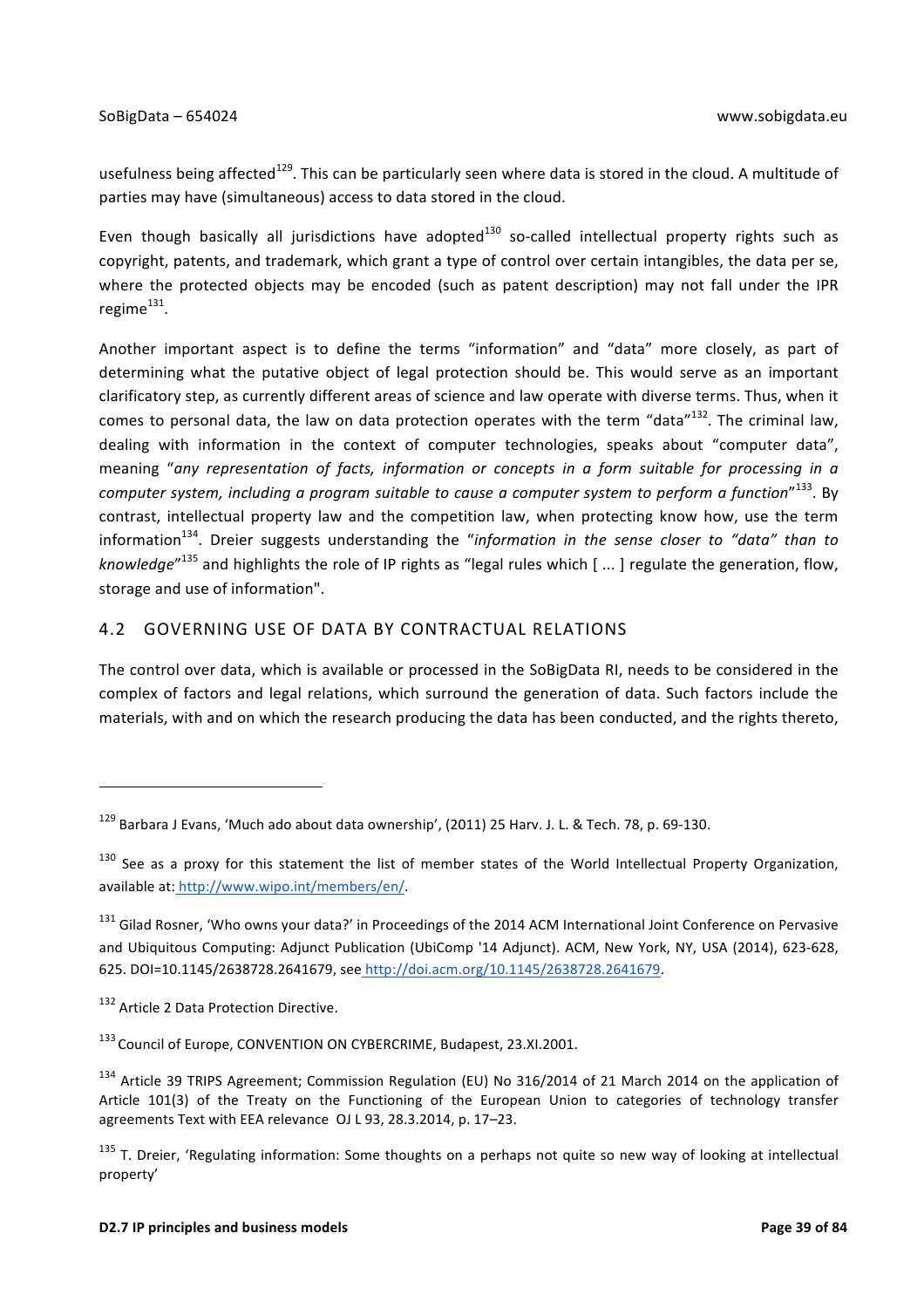usefulness being affected[129]. This can be particularly seen where data is stored in the cloud. A multitude of parties may have (simultaneous) access to data stored in the cloud.

Even though basically all jurisdictions have adopted[130] so-called intellectual property rights such as copyright, patents, and trademark, which grant a type of control over certain intangibles, the data per se, where the protected objects may be encoded (such as patent description) may not fall under the IPR regime[131].

Another important aspect is to define the terms "information" and "data" more closely, as part of determining what the putative object of legal protection should be. This would serve as an important clarificatory step, as currently different areas of science and law operate with diverse terms. Thus, when it comes to personal data, the law on data protection operates with the term "data"[132]. The criminal law, dealing with information in the context of computer technologies, speaks about "computer data", meaning "*any representation of facts, information or concepts in a form suitable for processing in a computer system, including a program suitable to cause a computer system to perform a function*"[133]. By contrast, intellectual property law and the competition law, when protecting know how, use the term information[134]. Dreier suggests understanding the "*information in the sense closer to "data" than to knowledge*"[135] and highlights the role of IP rights as "legal rules which [ ... ] regulate the generation, flow, storage and use of information".

## 4.2 GOVERNING USE OF DATA BY CONTRACTUAL RELATIONS

The control over data, which is available or processed in the SoBigData RI, needs to be considered in the complex of factors and legal relations, which surround the generation of data. Such factors include the materials, with and on which the research producing the data has been conducted, and the rights thereto,

---

[129] Barbara J Evans, 'Much ado about data ownership', (2011) 25 Harv. J. L. & Tech. 78, p. 69-130.

[130] See as a proxy for this statement the list of member states of the World Intellectual Property Organization, available at: http://www.wipo.int/members/en/.

[131] Gilad Rosner, 'Who owns your data?' in Proceedings of the 2014 ACM International Joint Conference on Pervasive and Ubiquitous Computing: Adjunct Publication (UbiComp '14 Adjunct). ACM, New York, NY, USA (2014), 623-628, 625. DOI=10.1145/2638728.2641679, see http://doi.acm.org/10.1145/2638728.2641679.

[132] Article 2 Data Protection Directive.

[133] Council of Europe, CONVENTION ON CYBERCRIME, Budapest, 23.XI.2001.

[134] Article 39 TRIPS Agreement; Commission Regulation (EU) No 316/2014 of 21 March 2014 on the application of Article 101(3) of the Treaty on the Functioning of the European Union to categories of technology transfer agreements Text with EEA relevance OJ L 93, 28.3.2014, p. 17–23.

[135] T. Dreier, 'Regulating information: Some thoughts on a perhaps not quite so new way of looking at intellectual property'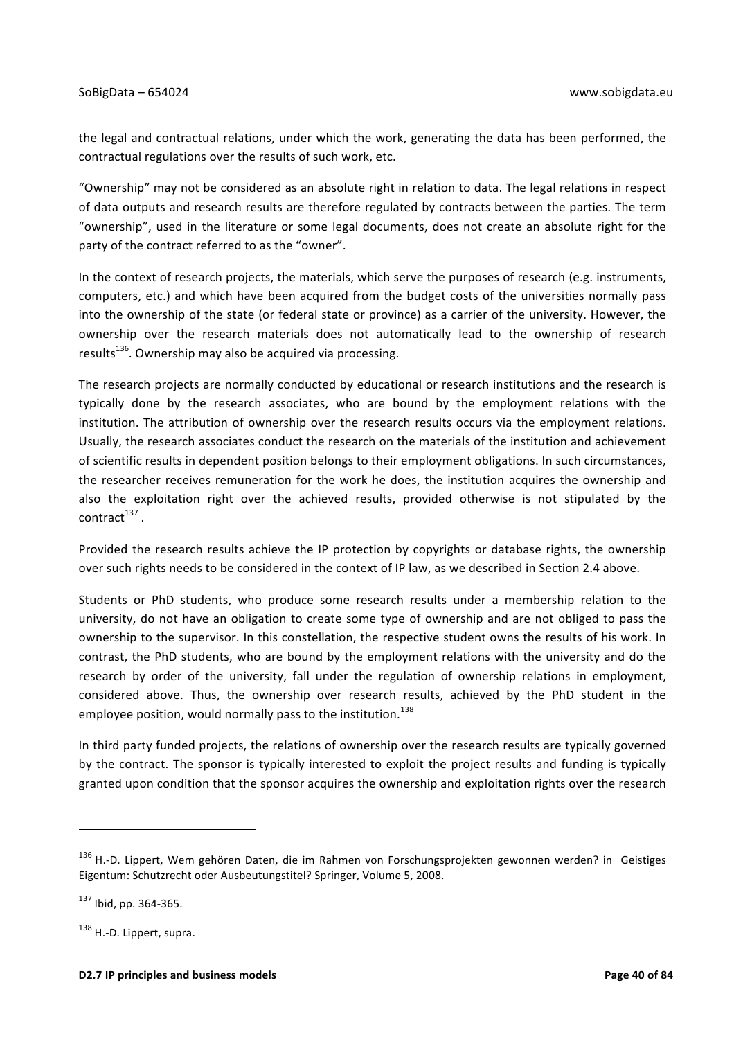the legal and contractual relations, under which the work, generating the data has been performed, the contractual regulations over the results of such work, etc.

"Ownership" may not be considered as an absolute right in relation to data. The legal relations in respect of data outputs and research results are therefore regulated by contracts between the parties. The term "ownership", used in the literature or some legal documents, does not create an absolute right for the party of the contract referred to as the "owner".

In the context of research projects, the materials, which serve the purposes of research (e.g. instruments, computers, etc.) and which have been acquired from the budget costs of the universities normally pass into the ownership of the state (or federal state or province) as a carrier of the university. However, the ownership over the research materials does not automatically lead to the ownership of research results[136]. Ownership may also be acquired via processing.

The research projects are normally conducted by educational or research institutions and the research is typically done by the research associates, who are bound by the employment relations with the institution. The attribution of ownership over the research results occurs via the employment relations. Usually, the research associates conduct the research on the materials of the institution and achievement of scientific results in dependent position belongs to their employment obligations. In such circumstances, the researcher receives remuneration for the work he does, the institution acquires the ownership and also the exploitation right over the achieved results, provided otherwise is not stipulated by the contract[137] .

Provided the research results achieve the IP protection by copyrights or database rights, the ownership over such rights needs to be considered in the context of IP law, as we described in Section 2.4 above.

Students or PhD students, who produce some research results under a membership relation to the university, do not have an obligation to create some type of ownership and are not obliged to pass the ownership to the supervisor. In this constellation, the respective student owns the results of his work. In contrast, the PhD students, who are bound by the employment relations with the university and do the research by order of the university, fall under the regulation of ownership relations in employment, considered above. Thus, the ownership over research results, achieved by the PhD student in the employee position, would normally pass to the institution.[138]

In third party funded projects, the relations of ownership over the research results are typically governed by the contract. The sponsor is typically interested to exploit the project results and funding is typically granted upon condition that the sponsor acquires the ownership and exploitation rights over the research

---

[136] H.-D. Lippert, Wem gehören Daten, die im Rahmen von Forschungsprojekten gewonnen werden? in Geistiges Eigentum: Schutzrecht oder Ausbeutungstitel? Springer, Volume 5, 2008.

[137] Ibid, pp. 364-365.

[138] H.-D. Lippert, supra.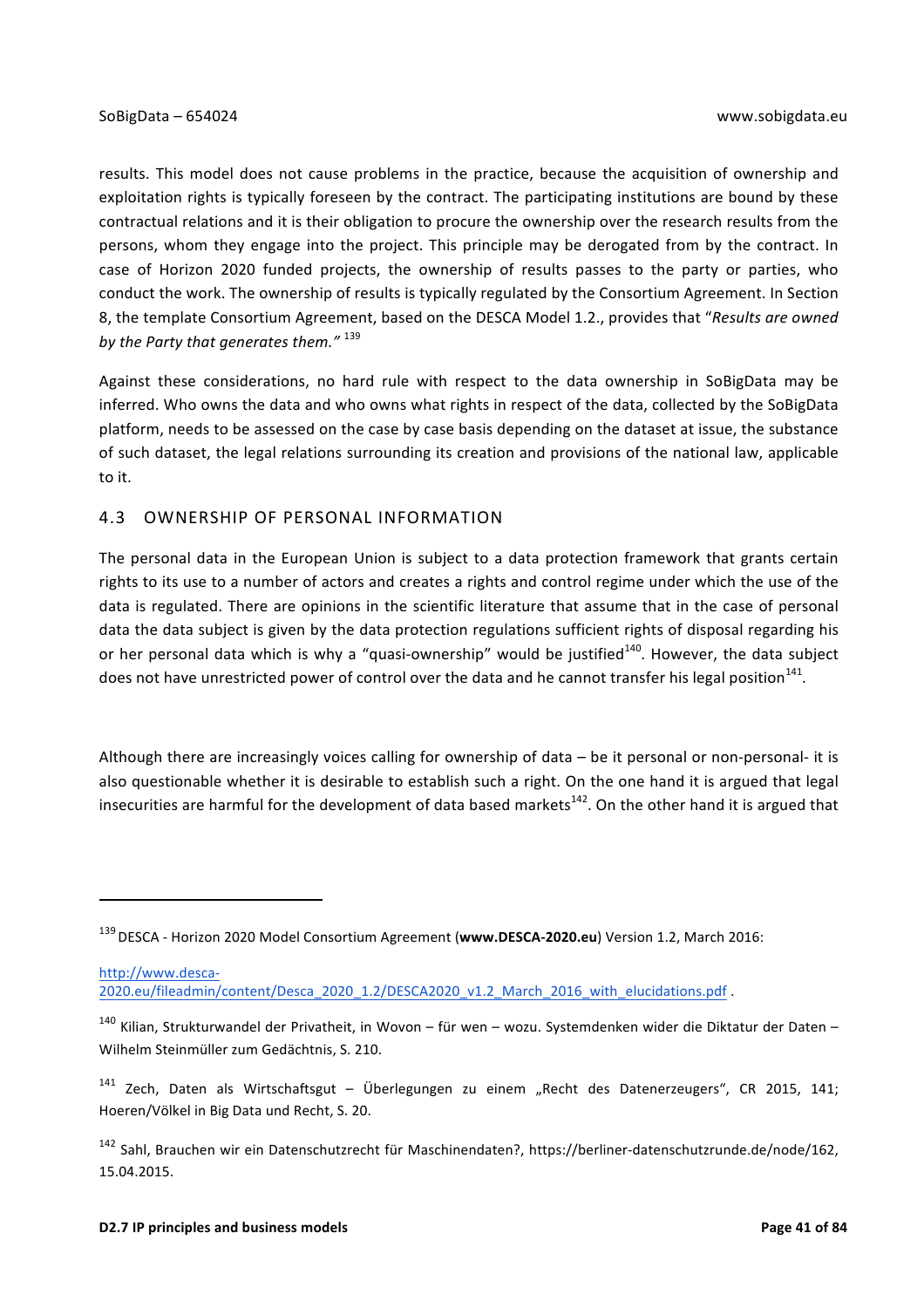results. This model does not cause problems in the practice, because the acquisition of ownership and exploitation rights is typically foreseen by the contract. The participating institutions are bound by these contractual relations and it is their obligation to procure the ownership over the research results from the persons, whom they engage into the project. This principle may be derogated from by the contract. In case of Horizon 2020 funded projects, the ownership of results passes to the party or parties, who conduct the work. The ownership of results is typically regulated by the Consortium Agreement. In Section 8, the template Consortium Agreement, based on the DESCA Model 1.2., provides that "*Results are owned by the Party that generates them.*" [139]

Against these considerations, no hard rule with respect to the data ownership in SoBigData may be inferred. Who owns the data and who owns what rights in respect of the data, collected by the SoBigData platform, needs to be assessed on the case by case basis depending on the dataset at issue, the substance of such dataset, the legal relations surrounding its creation and provisions of the national law, applicable to it.

## 4.3 OWNERSHIP OF PERSONAL INFORMATION

The personal data in the European Union is subject to a data protection framework that grants certain rights to its use to a number of actors and creates a rights and control regime under which the use of the data is regulated. There are opinions in the scientific literature that assume that in the case of personal data the data subject is given by the data protection regulations sufficient rights of disposal regarding his or her personal data which is why a "quasi-ownership" would be justified[140]. However, the data subject does not have unrestricted power of control over the data and he cannot transfer his legal position[141].

Although there are increasingly voices calling for ownership of data – be it personal or non-personal- it is also questionable whether it is desirable to establish such a right. On the one hand it is argued that legal insecurities are harmful for the development of data based markets[142]. On the other hand it is argued that

---

[139] DESCA - Horizon 2020 Model Consortium Agreement (**www.DESCA-2020.eu**) Version 1.2, March 2016:

http://www.desca-2020.eu/fileadmin/content/Desca_2020_1.2/DESCA2020_v1.2_March_2016_with_elucidations.pdf .

[140] Kilian, Strukturwandel der Privatheit, in Wovon – für wen – wozu. Systemdenken wider die Diktatur der Daten – Wilhelm Steinmüller zum Gedächtnis, S. 210.

[141] Zech, Daten als Wirtschaftsgut – Überlegungen zu einem „Recht des Datenerzeugers", CR 2015, 141; Hoeren/Völkel in Big Data und Recht, S. 20.

[142] Sahl, Brauchen wir ein Datenschutzrecht für Maschinendaten?, https://berliner-datenschutzrunde.de/node/162, 15.04.2015.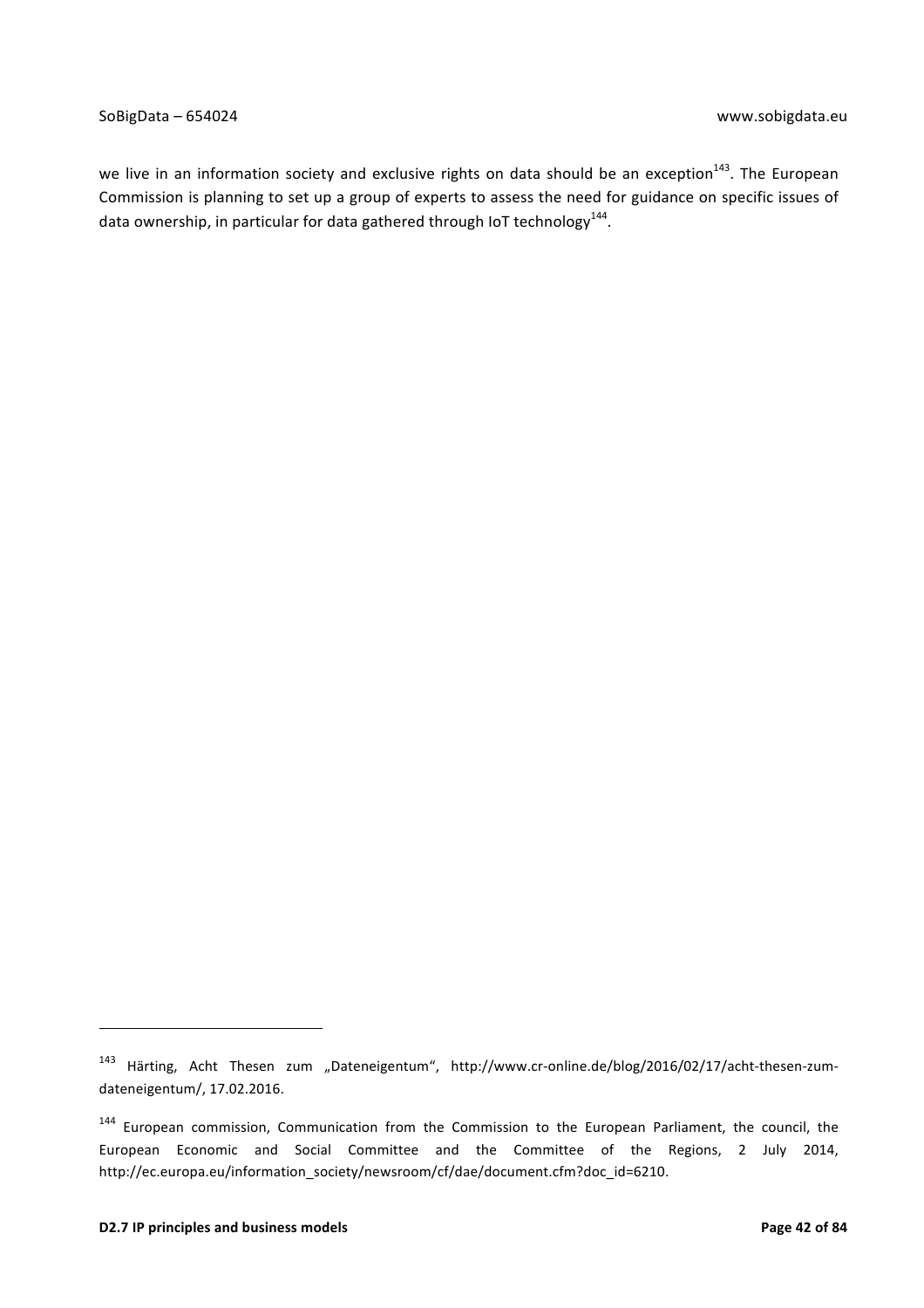we live in an information society and exclusive rights on data should be an exception[143]. The European Commission is planning to set up a group of experts to assess the need for guidance on specific issues of data ownership, in particular for data gathered through IoT technology[144].

---

[143] Härting, Acht Thesen zum „Dateneigentum", http://www.cr-online.de/blog/2016/02/17/acht-thesen-zum-dateneigentum/, 17.02.2016.

[144] European commission, Communication from the Commission to the European Parliament, the council, the European Economic and Social Committee and the Committee of the Regions, 2 July 2014, http://ec.europa.eu/information_society/newsroom/cf/dae/document.cfm?doc_id=6210.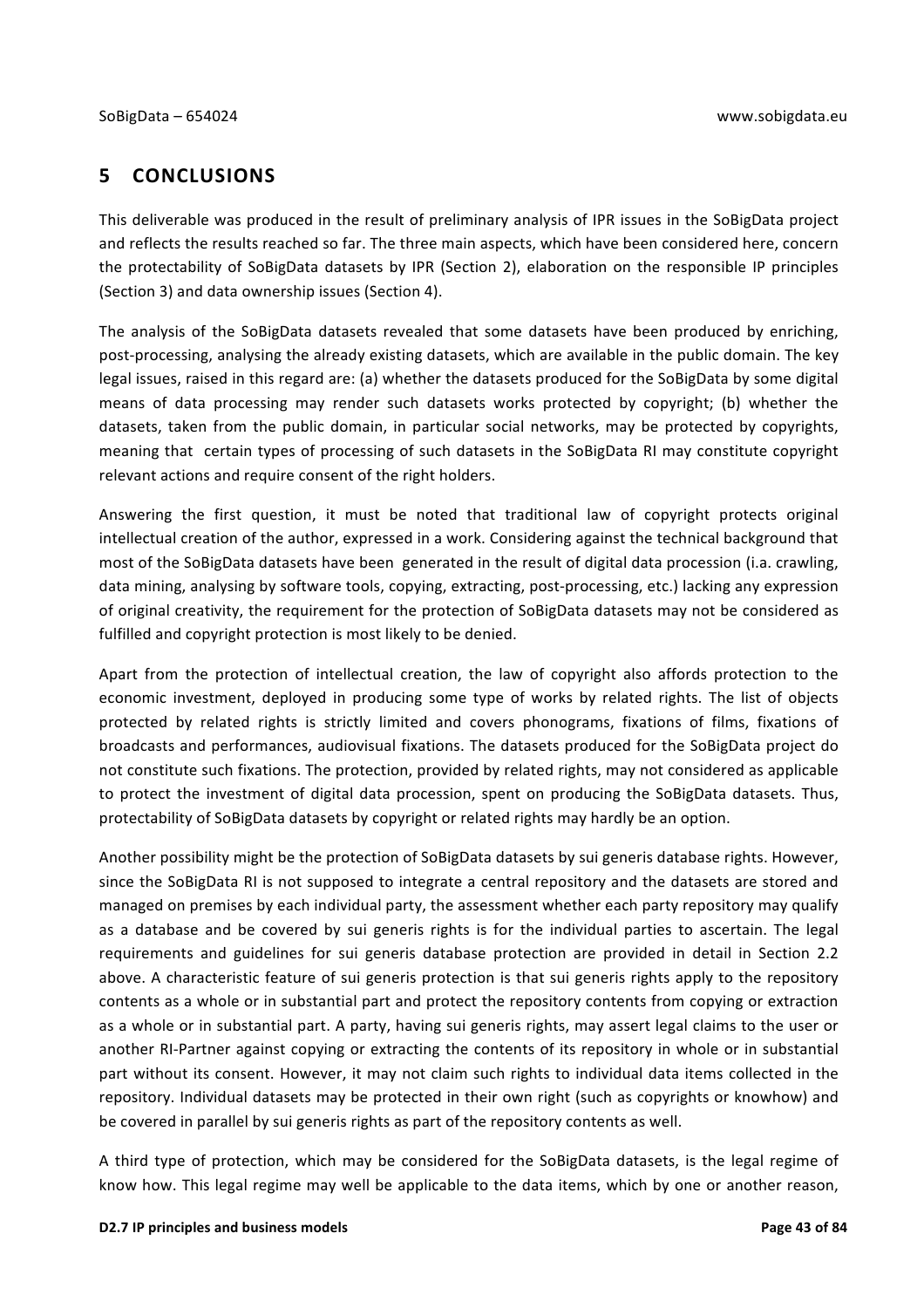# 5 CONCLUSIONS

This deliverable was produced in the result of preliminary analysis of IPR issues in the SoBigData project and reflects the results reached so far. The three main aspects, which have been considered here, concern the protectability of SoBigData datasets by IPR (Section 2), elaboration on the responsible IP principles (Section 3) and data ownership issues (Section 4).

The analysis of the SoBigData datasets revealed that some datasets have been produced by enriching, post-processing, analysing the already existing datasets, which are available in the public domain. The key legal issues, raised in this regard are: (a) whether the datasets produced for the SoBigData by some digital means of data processing may render such datasets works protected by copyright; (b) whether the datasets, taken from the public domain, in particular social networks, may be protected by copyrights, meaning that certain types of processing of such datasets in the SoBigData RI may constitute copyright relevant actions and require consent of the right holders.

Answering the first question, it must be noted that traditional law of copyright protects original intellectual creation of the author, expressed in a work. Considering against the technical background that most of the SoBigData datasets have been generated in the result of digital data procession (i.a. crawling, data mining, analysing by software tools, copying, extracting, post-processing, etc.) lacking any expression of original creativity, the requirement for the protection of SoBigData datasets may not be considered as fulfilled and copyright protection is most likely to be denied.

Apart from the protection of intellectual creation, the law of copyright also affords protection to the economic investment, deployed in producing some type of works by related rights. The list of objects protected by related rights is strictly limited and covers phonograms, fixations of films, fixations of broadcasts and performances, audiovisual fixations. The datasets produced for the SoBigData project do not constitute such fixations. The protection, provided by related rights, may not considered as applicable to protect the investment of digital data procession, spent on producing the SoBigData datasets. Thus, protectability of SoBigData datasets by copyright or related rights may hardly be an option.

Another possibility might be the protection of SoBigData datasets by sui generis database rights. However, since the SoBigData RI is not supposed to integrate a central repository and the datasets are stored and managed on premises by each individual party, the assessment whether each party repository may qualify as a database and be covered by sui generis rights is for the individual parties to ascertain. The legal requirements and guidelines for sui generis database protection are provided in detail in Section 2.2 above. A characteristic feature of sui generis protection is that sui generis rights apply to the repository contents as a whole or in substantial part and protect the repository contents from copying or extraction as a whole or in substantial part. A party, having sui generis rights, may assert legal claims to the user or another RI-Partner against copying or extracting the contents of its repository in whole or in substantial part without its consent. However, it may not claim such rights to individual data items collected in the repository. Individual datasets may be protected in their own right (such as copyrights or knowhow) and be covered in parallel by sui generis rights as part of the repository contents as well.

A third type of protection, which may be considered for the SoBigData datasets, is the legal regime of know how. This legal regime may well be applicable to the data items, which by one or another reason,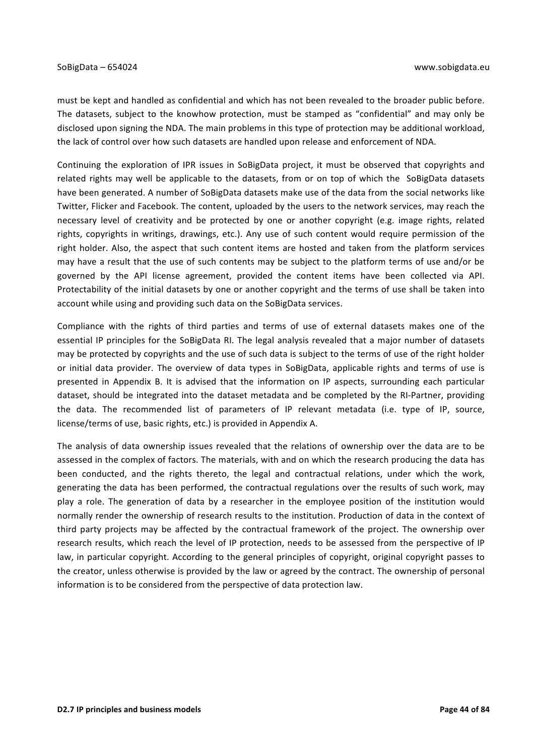must be kept and handled as confidential and which has not been revealed to the broader public before. The datasets, subject to the knowhow protection, must be stamped as "confidential" and may only be disclosed upon signing the NDA. The main problems in this type of protection may be additional workload, the lack of control over how such datasets are handled upon release and enforcement of NDA.

Continuing the exploration of IPR issues in SoBigData project, it must be observed that copyrights and related rights may well be applicable to the datasets, from or on top of which the SoBigData datasets have been generated. A number of SoBigData datasets make use of the data from the social networks like Twitter, Flicker and Facebook. The content, uploaded by the users to the network services, may reach the necessary level of creativity and be protected by one or another copyright (e.g. image rights, related rights, copyrights in writings, drawings, etc.). Any use of such content would require permission of the right holder. Also, the aspect that such content items are hosted and taken from the platform services may have a result that the use of such contents may be subject to the platform terms of use and/or be governed by the API license agreement, provided the content items have been collected via API. Protectability of the initial datasets by one or another copyright and the terms of use shall be taken into account while using and providing such data on the SoBigData services.

Compliance with the rights of third parties and terms of use of external datasets makes one of the essential IP principles for the SoBigData RI. The legal analysis revealed that a major number of datasets may be protected by copyrights and the use of such data is subject to the terms of use of the right holder or initial data provider. The overview of data types in SoBigData, applicable rights and terms of use is presented in Appendix B. It is advised that the information on IP aspects, surrounding each particular dataset, should be integrated into the dataset metadata and be completed by the RI-Partner, providing the data. The recommended list of parameters of IP relevant metadata (i.e. type of IP, source, license/terms of use, basic rights, etc.) is provided in Appendix A.

The analysis of data ownership issues revealed that the relations of ownership over the data are to be assessed in the complex of factors. The materials, with and on which the research producing the data has been conducted, and the rights thereto, the legal and contractual relations, under which the work, generating the data has been performed, the contractual regulations over the results of such work, may play a role. The generation of data by a researcher in the employee position of the institution would normally render the ownership of research results to the institution. Production of data in the context of third party projects may be affected by the contractual framework of the project. The ownership over research results, which reach the level of IP protection, needs to be assessed from the perspective of IP law, in particular copyright. According to the general principles of copyright, original copyright passes to the creator, unless otherwise is provided by the law or agreed by the contract. The ownership of personal information is to be considered from the perspective of data protection law.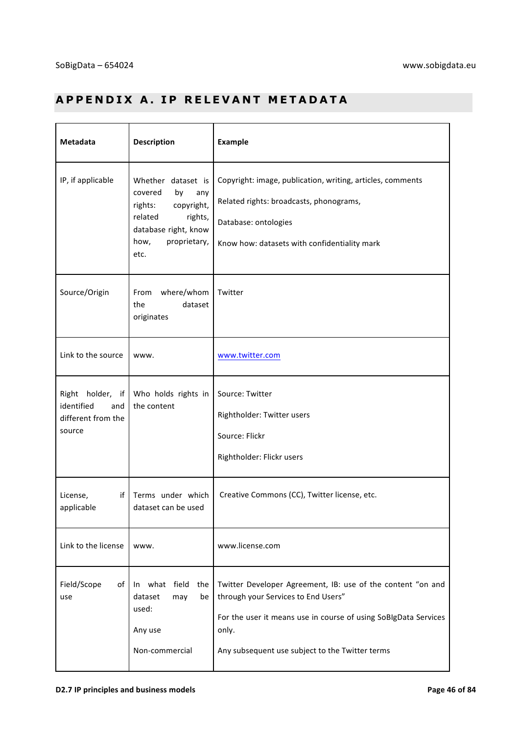# APPENDIX A. IP RELEVANT METADATA

| Metadata | Description | Example |
|---|---|---|
| IP, if applicable | Whether dataset is covered by any rights: copyright, related rights, database right, know how, proprietary, etc. | Copyright: image, publication, writing, articles, comments<br><br>Related rights: broadcasts, phonograms,<br><br>Database: ontologies<br><br>Know how: datasets with confidentiality mark |
| Source/Origin | From where/whom the dataset originates | Twitter |
| Link to the source | www. | www.twitter.com |
| Right holder, if identified and different from the source | Who holds rights in the content | Source: Twitter<br><br>Rightholder: Twitter users<br><br>Source: Flickr<br><br>Rightholder: Flickr users |
| License, if applicable | Terms under which dataset can be used | Creative Commons (CC), Twitter license, etc. |
| Link to the license | www. | www.license.com |
| Field/Scope of use | In what field the dataset may be used:<br><br>Any use<br><br>Non-commercial | Twitter Developer Agreement, IB: use of the content "on and through your Services to End Users"<br><br>For the user it means use in course of using SoBIgData Services only.<br><br>Any subsequent use subject to the Twitter terms |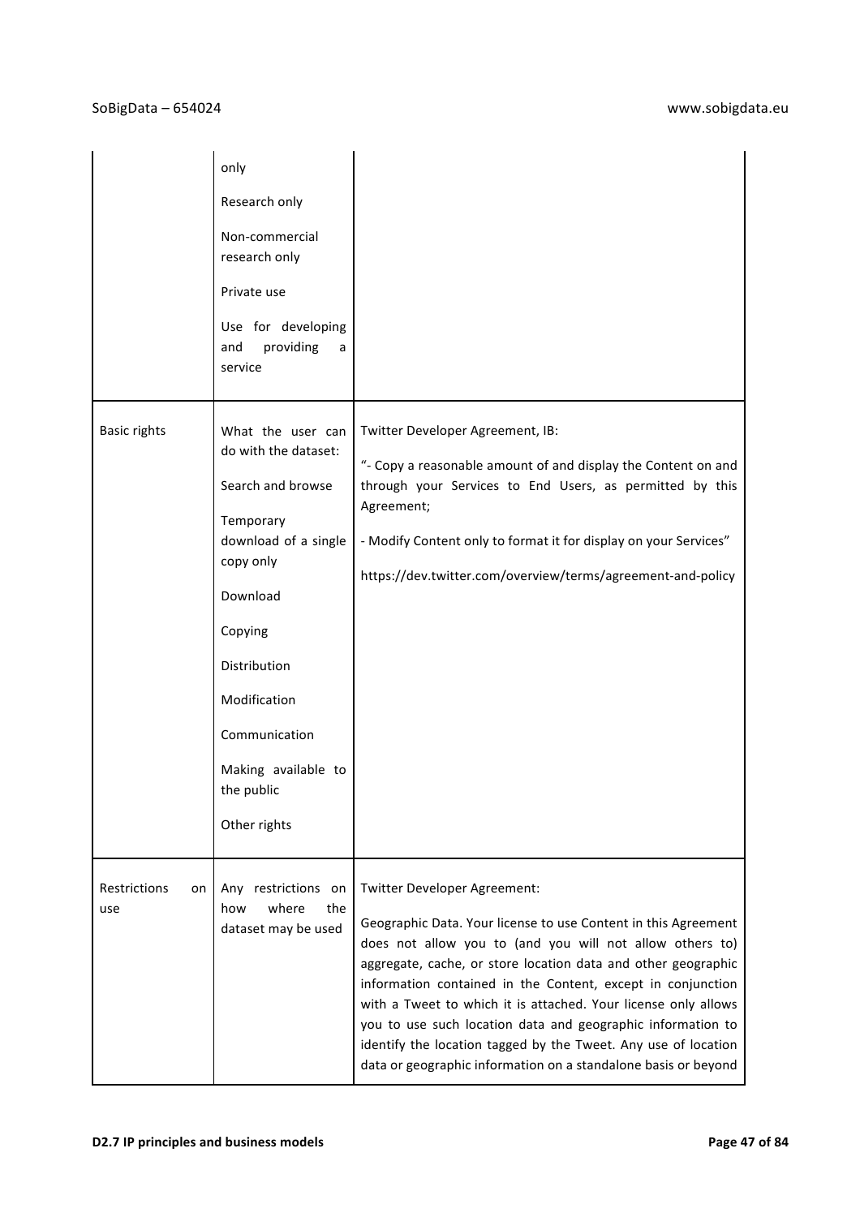| | | |
|---|---|---|
| | only<br><br>Research only<br><br>Non-commercial research only<br><br>Private use<br><br>Use for developing and providing a service | |
| Basic rights | What the user can do with the dataset:<br><br>Search and browse<br><br>Temporary download of a single copy only<br><br>Download<br><br>Copying<br><br>Distribution<br><br>Modification<br><br>Communication<br><br>Making available to the public<br><br>Other rights | Twitter Developer Agreement, IB:<br><br>"- Copy a reasonable amount of and display the Content on and through your Services to End Users, as permitted by this Agreement;<br><br>- Modify Content only to format it for display on your Services"<br><br>https://dev.twitter.com/overview/terms/agreement-and-policy |
| Restrictions on use | Any restrictions on how where the dataset may be used | Twitter Developer Agreement:<br><br>Geographic Data. Your license to use Content in this Agreement does not allow you to (and you will not allow others to) aggregate, cache, or store location data and other geographic information contained in the Content, except in conjunction with a Tweet to which it is attached. Your license only allows you to use such location data and geographic information to identify the location tagged by the Tweet. Any use of location data or geographic information on a standalone basis or beyond |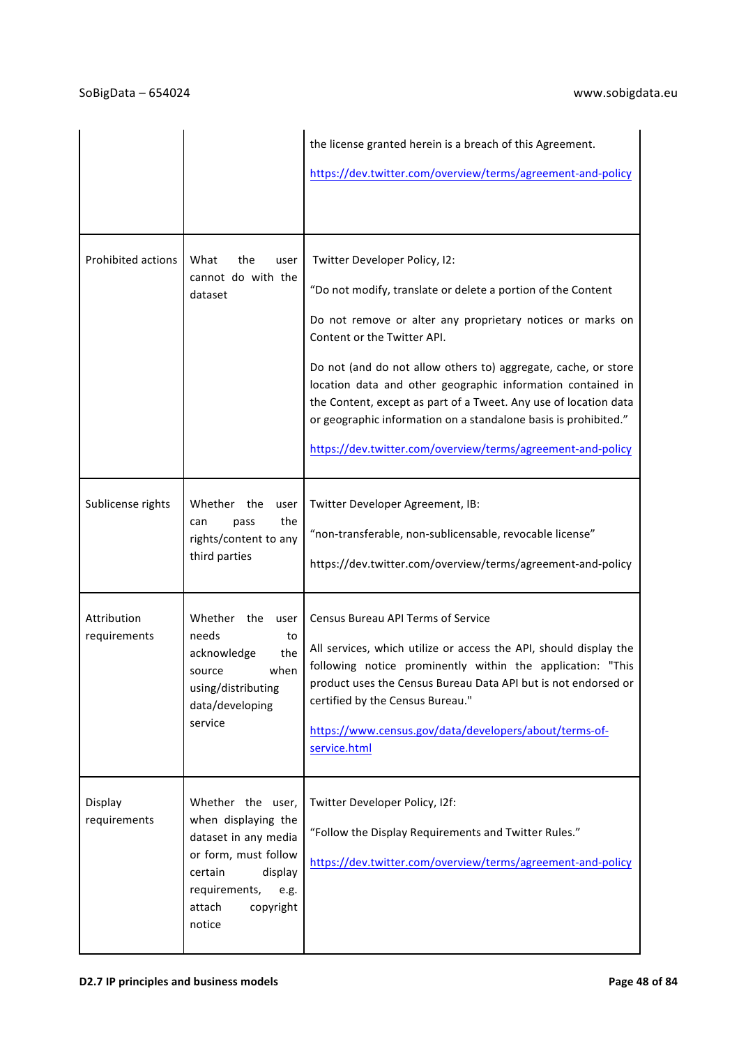| | | |
|---|---|---|
| | | the license granted herein is a breach of this Agreement.<br><br>https://dev.twitter.com/overview/terms/agreement-and-policy |
| Prohibited actions | What the user cannot do with the dataset | Twitter Developer Policy, I2:<br><br>"Do not modify, translate or delete a portion of the Content<br><br>Do not remove or alter any proprietary notices or marks on Content or the Twitter API.<br><br>Do not (and do not allow others to) aggregate, cache, or store location data and other geographic information contained in the Content, except as part of a Tweet. Any use of location data or geographic information on a standalone basis is prohibited."<br><br>https://dev.twitter.com/overview/terms/agreement-and-policy |
| Sublicense rights | Whether the user can pass the rights/content to any third parties | Twitter Developer Agreement, IB:<br><br>"non-transferable, non-sublicensable, revocable license"<br><br>https://dev.twitter.com/overview/terms/agreement-and-policy |
| Attribution requirements | Whether the user needs to acknowledge the source when using/distributing data/developing service | Census Bureau API Terms of Service<br><br>All services, which utilize or access the API, should display the following notice prominently within the application: "This product uses the Census Bureau Data API but is not endorsed or certified by the Census Bureau."<br><br>https://www.census.gov/data/developers/about/terms-of-service.html |
| Display requirements | Whether the user, when displaying the dataset in any media or form, must follow certain display requirements, e.g. attach copyright notice | Twitter Developer Policy, I2f:<br><br>"Follow the Display Requirements and Twitter Rules."<br><br>https://dev.twitter.com/overview/terms/agreement-and-policy |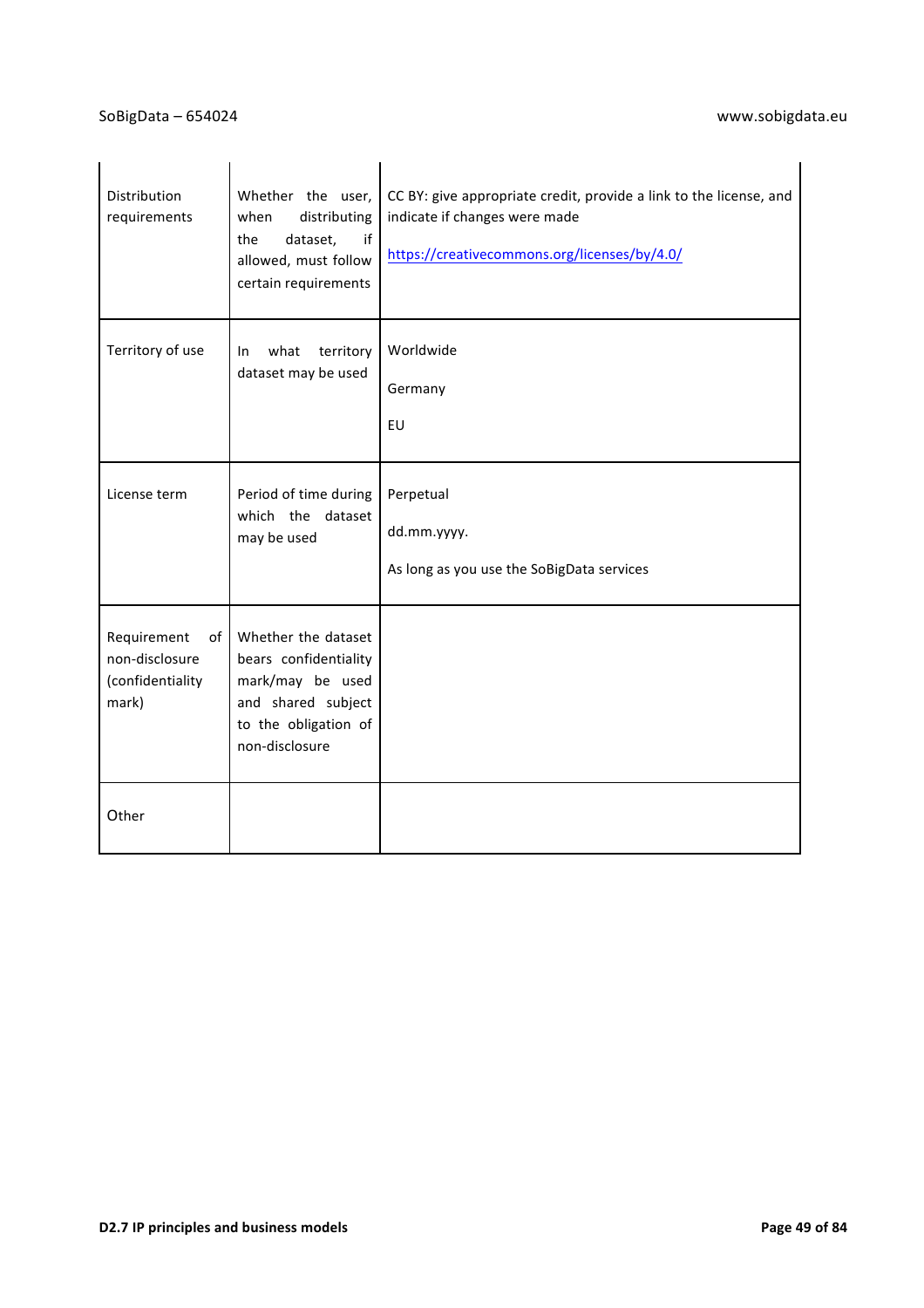| | | |
|---|---|---|
| Distribution requirements | Whether the user, when distributing the dataset, if allowed, must follow certain requirements | CC BY: give appropriate credit, provide a link to the license, and indicate if changes were made<br><br>https://creativecommons.org/licenses/by/4.0/ |
| Territory of use | In what territory dataset may be used | Worldwide<br><br>Germany<br><br>EU |
| License term | Period of time during which the dataset may be used | Perpetual<br><br>dd.mm.yyyy.<br><br>As long as you use the SoBigData services |
| Requirement of non-disclosure (confidentiality mark) | Whether the dataset bears confidentiality mark/may be used and shared subject to the obligation of non-disclosure | |
| Other | | |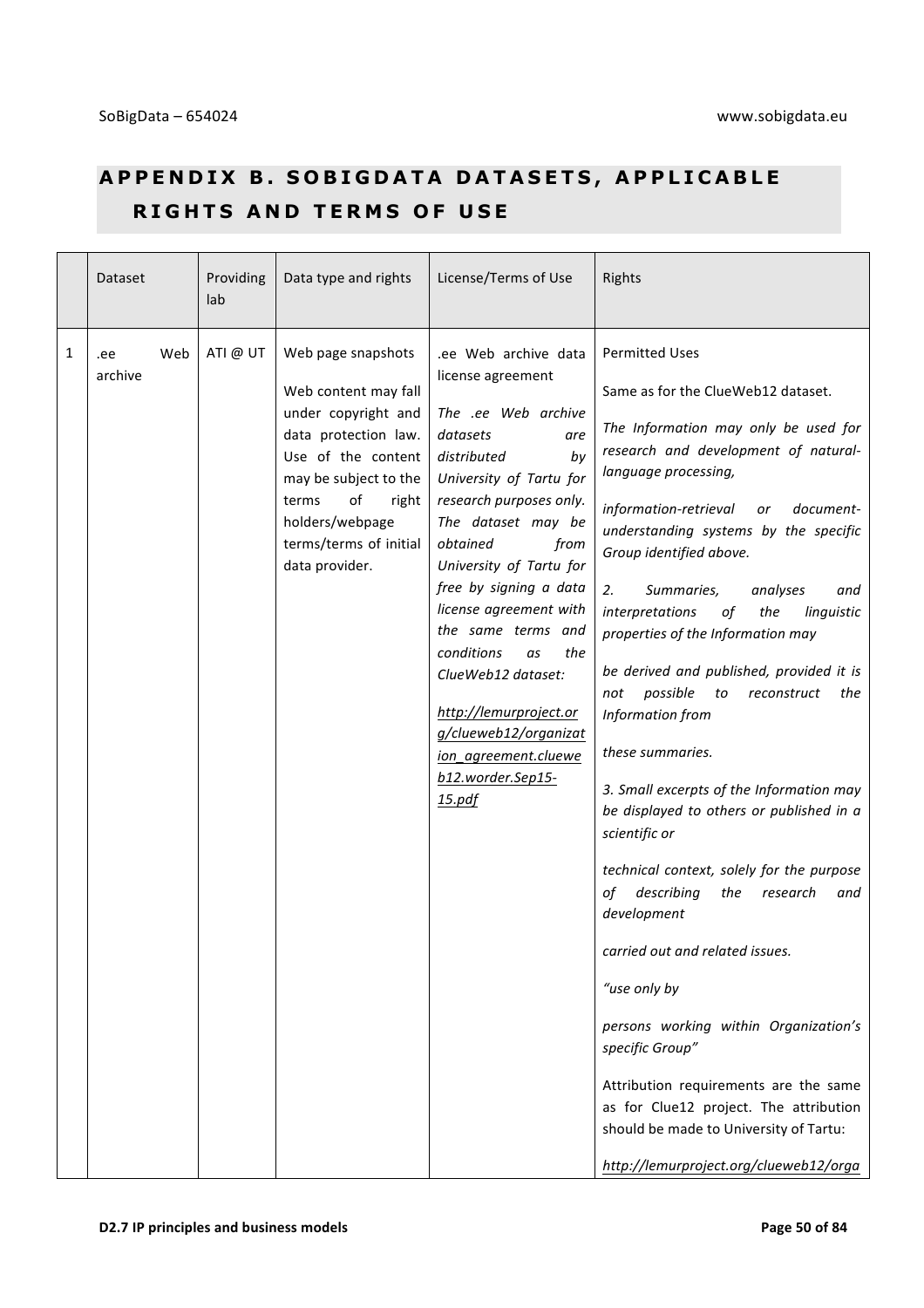# APPENDIX B. SOBIGDATA DATASETS, APPLICABLE RIGHTS AND TERMS OF USE

| | Dataset | Providing lab | Data type and rights | License/Terms of Use | Rights |
|---|---|---|---|---|---|
| 1 | .ee Web archive | ATI @ UT | Web page snapshots<br><br>Web content may fall under copyright and data protection law. Use of the content may be subject to the terms of right holders/webpage terms/terms of initial data provider. | .ee Web archive data license agreement<br><br>*The .ee Web archive datasets are distributed by University of Tartu for research purposes only. The dataset may be obtained from University of Tartu for free by signing a data license agreement with the same terms and conditions as the ClueWeb12 dataset:*<br><br>*http://lemurproject.org/clueweb12/organization_agreement.clueweb12.worder.Sep15-15.pdf* | Permitted Uses<br><br>Same as for the ClueWeb12 dataset.<br><br>*The Information may only be used for research and development of natural-language processing,*<br><br>*information-retrieval or document-understanding systems by the specific Group identified above.*<br><br>*2. Summaries, analyses and interpretations of the linguistic properties of the Information may*<br><br>*be derived and published, provided it is not possible to reconstruct the Information from*<br><br>*these summaries.*<br><br>*3. Small excerpts of the Information may be displayed to others or published in a scientific or*<br><br>*technical context, solely for the purpose of describing the research and development*<br><br>*carried out and related issues.*<br><br>*"use only by*<br><br>*persons working within Organization's specific Group"*<br><br>Attribution requirements are the same as for Clue12 project. The attribution should be made to University of Tartu:<br><br>*http://lemurproject.org/clueweb12/orga* |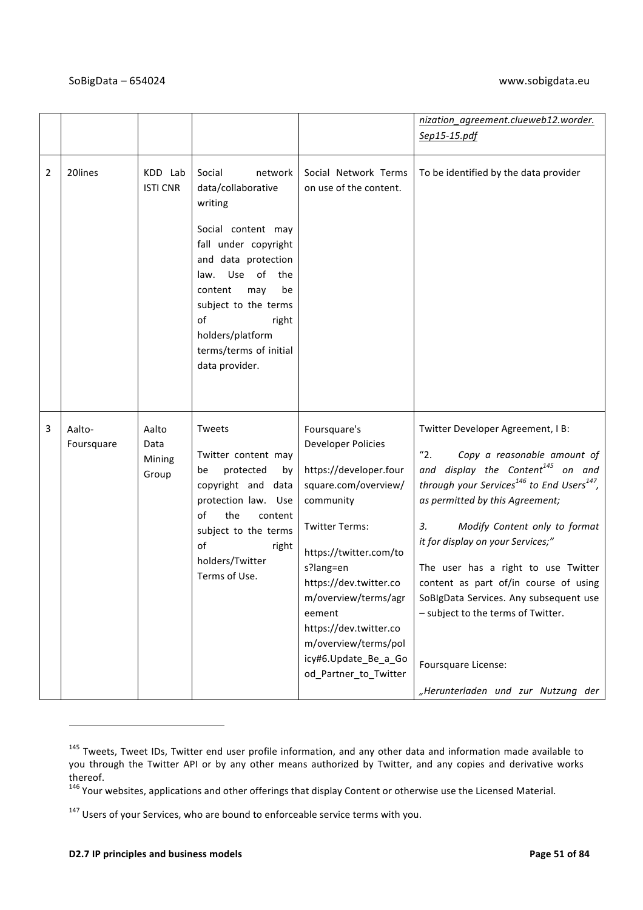| | | | | | |
|---|---|---|---|---|---|
| | | | | | *nization_agreement.clueweb12.worder.Sep15-15.pdf* |
| 2 | 20lines | KDD Lab ISTI CNR | Social network data/collaborative writing<br><br>Social content may fall under copyright and data protection law. Use of the content may be subject to the terms of right holders/platform terms/terms of initial data provider. | Social Network Terms on use of the content. | To be identified by the data provider |
| 3 | Aalto-Foursquare | Aalto Data Mining Group | Tweets<br><br>Twitter content may be protected by copyright and data protection law. Use of the content subject to the terms of right holders/Twitter Terms of Use. | Foursquare's Developer Policies<br><br>https://developer.foursquare.com/overview/community<br><br>Twitter Terms:<br><br>https://twitter.com/tos?lang=en<br>https://dev.twitter.com/overview/terms/agreement<br>https://dev.twitter.com/overview/terms/policy#6.Update_Be_a_Good_Partner_to_Twitter | Twitter Developer Agreement, I B:<br><br>"2. *Copy a reasonable amount of and display the Content*[145] *on and through your Services*[146] *to End Users*[147]*, as permitted by this Agreement;*<br><br>*3. Modify Content only to format it for display on your Services;"*<br><br>The user has a right to use Twitter content as part of/in course of using SoBIgData Services. Any subsequent use – subject to the terms of Twitter.<br><br>Foursquare License:<br><br>*„Herunterladen und zur Nutzung der* |

[145] Tweets, Tweet IDs, Twitter end user profile information, and any other data and information made available to you through the Twitter API or by any other means authorized by Twitter, and any copies and derivative works thereof.

[146] Your websites, applications and other offerings that display Content or otherwise use the Licensed Material.

[147] Users of your Services, who are bound to enforceable service terms with you.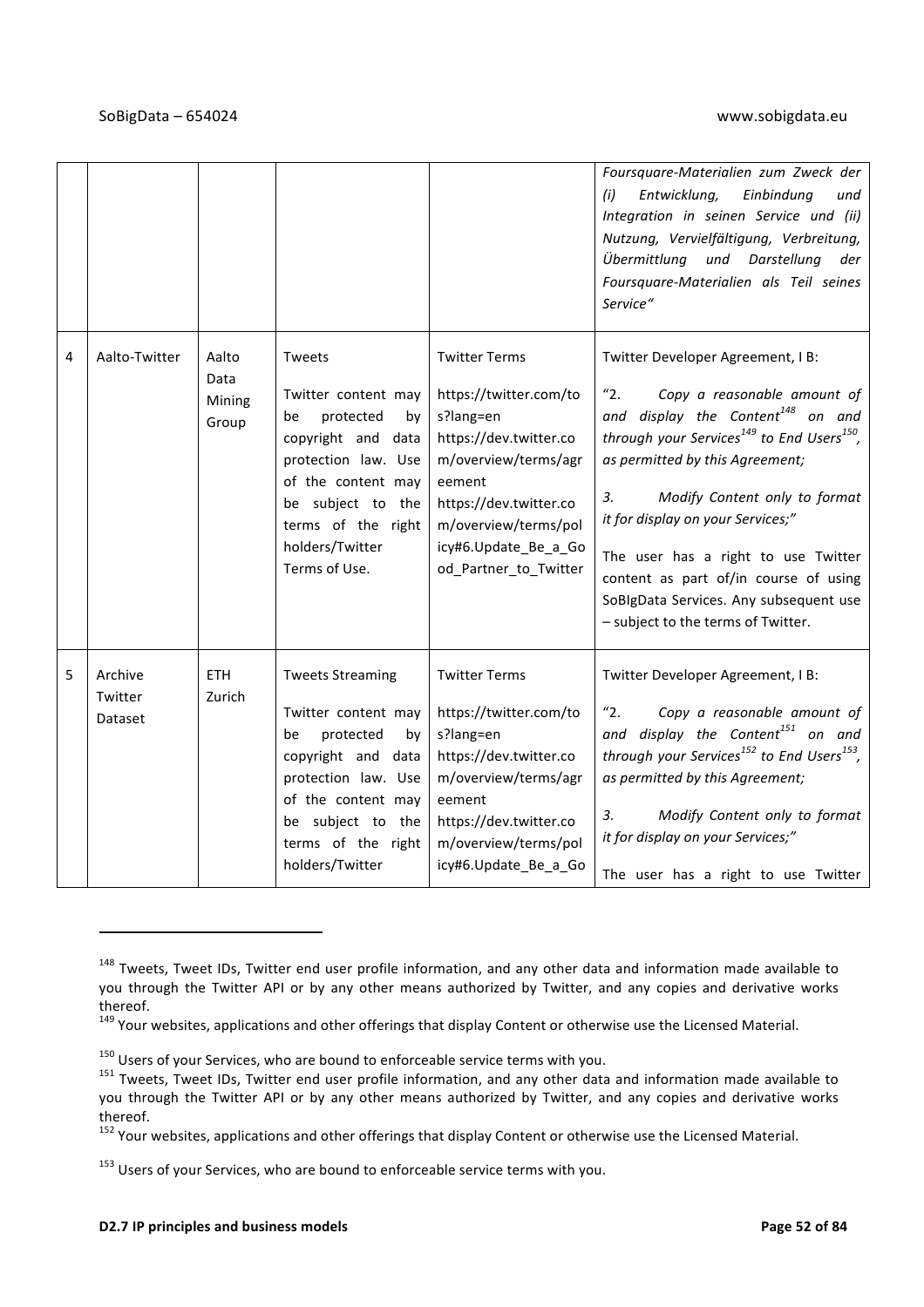| | | | | | |
|---|---|---|---|---|---|
| | | | | | *Foursquare-Materialien zum Zweck der (i) Entwicklung, Einbindung und Integration in seinen Service und (ii) Nutzung, Vervielfältigung, Verbreitung, Übermittlung und Darstellung der Foursquare-Materialien als Teil seines Service"* |
| 4 | Aalto-Twitter | Aalto Data Mining Group | Tweets<br><br>Twitter content may be protected by copyright and data protection law. Use of the content may be subject to the terms of the right holders/Twitter Terms of Use. | Twitter Terms<br><br>https://twitter.com/tos?lang=en<br>https://dev.twitter.com/overview/terms/agreement<br>https://dev.twitter.com/overview/terms/policy#6.Update_Be_a_Good_Partner_to_Twitter | Twitter Developer Agreement, I B:<br><br>"2. *Copy a reasonable amount of and display the Content*[148] *on and through your Services*[149] *to End Users*[150]*, as permitted by this Agreement;*<br><br>*3. Modify Content only to format it for display on your Services;"*<br><br>The user has a right to use Twitter content as part of/in course of using SoBIgData Services. Any subsequent use – subject to the terms of Twitter. |
| 5 | Archive Twitter Dataset | ETH Zurich | Tweets Streaming<br><br>Twitter content may be protected by copyright and data protection law. Use of the content may be subject to the terms of the right holders/Twitter | Twitter Terms<br><br>https://twitter.com/tos?lang=en<br>https://dev.twitter.com/overview/terms/agreement<br>https://dev.twitter.com/overview/terms/policy#6.Update_Be_a_Go | Twitter Developer Agreement, I B:<br><br>"2. *Copy a reasonable amount of and display the Content*[151] *on and through your Services*[152] *to End Users*[153]*, as permitted by this Agreement;*<br><br>*3. Modify Content only to format it for display on your Services;"*<br><br>The user has a right to use Twitter |

[148] Tweets, Tweet IDs, Twitter end user profile information, and any other data and information made available to you through the Twitter API or by any other means authorized by Twitter, and any copies and derivative works thereof.

[149] Your websites, applications and other offerings that display Content or otherwise use the Licensed Material.

[150] Users of your Services, who are bound to enforceable service terms with you.

[151] Tweets, Tweet IDs, Twitter end user profile information, and any other data and information made available to you through the Twitter API or by any other means authorized by Twitter, and any copies and derivative works thereof.

[152] Your websites, applications and other offerings that display Content or otherwise use the Licensed Material.

[153] Users of your Services, who are bound to enforceable service terms with you.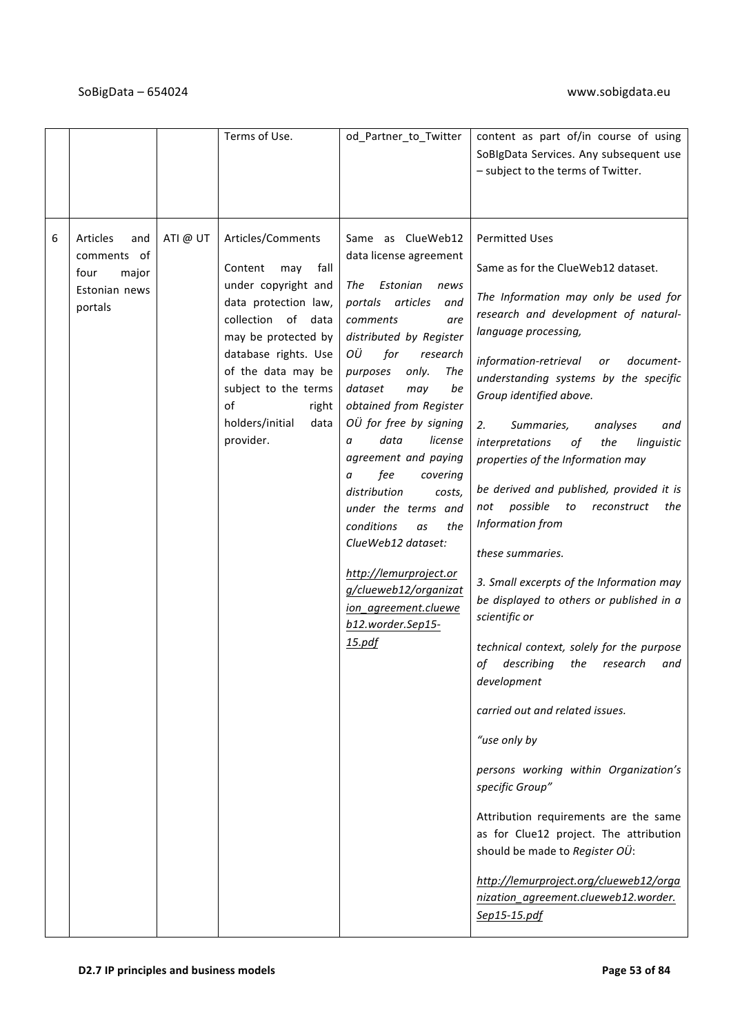|  |  |  | Terms of Use. | od_Partner_to_Twitter | content as part of/in course of using SoBIgData Services. Any subsequent use – subject to the terms of Twitter. |
|---|---|---|---|---|---|
| 6 | Articles and comments of four major Estonian news portals | ATI @ UT | Articles/Comments<br><br>Content may fall under copyright and data protection law, collection of data may be protected by database rights. Use of the data may be subject to the terms of right holders/initial data provider. | Same as ClueWeb12 data license agreement<br><br>*The Estonian news portals articles and comments are distributed by Register OÜ for research purposes only. The dataset may be obtained from Register OÜ for free by signing a data license agreement and paying a fee covering distribution costs, under the terms and conditions as the ClueWeb12 dataset:*<br><br>*http://lemurproject.org/clueweb12/organization_agreement.clueweb12.worder.Sep15-15.pdf* | Permitted Uses<br><br>Same as for the ClueWeb12 dataset.<br><br>*The Information may only be used for research and development of natural-language processing,*<br><br>*information-retrieval or document-understanding systems by the specific Group identified above.*<br><br>*2. Summaries, analyses and interpretations of the linguistic properties of the Information may*<br><br>*be derived and published, provided it is not possible to reconstruct the Information from*<br><br>*these summaries.*<br><br>*3. Small excerpts of the Information may be displayed to others or published in a scientific or*<br><br>*technical context, solely for the purpose of describing the research and development*<br><br>*carried out and related issues.*<br><br>*"use only by*<br><br>*persons working within Organization's specific Group"*<br><br>Attribution requirements are the same as for Clue12 project. The attribution should be made to *Register OÜ*:<br><br>*http://lemurproject.org/clueweb12/organization_agreement.clueweb12.worder.Sep15-15.pdf* |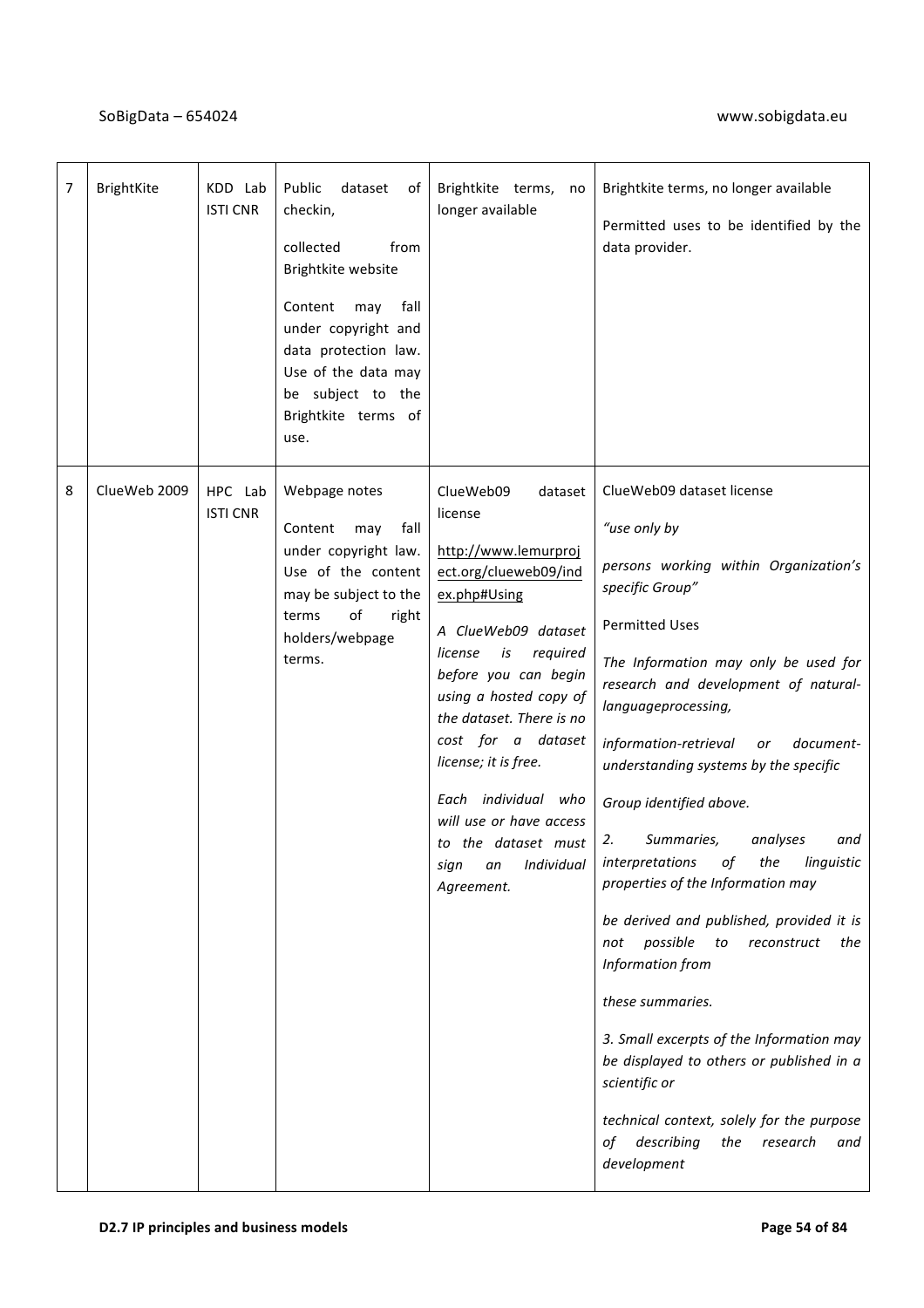| 7 | BrightKite | KDD Lab ISTI CNR | Public dataset of checkin,<br><br>collected from Brightkite website<br><br>Content may fall under copyright and data protection law. Use of the data may be subject to the Brightkite terms of use. | Brightkite terms, no longer available | Brightkite terms, no longer available<br><br>Permitted uses to be identified by the data provider. |
|---|---|---|---|---|---|
| 8 | ClueWeb 2009 | HPC Lab ISTI CNR | Webpage notes<br><br>Content may fall under copyright law. Use of the content may be subject to the terms of right holders/webpage terms. | ClueWeb09 dataset license<br><br>http://www.lemurproject.org/clueweb09/index.php#Using<br><br>*A ClueWeb09 dataset license is required before you can begin using a hosted copy of the dataset. There is no cost for a dataset license; it is free.*<br><br>*Each individual who will use or have access to the dataset must sign an Individual Agreement.* | ClueWeb09 dataset license<br><br>*"use only by*<br><br>*persons working within Organization's specific Group"*<br><br>Permitted Uses<br><br>*The Information may only be used for research and development of natural-languageprocessing,*<br><br>*information-retrieval or document-understanding systems by the specific*<br><br>*Group identified above.*<br><br>*2. Summaries, analyses and interpretations of the linguistic properties of the Information may*<br><br>*be derived and published, provided it is not possible to reconstruct the Information from*<br><br>*these summaries.*<br><br>*3. Small excerpts of the Information may be displayed to others or published in a scientific or*<br><br>*technical context, solely for the purpose of describing the research and development* |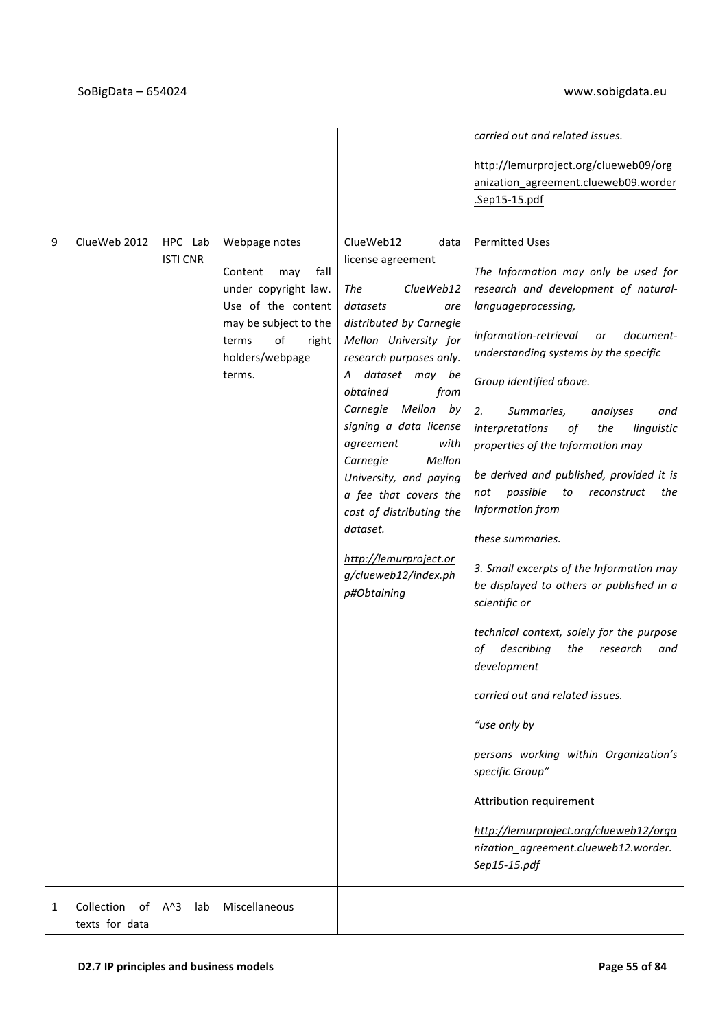| | | | | | |
|---|---|---|---|---|---|
| | | | | | *carried out and related issues.* http://lemurproject.org/clueweb09/organization_agreement.clueweb09.worder.Sep15-15.pdf |
| 9 | ClueWeb 2012 | HPC Lab ISTI CNR | Webpage notes Content may fall under copyright law. Use of the content may be subject to the terms of right holders/webpage terms. | ClueWeb12 data license agreement *The ClueWeb12 datasets are distributed by Carnegie Mellon University for research purposes only. A dataset may be obtained from Carnegie Mellon by signing a data license agreement with Carnegie Mellon University, and paying a fee that covers the cost of distributing the dataset.* *http://lemurproject.org/clueweb12/index.php#Obtaining* | Permitted Uses *The Information may only be used for research and development of natural-languageprocessing,* *information-retrieval or document-understanding systems by the specific* *Group identified above.* *2. Summaries, analyses and interpretations of the linguistic properties of the Information may* *be derived and published, provided it is not possible to reconstruct the Information from* *these summaries.* *3. Small excerpts of the Information may be displayed to others or published in a scientific or* *technical context, solely for the purpose of describing the research and development* *carried out and related issues.* *"use only by* *persons working within Organization's specific Group"* Attribution requirement *http://lemurproject.org/clueweb12/organization_agreement.clueweb12.worder.Sep15-15.pdf* |
| 1 | Collection of texts for data | A^3 lab | Miscellaneous | | |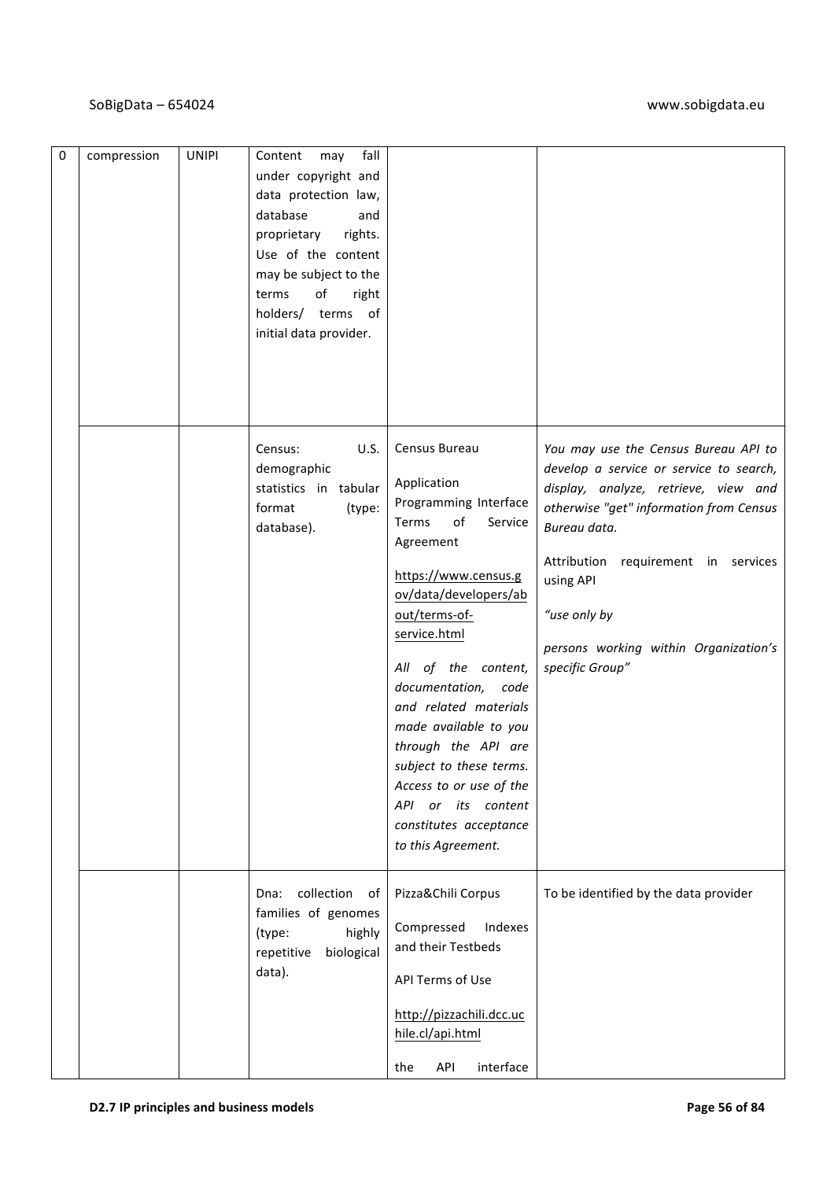| 0 | compression | UNIPI | Content may fall under copyright and data protection law, database and proprietary rights. Use of the content may be subject to the terms of right holders/ terms of initial data provider. | | |
|---|---|---|---|---|---|
| | | | Census: U.S. demographic statistics in tabular format (type: database). | Census Bureau<br><br>Application Programming Interface Terms of Service Agreement<br><br>https://www.census.gov/data/developers/about/terms-of-service.html<br><br>*All of the content, documentation, code and related materials made available to you through the API are subject to these terms. Access to or use of the API or its content constitutes acceptance to this Agreement.* | *You may use the Census Bureau API to develop a service or service to search, display, analyze, retrieve, view and otherwise "get" information from Census Bureau data.*<br><br>Attribution requirement in services using API<br><br>*"use only by*<br><br>*persons working within Organization's specific Group"* |
| | | | Dna: collection of families of genomes (type: highly repetitive biological data). | Pizza&Chili Corpus<br><br>Compressed Indexes and their Testbeds<br><br>API Terms of Use<br><br>http://pizzachili.dcc.uchile.cl/api.html<br><br>the API interface | To be identified by the data provider |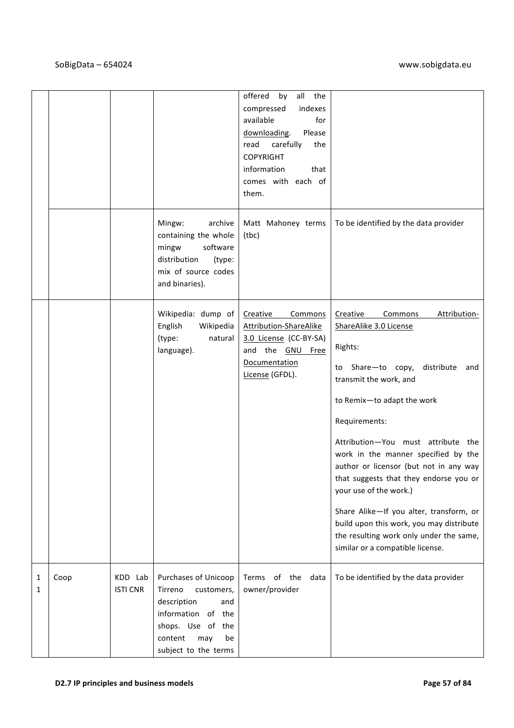| | | | | | |
|---|---|---|---|---|---|
| | | | | offered by all the compressed indexes available for downloading. Please read carefully the COPYRIGHT information that comes with each of them. | |
| | | | Mingw: archive containing the whole mingw software distribution (type: mix of source codes and binaries). | Matt Mahoney terms (tbc) | To be identified by the data provider |
| | | | Wikipedia: dump of English Wikipedia (type: natural language). | Creative Commons Attribution-ShareAlike 3.0 License (CC-BY-SA) and the GNU Free Documentation License (GFDL). | Creative Commons Attribution-ShareAlike 3.0 License<br><br>Rights:<br><br>to Share—to copy, distribute and transmit the work, and<br><br>to Remix—to adapt the work<br><br>Requirements:<br><br>Attribution—You must attribute the work in the manner specified by the author or licensor (but not in any way that suggests that they endorse you or your use of the work.)<br><br>Share Alike—If you alter, transform, or build upon this work, you may distribute the resulting work only under the same, similar or a compatible license. |
| 11 | Coop | KDD Lab ISTI CNR | Purchases of Unicoop Tirreno customers, description and information of the shops. Use of the content may be subject to the terms | Terms of the data owner/provider | To be identified by the data provider |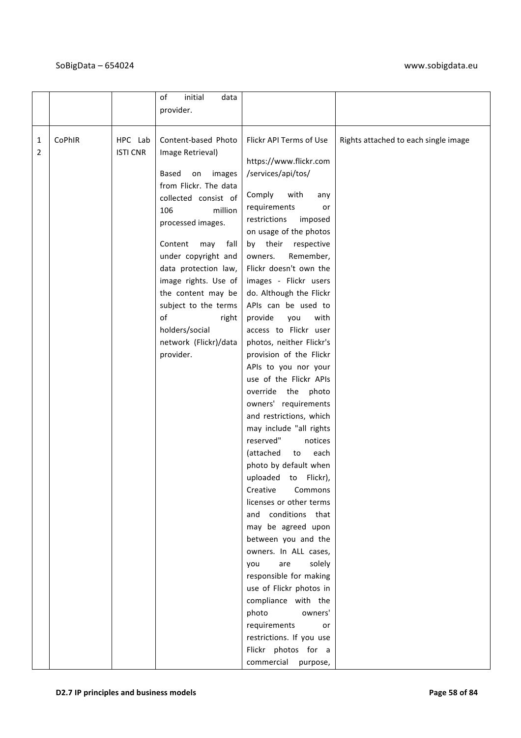|  |  |  | of initial data provider. |  |  |
|---|---|---|---|---|---|
| 12 | CoPhIR | HPC Lab ISTI CNR | Content-based Photo Image Retrieval)<br><br>Based on images from Flickr. The data collected consist of 106 million processed images.<br><br>Content may fall under copyright and data protection law, image rights. Use of the content may be subject to the terms of right holders/social network (Flickr)/data provider. | Flickr API Terms of Use<br><br>https://www.flickr.com/services/api/tos/<br><br>Comply with any requirements or restrictions imposed on usage of the photos by their respective owners. Remember, Flickr doesn't own the images - Flickr users do. Although the Flickr APIs can be used to provide you with access to Flickr user photos, neither Flickr's provision of the Flickr APIs to you nor your use of the Flickr APIs override the photo owners' requirements and restrictions, which may include "all rights reserved" notices (attached to each photo by default when uploaded to Flickr), Creative Commons licenses or other terms and conditions that may be agreed upon between you and the owners. In ALL cases, you are solely responsible for making use of Flickr photos in compliance with the photo owners' requirements or restrictions. If you use Flickr photos for a commercial purpose, | Rights attached to each single image |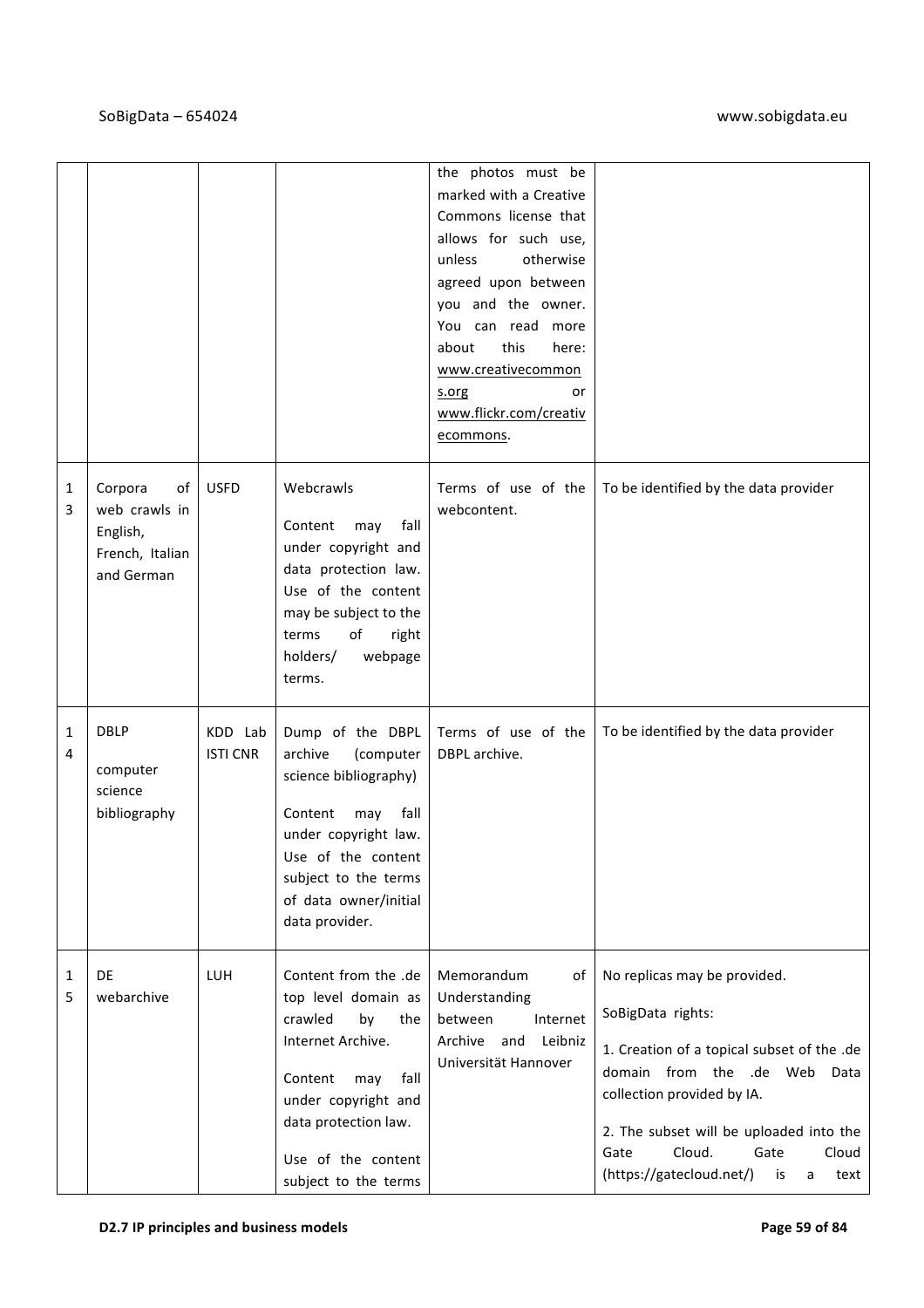|  |  |  |  | the photos must be marked with a Creative Commons license that allows for such use, unless otherwise agreed upon between you and the owner. You can read more about this here: www.creativecommons.org or www.flickr.com/creativecommons. |  |
|---|---|---|---|---|---|
| 13 | Corpora of web crawls in English, French, Italian and German | USFD | Webcrawls<br><br>Content may fall under copyright and data protection law. Use of the content may be subject to the terms of right holders/ webpage terms. | Terms of use of the webcontent. | To be identified by the data provider |
| 14 | DBLP<br><br>computer science bibliography | KDD Lab ISTI CNR | Dump of the DBPL archive (computer science bibliography)<br><br>Content may fall under copyright law. Use of the content subject to the terms of data owner/initial data provider. | Terms of use of the DBPL archive. | To be identified by the data provider |
| 15 | DE webarchive | LUH | Content from the .de top level domain as crawled by the Internet Archive.<br><br>Content may fall under copyright and data protection law.<br><br>Use of the content subject to the terms | Memorandum of Understanding between Internet Archive and Leibniz Universität Hannover | No replicas may be provided.<br><br>SoBigData rights:<br><br>1. Creation of a topical subset of the .de domain from the .de Web Data collection provided by IA.<br><br>2. The subset will be uploaded into the Gate Cloud. Gate Cloud (https://gatecloud.net/) is a text |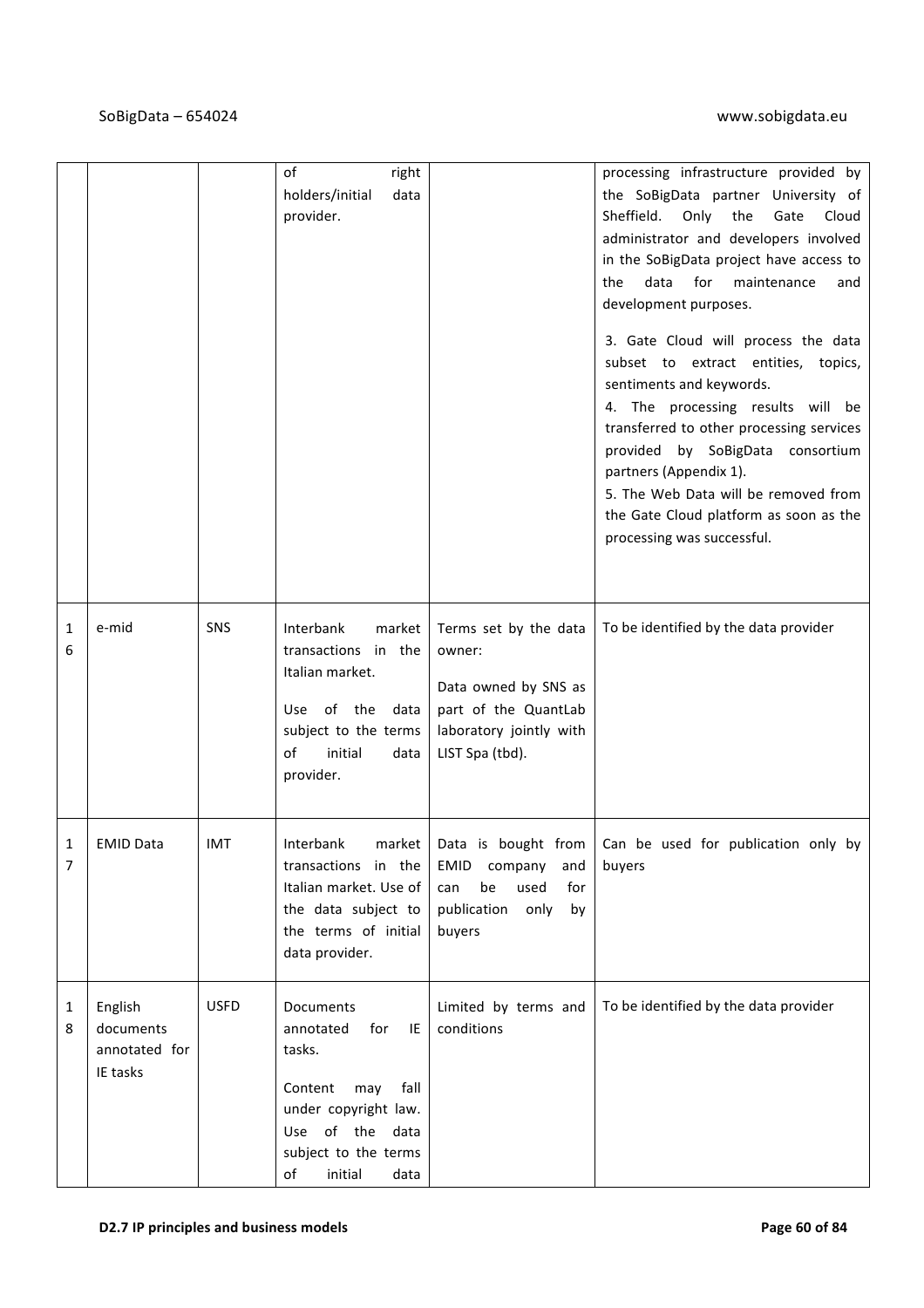| | | | | | |
|---|---|---|---|---|---|
| | | | of right holders/initial data provider. | | processing infrastructure provided by the SoBigData partner University of Sheffield. Only the Gate Cloud administrator and developers involved in the SoBigData project have access to the data for maintenance and development purposes.<br><br>3. Gate Cloud will process the data subset to extract entities, topics, sentiments and keywords.<br>4. The processing results will be transferred to other processing services provided by SoBigData consortium partners (Appendix 1).<br>5. The Web Data will be removed from the Gate Cloud platform as soon as the processing was successful. |
| 16 | e-mid | SNS | Interbank market transactions in the Italian market.<br><br>Use of the data subject to the terms of initial data provider. | Terms set by the data owner:<br><br>Data owned by SNS as part of the QuantLab laboratory jointly with LIST Spa (tbd). | To be identified by the data provider |
| 17 | EMID Data | IMT | Interbank market transactions in the Italian market. Use of the data subject to the terms of initial data provider. | Data is bought from EMID company and can be used for publication only by buyers | Can be used for publication only by buyers |
| 18 | English documents annotated for IE tasks | USFD | Documents annotated for IE tasks.<br><br>Content may fall under copyright law. Use of the data subject to the terms of initial data | Limited by terms and conditions | To be identified by the data provider |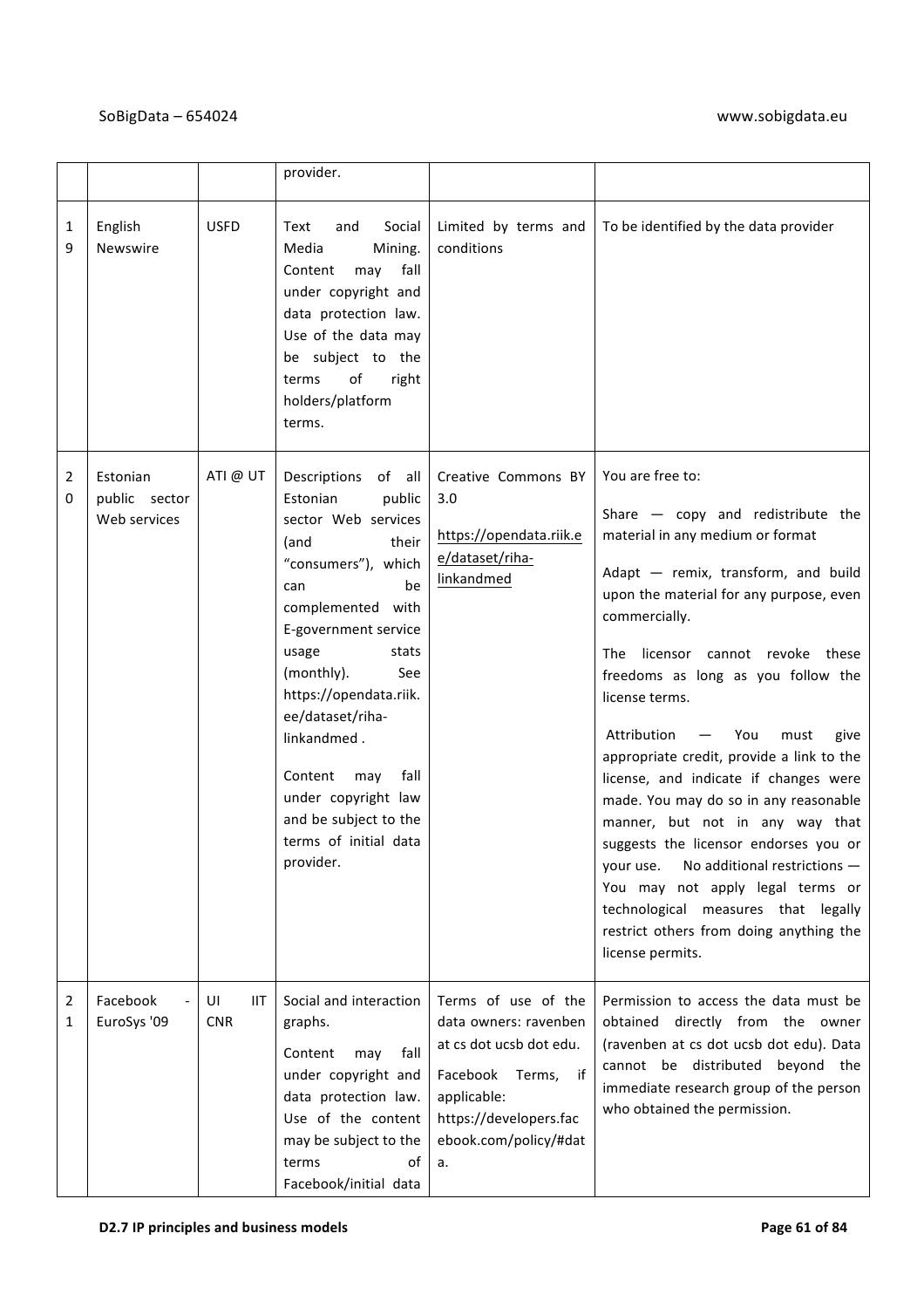|  |  |  | provider. |  |  |
|---|---|---|---|---|---|
| 19 | English Newswire | USFD | Text and Social Media Mining. Content may fall under copyright and data protection law. Use of the data may be subject to the terms of right holders/platform terms. | Limited by terms and conditions | To be identified by the data provider |
| 20 | Estonian public sector Web services | ATI @ UT | Descriptions of all Estonian public sector Web services (and their "consumers"), which can be complemented with E-government service usage stats (monthly). See https://opendata.riik.ee/dataset/riha-linkandmed .<br><br>Content may fall under copyright law and be subject to the terms of initial data provider. | Creative Commons BY 3.0<br><br>https://opendata.riik.ee/dataset/riha-linkandmed | You are free to:<br><br>Share — copy and redistribute the material in any medium or format<br><br>Adapt — remix, transform, and build upon the material for any purpose, even commercially.<br><br>The licensor cannot revoke these freedoms as long as you follow the license terms.<br><br>Attribution — You must give appropriate credit, provide a link to the license, and indicate if changes were made. You may do so in any reasonable manner, but not in any way that suggests the licensor endorses you or your use. No additional restrictions — You may not apply legal terms or technological measures that legally restrict others from doing anything the license permits. |
| 21 | Facebook - EuroSys '09 | UI IIT CNR | Social and interaction graphs.<br><br>Content may fall under copyright and data protection law. Use of the content may be subject to the terms of Facebook/initial data | Terms of use of the data owners: ravenben at cs dot ucsb dot edu.<br><br>Facebook Terms, if applicable: https://developers.facebook.com/policy/#data. | Permission to access the data must be obtained directly from the owner (ravenben at cs dot ucsb dot edu). Data cannot be distributed beyond the immediate research group of the person who obtained the permission. |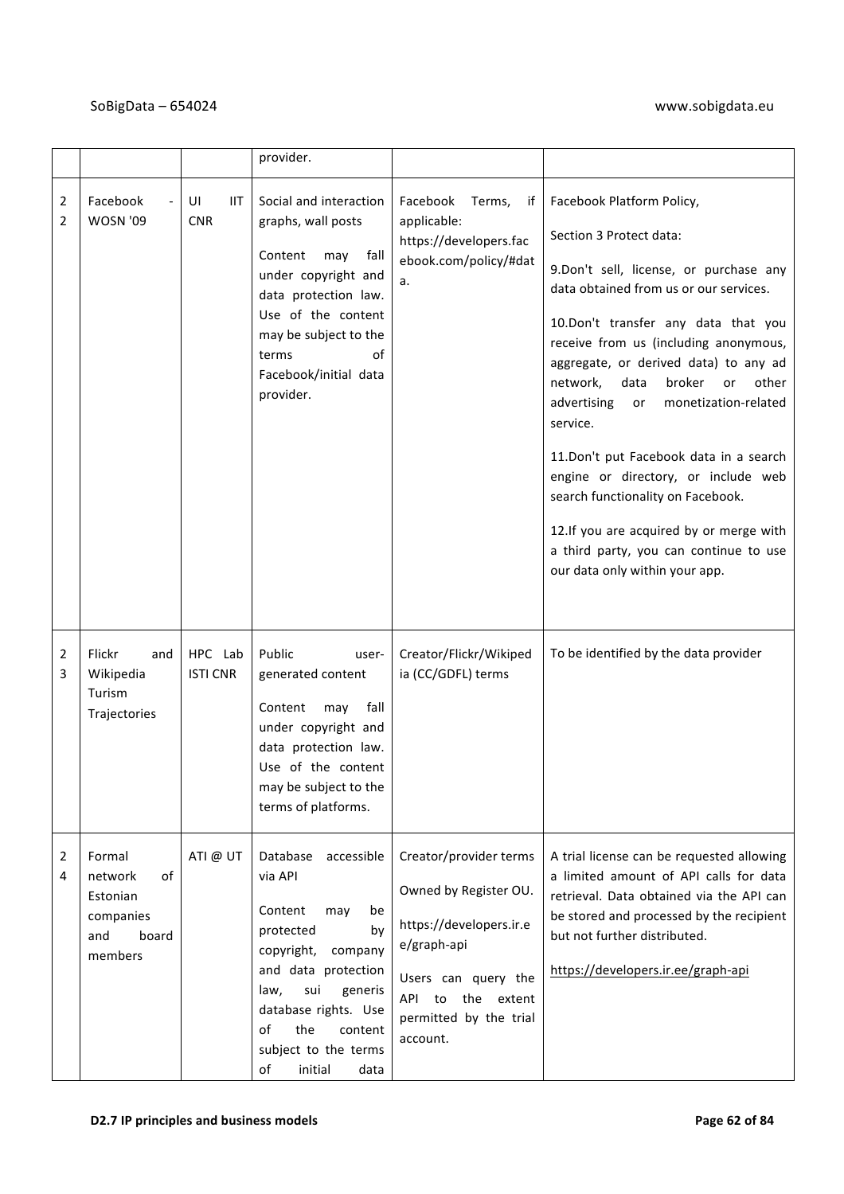|  |  |  | provider. |  |  |
|---|---|---|---|---|---|
| 22 | Facebook - WOSN '09 | UI IIT CNR | Social and interaction graphs, wall posts<br><br>Content may fall under copyright and data protection law. Use of the content may be subject to the terms of Facebook/initial data provider. | Facebook Terms, if applicable: https://developers.facebook.com/policy/#data. | Facebook Platform Policy,<br><br>Section 3 Protect data:<br><br>9.Don't sell, license, or purchase any data obtained from us or our services.<br><br>10.Don't transfer any data that you receive from us (including anonymous, aggregate, or derived data) to any ad network, data broker or other advertising or monetization-related service.<br><br>11.Don't put Facebook data in a search engine or directory, or include web search functionality on Facebook.<br><br>12.If you are acquired by or merge with a third party, you can continue to use our data only within your app. |
| 23 | Flickr and Wikipedia Turism Trajectories | HPC Lab ISTI CNR | Public user-generated content<br><br>Content may fall under copyright and data protection law. Use of the content may be subject to the terms of platforms. | Creator/Flickr/Wikipedia (CC/GDFL) terms | To be identified by the data provider |
| 24 | Formal network of Estonian companies and board members | ATI @ UT | Database accessible via API<br><br>Content may be protected by copyright, company and data protection law, sui generis database rights. Use of the content subject to the terms of initial data | Creator/provider terms<br><br>Owned by Register OU.<br><br>https://developers.ir.ee/graph-api<br><br>Users can query the API to the extent permitted by the trial account. | A trial license can be requested allowing a limited amount of API calls for data retrieval. Data obtained via the API can be stored and processed by the recipient but not further distributed.<br><br>https://developers.ir.ee/graph-api |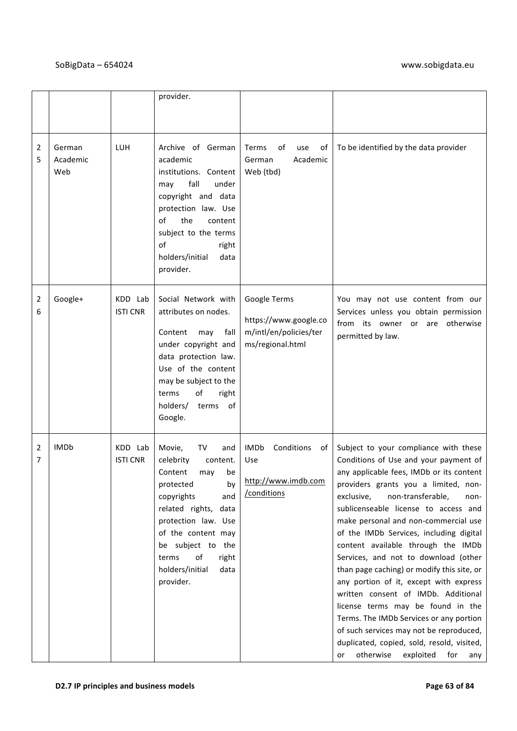|  |  |  | provider. |  |  |
|---|---|---|---|---|---|
| 25 | German Academic Web | LUH | Archive of German academic institutions. Content may fall under copyright and data protection law. Use of the content subject to the terms of right holders/initial data provider. | Terms of use of German Academic Web (tbd) | To be identified by the data provider |
| 26 | Google+ | KDD Lab ISTI CNR | Social Network with attributes on nodes.<br><br>Content may fall under copyright and data protection law. Use of the content may be subject to the terms of right holders/ terms of Google. | Google Terms<br><br>https://www.google.com/intl/en/policies/terms/regional.html | You may not use content from our Services unless you obtain permission from its owner or are otherwise permitted by law. |
| 27 | IMDb | KDD Lab ISTI CNR | Movie, TV and celebrity content. Content may be protected by copyrights and related rights, data protection law. Use of the content may be subject to the terms of right holders/initial data provider. | IMDb Conditions of Use<br><br>http://www.imdb.com/conditions | Subject to your compliance with these Conditions of Use and your payment of any applicable fees, IMDb or its content providers grants you a limited, non-exclusive, non-transferable, non-sublicenseable license to access and make personal and non-commercial use of the IMDb Services, including digital content available through the IMDb Services, and not to download (other than page caching) or modify this site, or any portion of it, except with express written consent of IMDb. Additional license terms may be found in the Terms. The IMDb Services or any portion of such services may not be reproduced, duplicated, copied, sold, resold, visited, or otherwise exploited for any |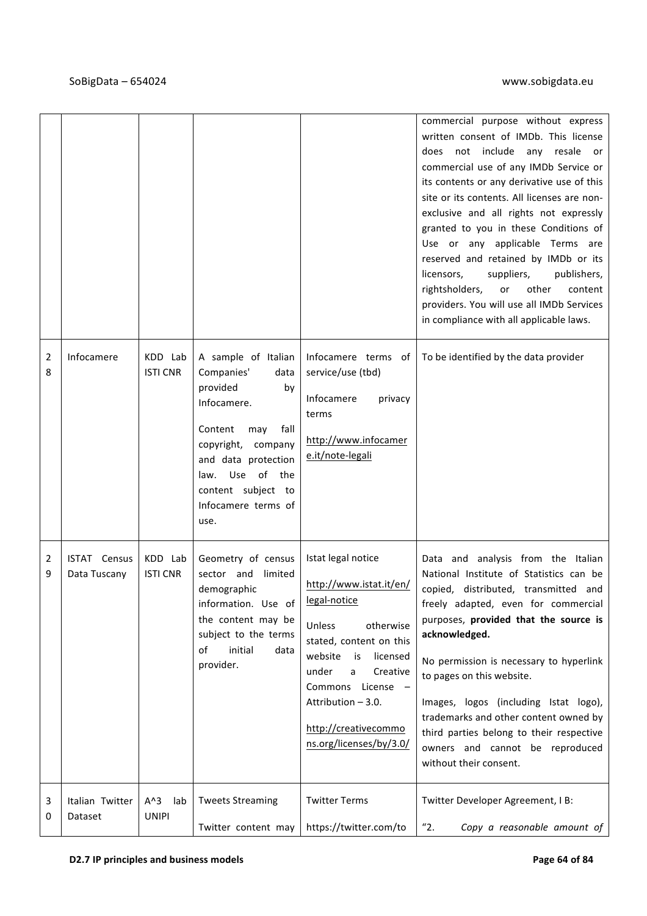| | | | | | |
|---|---|---|---|---|---|
| | | | | | commercial purpose without express written consent of IMDb. This license does not include any resale or commercial use of any IMDb Service or its contents or any derivative use of this site or its contents. All licenses are non-exclusive and all rights not expressly granted to you in these Conditions of Use or any applicable Terms are reserved and retained by IMDb or its licensors, suppliers, publishers, rightsholders, or other content providers. You will use all IMDb Services in compliance with all applicable laws. |
| 28 | Infocamere | KDD Lab ISTI CNR | A sample of Italian Companies' data provided by Infocamere.<br><br>Content may fall copyright, company and data protection law. Use of the content subject to Infocamere terms of use. | Infocamere terms of service/use (tbd)<br><br>Infocamere privacy terms<br><br>http://www.infocamere.it/note-legali | To be identified by the data provider |
| 29 | ISTAT Census Data Tuscany | KDD Lab ISTI CNR | Geometry of census sector and limited demographic information. Use of the content may be subject to the terms of initial data provider. | Istat legal notice<br><br>http://www.istat.it/en/legal-notice<br><br>Unless otherwise stated, content on this website is licensed under a Creative Commons License – Attribution – 3.0.<br><br>http://creativecommons.org/licenses/by/3.0/ | Data and analysis from the Italian National Institute of Statistics can be copied, distributed, transmitted and freely adapted, even for commercial purposes, **provided that the source is acknowledged.**<br><br>No permission is necessary to hyperlink to pages on this website.<br><br>Images, logos (including Istat logo), trademarks and other content owned by third parties belong to their respective owners and cannot be reproduced without their consent. |
| 30 | Italian Twitter Dataset | A^3 lab UNIPI | Tweets Streaming<br><br>Twitter content may | Twitter Terms<br><br>https://twitter.com/to | Twitter Developer Agreement, I B:<br><br>"2. *Copy a reasonable amount of* |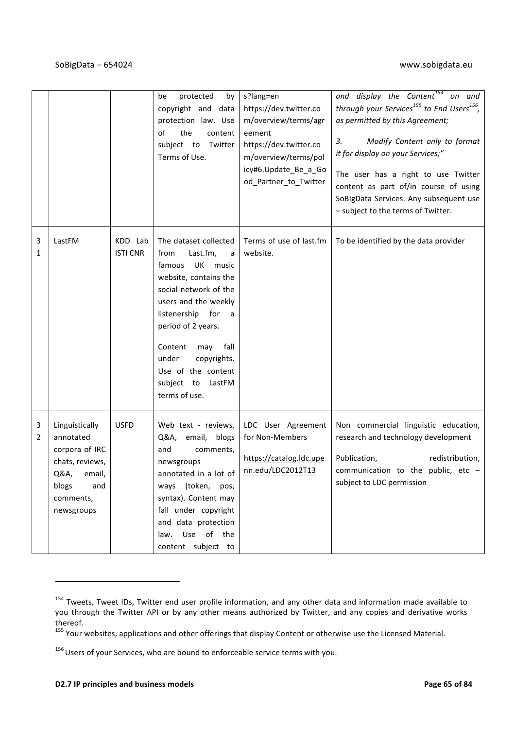| | | | | | |
|---|---|---|---|---|---|
| | | | be protected by copyright and data protection law. Use of the content subject to Twitter Terms of Use. | s?lang=en https://dev.twitter.com/overview/terms/agreement https://dev.twitter.com/overview/terms/policy#6.Update_Be_a_Good_Partner_to_Twitter | *and display the Content[154] on and through your Services[155] to End Users[156], as permitted by this Agreement;*<br><br>*3. Modify Content only to format it for display on your Services;"*<br><br>The user has a right to use Twitter content as part of/in course of using SoBIgData Services. Any subsequent use – subject to the terms of Twitter. |
| 31 | LastFM | KDD Lab ISTI CNR | The dataset collected from Last.fm, a famous UK music website, contains the social network of the users and the weekly listenership for a period of 2 years.<br><br>Content may fall under copyrights. Use of the content subject to LastFM terms of use. | Terms of use of last.fm website. | To be identified by the data provider |
| 32 | Linguistically annotated corpora of IRC chats, reviews, Q&A, email, blogs and comments, newsgroups | USFD | Web text - reviews, Q&A, email, blogs and comments, newsgroups annotated in a lot of ways (token, pos, syntax). Content may fall under copyright and data protection law. Use of the content subject to | LDC User Agreement for Non-Members<br><br>https://catalog.ldc.upenn.edu/LDC2012T13 | Non commercial linguistic education, research and technology development<br><br>Publication, redistribution, communication to the public, etc – subject to LDC permission |

[154] Tweets, Tweet IDs, Twitter end user profile information, and any other data and information made available to you through the Twitter API or by any other means authorized by Twitter, and any copies and derivative works thereof.

[155] Your websites, applications and other offerings that display Content or otherwise use the Licensed Material.

[156] Users of your Services, who are bound to enforceable service terms with you.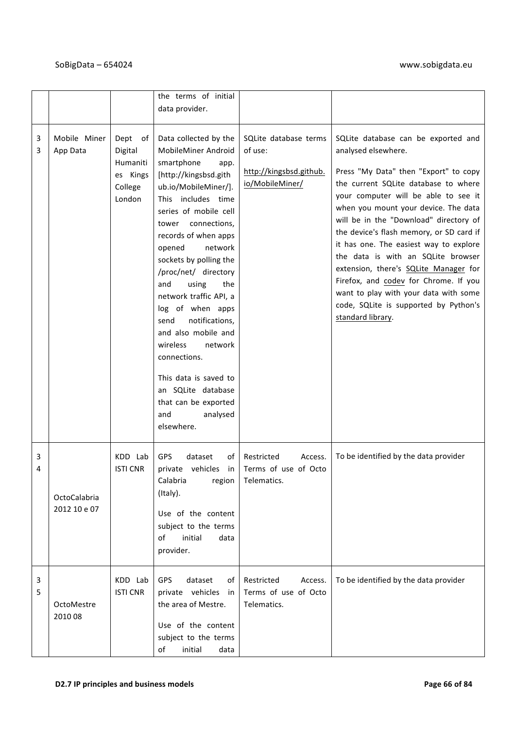|  |  |  | the terms of initial data provider. |  |  |
|---|---|---|---|---|---|
| 33 | Mobile Miner App Data | Dept of Digital Humanities Kings College London | Data collected by the MobileMiner Android smartphone app. [http://kingsbsd.github.io/MobileMiner/]. This includes time series of mobile cell tower connections, records of when apps opened network sockets by polling the /proc/net/ directory and using the network traffic API, a log of when apps send notifications, and also mobile and wireless network connections.<br><br>This data is saved to an SQLite database that can be exported and analysed elsewhere. | SQLite database terms of use:<br><br>http://kingsbsd.github.io/MobileMiner/ | SQLite database can be exported and analysed elsewhere.<br><br>Press "My Data" then "Export" to copy the current SQLite database to where your computer will be able to see it when you mount your device. The data will be in the "Download" directory of the device's flash memory, or SD card if it has one. The easiest way to explore the data is with an SQLite browser extension, there's SQLite Manager for Firefox, and codev for Chrome. If you want to play with your data with some code, SQLite is supported by Python's standard library. |
| 34 | OctoCalabria 2012 10 e 07 | KDD Lab ISTI CNR | GPS dataset of private vehicles in Calabria region (Italy).<br><br>Use of the content subject to the terms of initial data provider. | Restricted Access. Terms of use of Octo Telematics. | To be identified by the data provider |
| 35 | OctoMestre 2010 08 | KDD Lab ISTI CNR | GPS dataset of private vehicles in the area of Mestre.<br><br>Use of the content subject to the terms of initial data | Restricted Access. Terms of use of Octo Telematics. | To be identified by the data provider |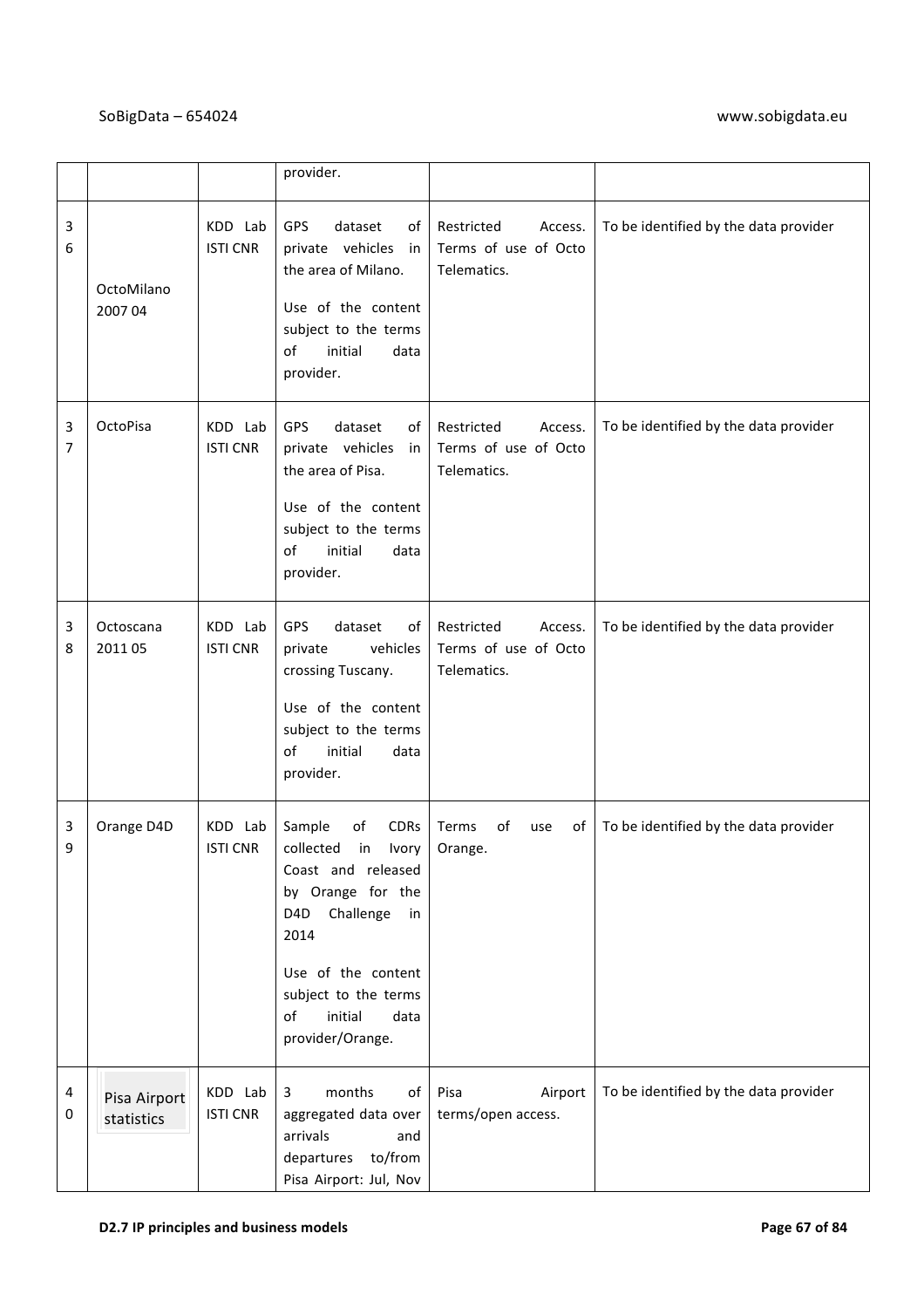| | | | provider. | | |
|---|---|---|---|---|---|
| 36 | OctoMilano 2007 04 | KDD Lab ISTI CNR | GPS dataset of private vehicles in the area of Milano.<br><br>Use of the content subject to the terms of initial data provider. | Restricted Access. Terms of use of Octo Telematics. | To be identified by the data provider |
| 37 | OctoPisa | KDD Lab ISTI CNR | GPS dataset of private vehicles in the area of Pisa.<br><br>Use of the content subject to the terms of initial data provider. | Restricted Access. Terms of use of Octo Telematics. | To be identified by the data provider |
| 38 | Octoscana 2011 05 | KDD Lab ISTI CNR | GPS dataset of private vehicles crossing Tuscany.<br><br>Use of the content subject to the terms of initial data provider. | Restricted Access. Terms of use of Octo Telematics. | To be identified by the data provider |
| 39 | Orange D4D | KDD Lab ISTI CNR | Sample of CDRs collected in Ivory Coast and released by Orange for the D4D Challenge in 2014<br><br>Use of the content subject to the terms of initial data provider/Orange. | Terms of use of Orange. | To be identified by the data provider |
| 40 | Pisa Airport statistics | KDD Lab ISTI CNR | 3 months of aggregated data over arrivals and departures to/from Pisa Airport: Jul, Nov | Pisa Airport terms/open access. | To be identified by the data provider |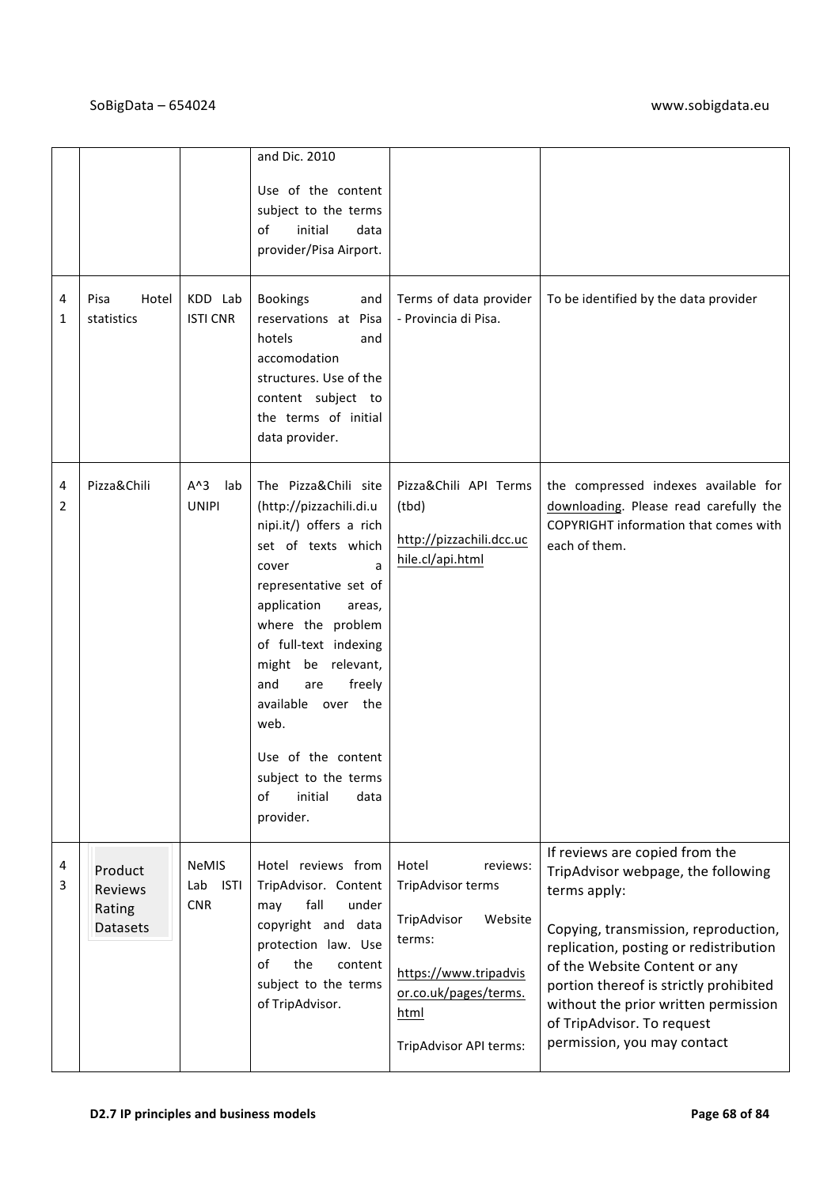|  |  |  | and Dic. 2010<br><br>Use of the content subject to the terms of initial data provider/Pisa Airport. |  |  |
|---|---|---|---|---|---|
| 41 | Pisa Hotel statistics | KDD Lab ISTI CNR | Bookings and reservations at Pisa hotels and accomodation structures. Use of the content subject to the terms of initial data provider. | Terms of data provider - Provincia di Pisa. | To be identified by the data provider |
| 42 | Pizza&Chili | A^3 lab UNIPI | The Pizza&Chili site (http://pizzachili.di.unipi.it/) offers a rich set of texts which cover a representative set of application areas, where the problem of full-text indexing might be relevant, and are freely available over the web.<br><br>Use of the content subject to the terms of initial data provider. | Pizza&Chili API Terms (tbd)<br><br>http://pizzachili.dcc.uchile.cl/api.html | the compressed indexes available for downloading. Please read carefully the COPYRIGHT information that comes with each of them. |
| 43 | Product Reviews Rating Datasets | NeMIS Lab ISTI CNR | Hotel reviews from TripAdvisor. Content may fall under copyright and data protection law. Use of the content subject to the terms of TripAdvisor. | Hotel reviews: TripAdvisor terms<br><br>TripAdvisor Website terms:<br><br>https://www.tripadvisor.co.uk/pages/terms.html<br><br>TripAdvisor API terms: | If reviews are copied from the TripAdvisor webpage, the following terms apply:<br><br>Copying, transmission, reproduction, replication, posting or redistribution of the Website Content or any portion thereof is strictly prohibited without the prior written permission of TripAdvisor. To request permission, you may contact |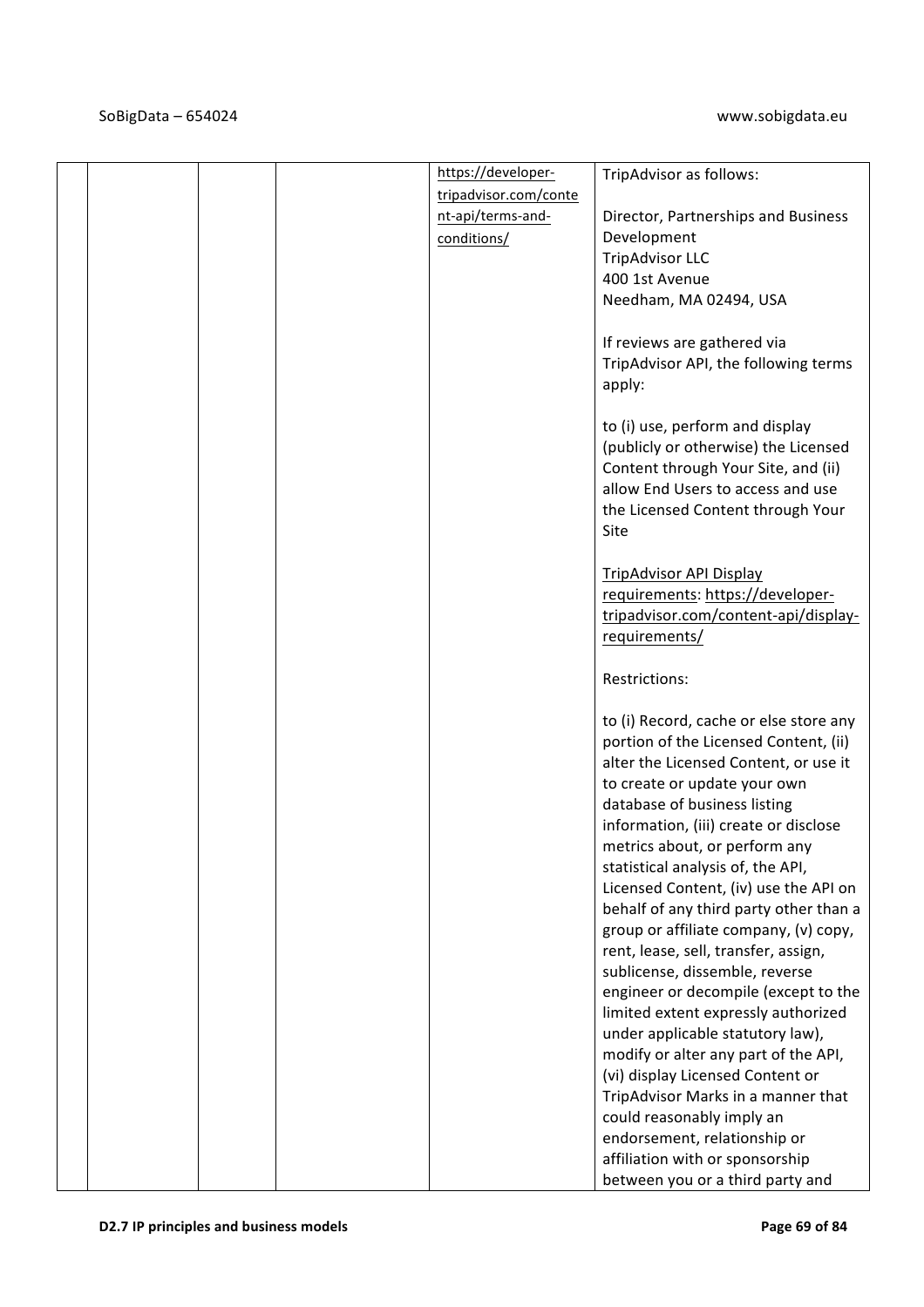| | | | | | |
|---|---|---|---|---|---|
| | | | | https://developer-tripadvisor.com/content-api/terms-and-conditions/ | TripAdvisor as follows:<br><br>Director, Partnerships and Business Development<br>TripAdvisor LLC<br>400 1st Avenue<br>Needham, MA 02494, USA<br><br>If reviews are gathered via TripAdvisor API, the following terms apply:<br><br>to (i) use, perform and display (publicly or otherwise) the Licensed Content through Your Site, and (ii) allow End Users to access and use the Licensed Content through Your Site<br><br>TripAdvisor API Display requirements: https://developer-tripadvisor.com/content-api/display-requirements/<br><br>Restrictions:<br><br>to (i) Record, cache or else store any portion of the Licensed Content, (ii) alter the Licensed Content, or use it to create or update your own database of business listing information, (iii) create or disclose metrics about, or perform any statistical analysis of, the API, Licensed Content, (iv) use the API on behalf of any third party other than a group or affiliate company, (v) copy, rent, lease, sell, transfer, assign, sublicense, dissemble, reverse engineer or decompile (except to the limited extent expressly authorized under applicable statutory law), modify or alter any part of the API, (vi) display Licensed Content or TripAdvisor Marks in a manner that could reasonably imply an endorsement, relationship or affiliation with or sponsorship between you or a third party and |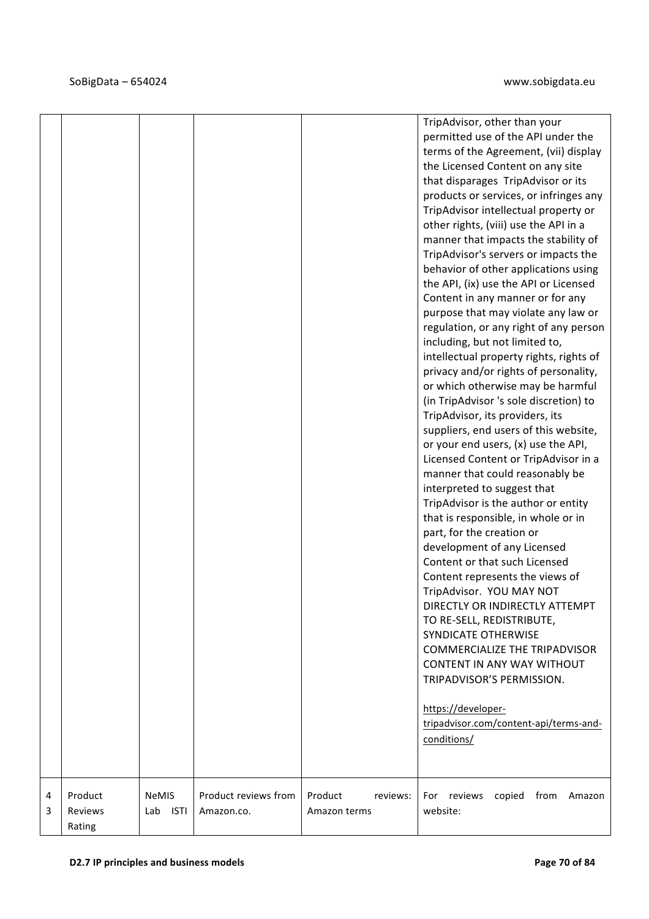| | | | | | |
|---|---|---|---|---|---|
| | | | | | TripAdvisor, other than your permitted use of the API under the terms of the Agreement, (vii) display the Licensed Content on any site that disparages TripAdvisor or its products or services, or infringes any TripAdvisor intellectual property or other rights, (viii) use the API in a manner that impacts the stability of TripAdvisor's servers or impacts the behavior of other applications using the API, (ix) use the API or Licensed Content in any manner or for any purpose that may violate any law or regulation, or any right of any person including, but not limited to, intellectual property rights, rights of privacy and/or rights of personality, or which otherwise may be harmful (in TripAdvisor 's sole discretion) to TripAdvisor, its providers, its suppliers, end users of this website, or your end users, (x) use the API, Licensed Content or TripAdvisor in a manner that could reasonably be interpreted to suggest that TripAdvisor is the author or entity that is responsible, in whole or in part, for the creation or development of any Licensed Content or that such Licensed Content represents the views of TripAdvisor. YOU MAY NOT DIRECTLY OR INDIRECTLY ATTEMPT TO RE-SELL, REDISTRIBUTE, SYNDICATE OTHERWISE COMMERCIALIZE THE TRIPADVISOR CONTENT IN ANY WAY WITHOUT TRIPADVISOR'S PERMISSION.<br><br>https://developer-tripadvisor.com/content-api/terms-and-conditions/ |
| 43 | Product Reviews Rating | NeMIS Lab ISTI | Product reviews from Amazon.co. | Product reviews: Amazon terms | For reviews copied from Amazon website: |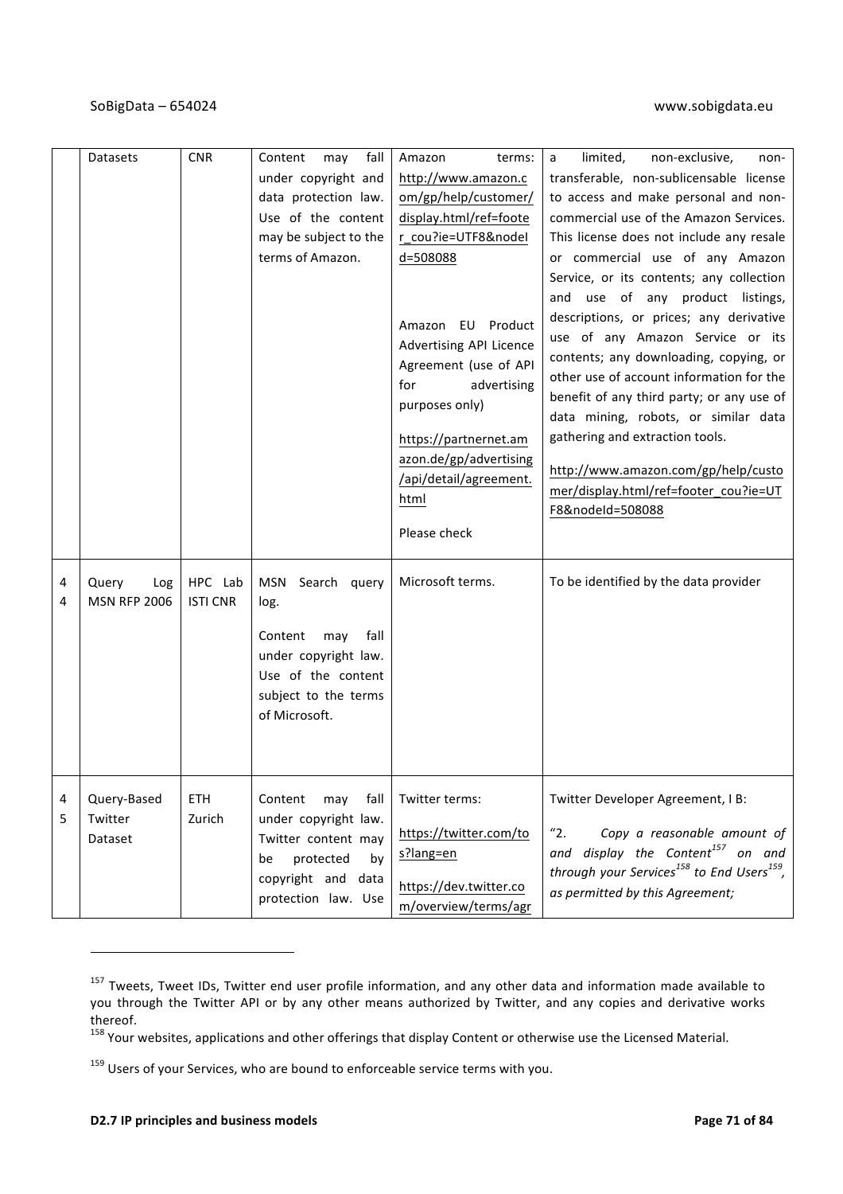| | Datasets | CNR | Content may fall under copyright and data protection law. Use of the content may be subject to the terms of Amazon. | Amazon terms: http://www.amazon.com/gp/help/customer/display.html/ref=footer_cou?ie=UTF8&nodeId=508088<br><br>Amazon EU Product Advertising API Licence Agreement (use of API for advertising purposes only)<br><br>https://partnernet.amazon.de/gp/advertising/api/detail/agreement.html<br><br>Please check | a limited, non-exclusive, non-transferable, non-sublicensable license to access and make personal and non-commercial use of the Amazon Services. This license does not include any resale or commercial use of any Amazon Service, or its contents; any collection and use of any product listings, descriptions, or prices; any derivative use of any Amazon Service or its contents; any downloading, copying, or other use of account information for the benefit of any third party; or any use of data mining, robots, or similar data gathering and extraction tools.<br><br>http://www.amazon.com/gp/help/customer/display.html/ref=footer_cou?ie=UTF8&nodeId=508088 |
|---|---|---|---|---|---|
| 44 | Query Log MSN RFP 2006 | HPC Lab ISTI CNR | MSN Search query log.<br><br>Content may fall under copyright law. Use of the content subject to the terms of Microsoft. | Microsoft terms. | To be identified by the data provider |
| 45 | Query-Based Twitter Dataset | ETH Zurich | Content may fall under copyright law. Twitter content may be protected by copyright and data protection law. Use | Twitter terms:<br><br>https://twitter.com/tos?lang=en<br><br>https://dev.twitter.com/overview/terms/agr | Twitter Developer Agreement, I B:<br><br>"2. *Copy a reasonable amount of and display the Content*[157] *on and through your Services*[158] *to End Users*[159]*, as permitted by this Agreement;* |

[157] Tweets, Tweet IDs, Twitter end user profile information, and any other data and information made available to you through the Twitter API or by any other means authorized by Twitter, and any copies and derivative works thereof.

[158] Your websites, applications and other offerings that display Content or otherwise use the Licensed Material.

[159] Users of your Services, who are bound to enforceable service terms with you.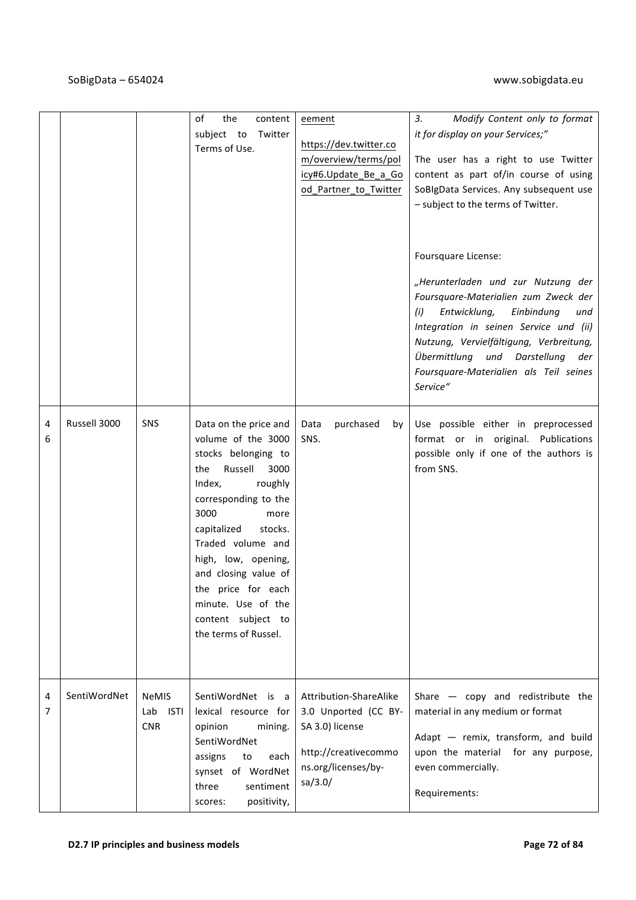| | | | of the content subject to Twitter Terms of Use. | eement<br><br>https://dev.twitter.com/overview/terms/policy#6.Update_Be_a_Good_Partner_to_Twitter | *3. Modify Content only to format it for display on your Services;"*<br><br>The user has a right to use Twitter content as part of/in course of using SoBIgData Services. Any subsequent use – subject to the terms of Twitter.<br><br>Foursquare License:<br><br>*„Herunterladen und zur Nutzung der Foursquare-Materialien zum Zweck der (i) Entwicklung, Einbindung und Integration in seinen Service und (ii) Nutzung, Vervielfältigung, Verbreitung, Übermittlung und Darstellung der Foursquare-Materialien als Teil seines Service"* |
|---|---|---|---|---|---|
| 46 | Russell 3000 | SNS | Data on the price and volume of the 3000 stocks belonging to the Russell 3000 Index, roughly corresponding to the 3000 more capitalized stocks. Traded volume and high, low, opening, and closing value of the price for each minute. Use of the content subject to the terms of Russel. | Data purchased by SNS. | Use possible either in preprocessed format or in original. Publications possible only if one of the authors is from SNS. |
| 47 | SentiWordNet | NeMIS Lab ISTI CNR | SentiWordNet is a lexical resource for opinion mining. SentiWordNet assigns to each synset of WordNet three sentiment scores: positivity, | Attribution-ShareAlike 3.0 Unported (CC BY-SA 3.0) license<br><br>http://creativecommons.org/licenses/by-sa/3.0/ | Share — copy and redistribute the material in any medium or format<br><br>Adapt — remix, transform, and build upon the material for any purpose, even commercially.<br><br>Requirements: |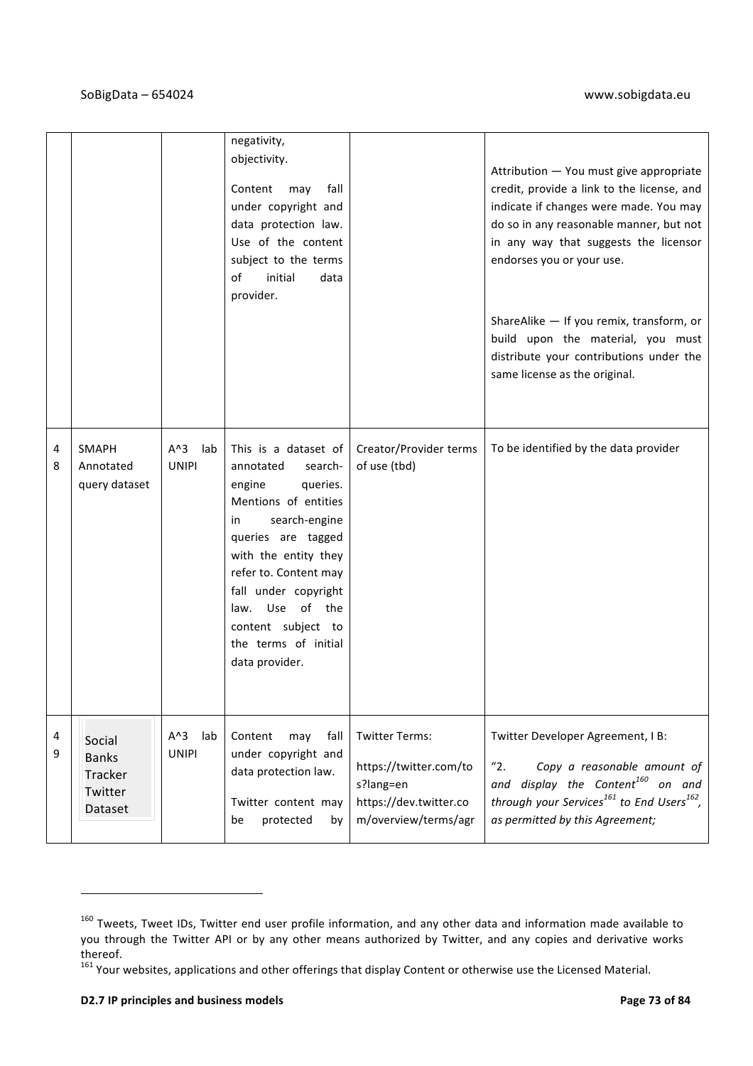| | | | | | |
|---|---|---|---|---|---|
| | | | negativity, objectivity. Content may fall under copyright and data protection law. Use of the content subject to the terms of initial data provider. | | Attribution — You must give appropriate credit, provide a link to the license, and indicate if changes were made. You may do so in any reasonable manner, but not in any way that suggests the licensor endorses you or your use. ShareAlike — If you remix, transform, or build upon the material, you must distribute your contributions under the same license as the original. |
| 48 | SMAPH Annotated query dataset | A^3 lab UNIPI | This is a dataset of annotated search-engine queries. Mentions of entities in search-engine queries are tagged with the entity they refer to. Content may fall under copyright law. Use of the content subject to the terms of initial data provider. | Creator/Provider terms of use (tbd) | To be identified by the data provider |
| 49 | Social Banks Tracker Twitter Dataset | A^3 lab UNIPI | Content may fall under copyright and data protection law. Twitter content may be protected by | Twitter Terms: https://twitter.com/tos?lang=en https://dev.twitter.com/overview/terms/agr | Twitter Developer Agreement, I B: "2. *Copy a reasonable amount of and display the Content*[160] *on and through your Services*[161] *to End Users*[162]*, as permitted by this Agreement;* |

[160] Tweets, Tweet IDs, Twitter end user profile information, and any other data and information made available to you through the Twitter API or by any other means authorized by Twitter, and any copies and derivative works thereof.

[161] Your websites, applications and other offerings that display Content or otherwise use the Licensed Material.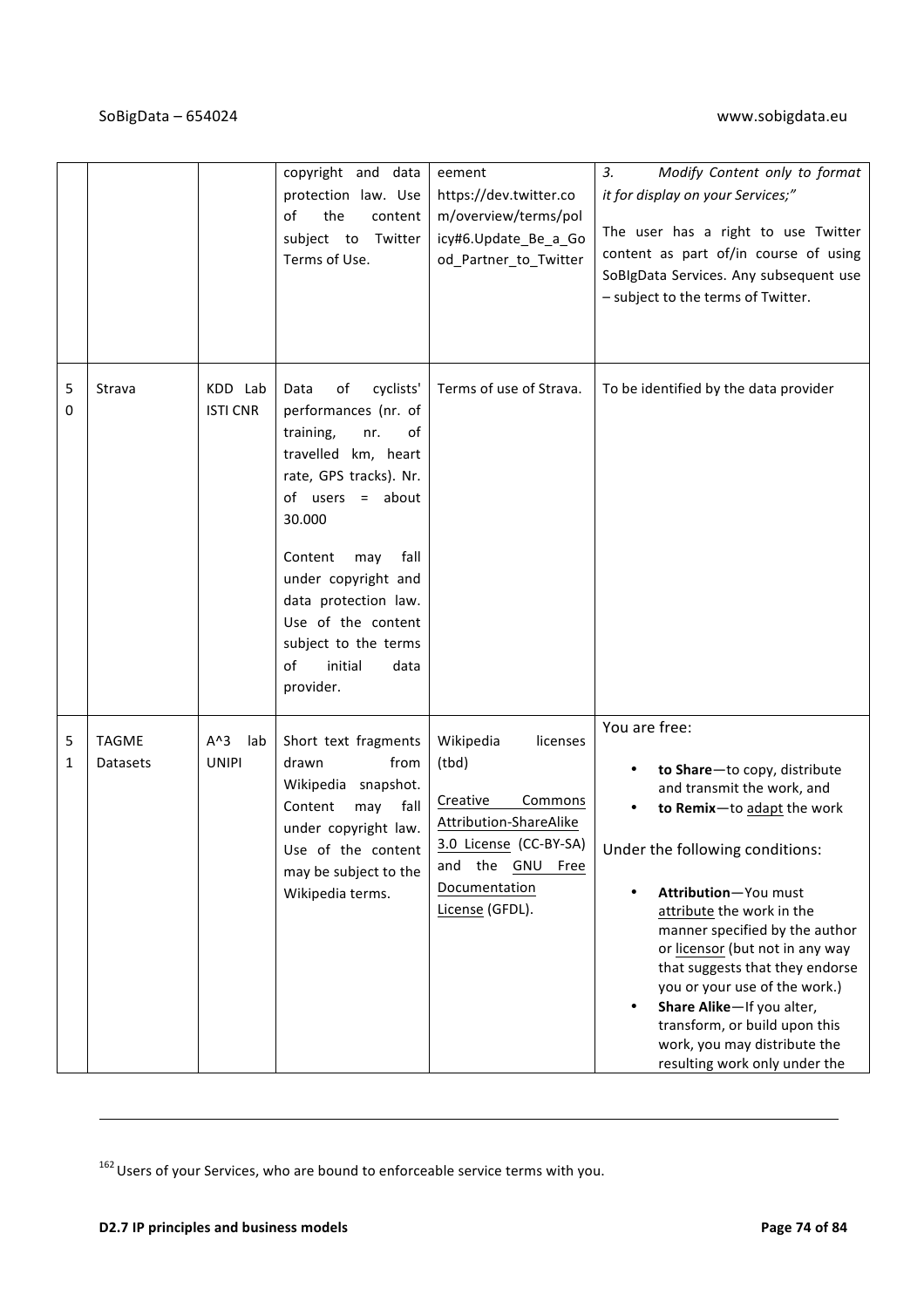|  |  |  | copyright and data protection law. Use of the content subject to Twitter Terms of Use. | eement https://dev.twitter.com/overview/terms/policy#6.Update_Be_a_Good_Partner_to_Twitter | *3. Modify Content only to format it for display on your Services;"*<br><br>The user has a right to use Twitter content as part of/in course of using SoBIgData Services. Any subsequent use – subject to the terms of Twitter. |
|---|---|---|---|---|---|
| 50 | Strava | KDD Lab ISTI CNR | Data of cyclists' performances (nr. of training, nr. of travelled km, heart rate, GPS tracks). Nr. of users = about 30.000<br><br>Content may fall under copyright and data protection law. Use of the content subject to the terms of initial data provider. | Terms of use of Strava. | To be identified by the data provider |
| 51 | TAGME Datasets | A^3 lab UNIPI | Short text fragments drawn from Wikipedia snapshot. Content may fall under copyright law. Use of the content may be subject to the Wikipedia terms. | Wikipedia licenses (tbd)<br><br>Creative Commons Attribution-ShareAlike 3.0 License (CC-BY-SA) and the GNU Free Documentation License (GFDL). | You are free:<br><br>• **to Share**—to copy, distribute and transmit the work, and<br>• **to Remix**—to adapt the work<br><br>Under the following conditions:<br><br>• **Attribution**—You must attribute the work in the manner specified by the author or licensor (but not in any way that suggests that they endorse you or your use of the work.)<br>• **Share Alike**—If you alter, transform, or build upon this work, you may distribute the resulting work only under the |

[162] Users of your Services, who are bound to enforceable service terms with you.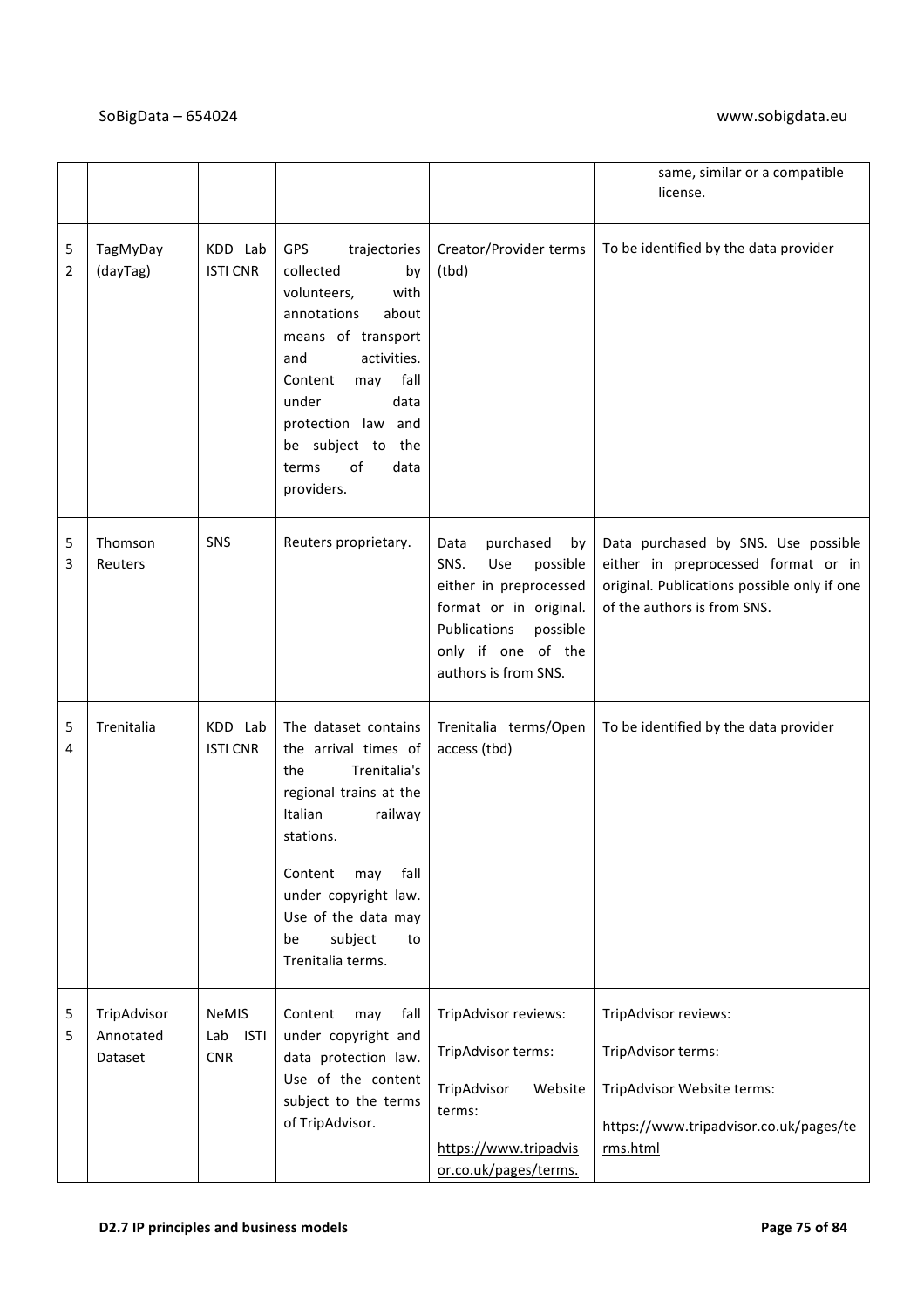| | | | | | same, similar or a compatible license. |
|---|---|---|---|---|---|
| 52 | TagMyDay (dayTag) | KDD Lab ISTI CNR | GPS trajectories collected by volunteers, with annotations about means of transport and activities. Content may fall under data protection law and be subject to the terms of data providers. | Creator/Provider terms (tbd) | To be identified by the data provider |
| 53 | Thomson Reuters | SNS | Reuters proprietary. | Data purchased by SNS. Use possible either in preprocessed format or in original. Publications possible only if one of the authors is from SNS. | Data purchased by SNS. Use possible either in preprocessed format or in original. Publications possible only if one of the authors is from SNS. |
| 54 | Trenitalia | KDD Lab ISTI CNR | The dataset contains the arrival times of the Trenitalia's regional trains at the Italian railway stations.<br><br>Content may fall under copyright law. Use of the data may be subject to Trenitalia terms. | Trenitalia terms/Open access (tbd) | To be identified by the data provider |
| 55 | TripAdvisor Annotated Dataset | NeMIS Lab ISTI CNR | Content may fall under copyright and data protection law. Use of the content subject to the terms of TripAdvisor. | TripAdvisor reviews:<br><br>TripAdvisor terms:<br><br>TripAdvisor Website terms:<br><br>https://www.tripadvisor.co.uk/pages/terms. | TripAdvisor reviews:<br><br>TripAdvisor terms:<br><br>TripAdvisor Website terms:<br><br>https://www.tripadvisor.co.uk/pages/terms.html |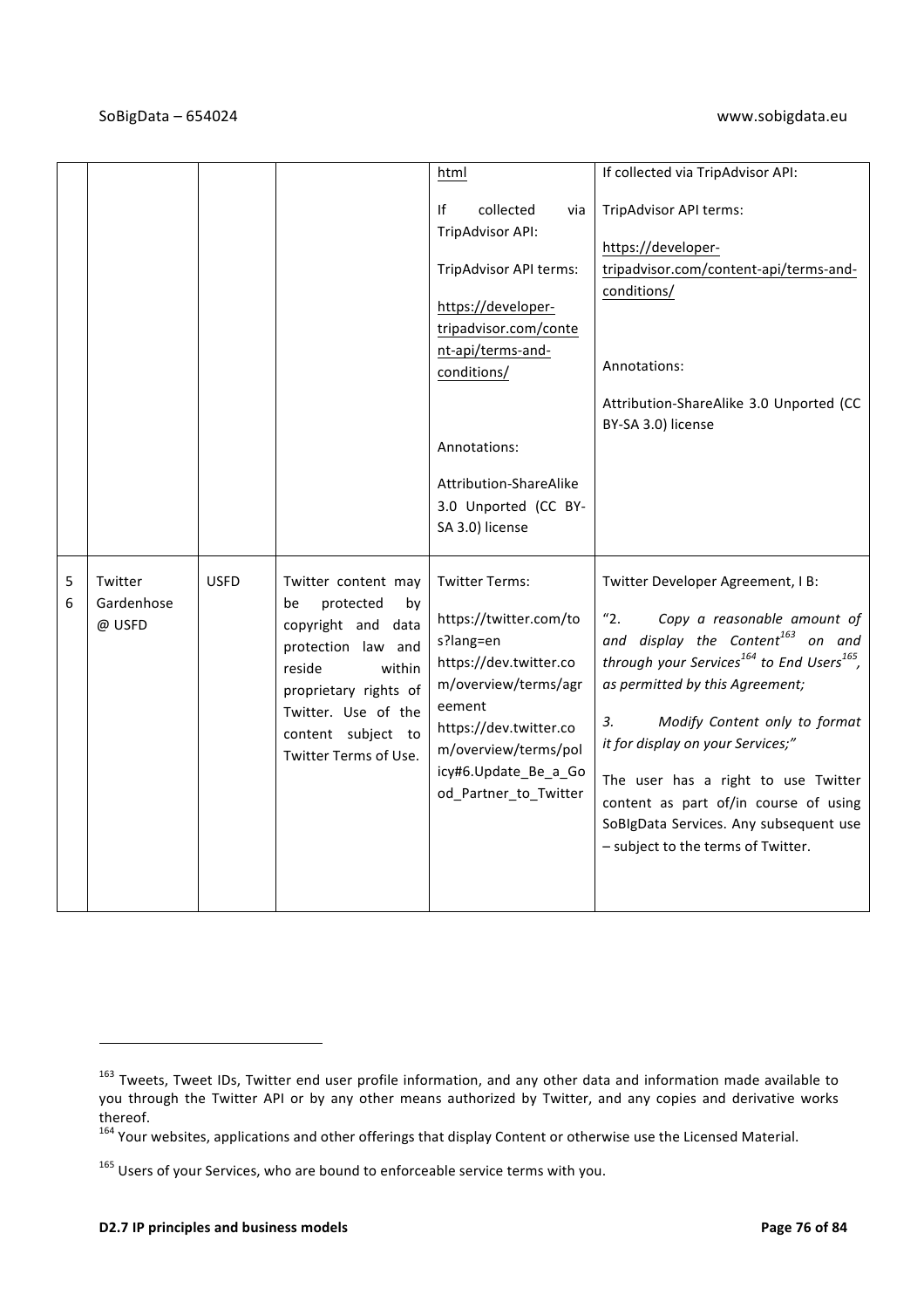| | | | | | |
|---|---|---|---|---|---|
| | | | | html<br><br>If collected via TripAdvisor API:<br><br>TripAdvisor API terms:<br><br>https://developer-tripadvisor.com/content-api/terms-and-conditions/<br><br>Annotations:<br><br>Attribution-ShareAlike 3.0 Unported (CC BY-SA 3.0) license | If collected via TripAdvisor API:<br><br>TripAdvisor API terms:<br><br>https://developer-tripadvisor.com/content-api/terms-and-conditions/<br><br>Annotations:<br><br>Attribution-ShareAlike 3.0 Unported (CC BY-SA 3.0) license |
| 56 | Twitter Gardenhose @ USFD | USFD | Twitter content may be protected by copyright and data protection law and reside within proprietary rights of Twitter. Use of the content subject to Twitter Terms of Use. | Twitter Terms:<br><br>https://twitter.com/tos?lang=en<br>https://dev.twitter.com/overview/terms/agreement<br>https://dev.twitter.com/overview/terms/policy#6.Update_Be_a_Good_Partner_to_Twitter | Twitter Developer Agreement, I B:<br><br>"2. *Copy a reasonable amount of and display the Content*[163] *on and through your Services*[164] *to End Users*[165]*, as permitted by this Agreement;*<br><br>3. *Modify Content only to format it for display on your Services;"*<br><br>The user has a right to use Twitter content as part of/in course of using SoBIgData Services. Any subsequent use – subject to the terms of Twitter. |

[163] Tweets, Tweet IDs, Twitter end user profile information, and any other data and information made available to you through the Twitter API or by any other means authorized by Twitter, and any copies and derivative works thereof.

[164] Your websites, applications and other offerings that display Content or otherwise use the Licensed Material.

[165] Users of your Services, who are bound to enforceable service terms with you.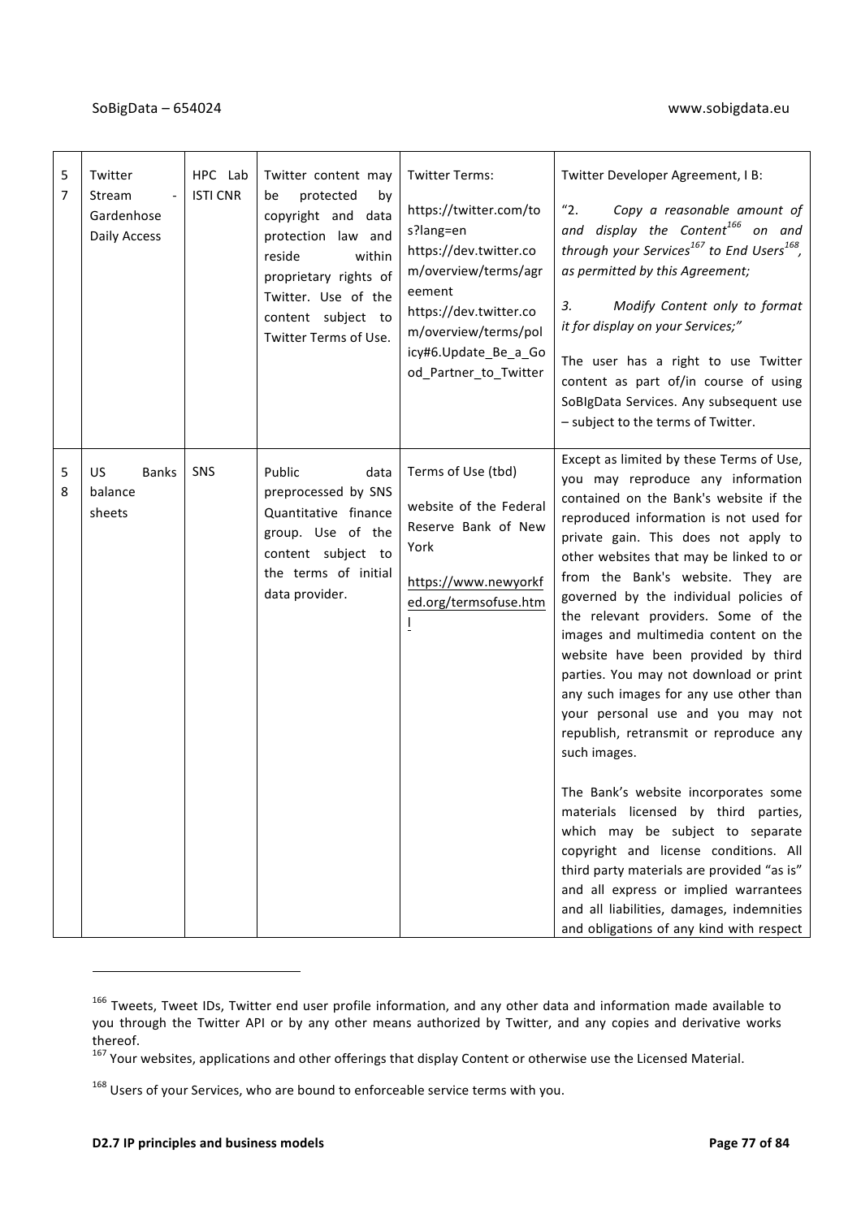| 57 | Twitter Stream - Gardenhose Daily Access | HPC Lab ISTI CNR | Twitter content may be protected by copyright and data protection law and reside within proprietary rights of Twitter. Use of the content subject to Twitter Terms of Use. | Twitter Terms: <br><br> https://twitter.com/tos?lang=en https://dev.twitter.com/overview/terms/agreement https://dev.twitter.com/overview/terms/policy#6.Update_Be_a_Good_Partner_to_Twitter | Twitter Developer Agreement, I B: <br><br> "2. *Copy a reasonable amount of and display the Content[166] on and through your Services[167] to End Users[168], as permitted by this Agreement;* <br><br> *3. Modify Content only to format it for display on your Services;"* <br><br> The user has a right to use Twitter content as part of/in course of using SoBIgData Services. Any subsequent use – subject to the terms of Twitter. |
|---|---|---|---|---|---|
| 58 | US Banks balance sheets | SNS | Public data preprocessed by SNS Quantitative finance group. Use of the content subject to the terms of initial data provider. | Terms of Use (tbd) <br><br> website of the Federal Reserve Bank of New York <br><br> https://www.newyorkfed.org/termsofuse.html | Except as limited by these Terms of Use, you may reproduce any information contained on the Bank's website if the reproduced information is not used for private gain. This does not apply to other websites that may be linked to or from the Bank's website. They are governed by the individual policies of the relevant providers. Some of the images and multimedia content on the website have been provided by third parties. You may not download or print any such images for any use other than your personal use and you may not republish, retransmit or reproduce any such images. <br><br> The Bank's website incorporates some materials licensed by third parties, which may be subject to separate copyright and license conditions. All third party materials are provided "as is" and all express or implied warranties and all liabilities, damages, indemnities and obligations of any kind with respect |

[166] Tweets, Tweet IDs, Twitter end user profile information, and any other data and information made available to you through the Twitter API or by any other means authorized by Twitter, and any copies and derivative works thereof.

[167] Your websites, applications and other offerings that display Content or otherwise use the Licensed Material.

[168] Users of your Services, who are bound to enforceable service terms with you.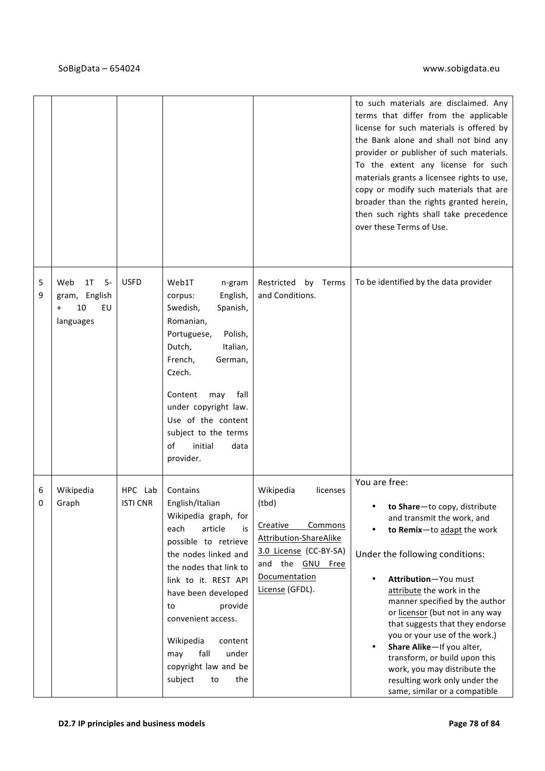| | | | | | |
|---|---|---|---|---|---|
| | | | | | to such materials are disclaimed. Any terms that differ from the applicable license for such materials is offered by the Bank alone and shall not bind any provider or publisher of such materials. To the extent any license for such materials grants a licensee rights to use, copy or modify such materials that are broader than the rights granted herein, then such rights shall take precedence over these Terms of Use. |
| 59 | Web 1T 5-gram, English + 10 EU languages | USFD | Web1T n-gram corpus: English, Swedish, Spanish, Romanian, Portuguese, Polish, Dutch, Italian, French, German, Czech.<br><br>Content may fall under copyright law. Use of the content subject to the terms of initial data provider. | Restricted by Terms and Conditions. | To be identified by the data provider |
| 60 | Wikipedia Graph | HPC Lab ISTI CNR | Contains English/Italian Wikipedia graph, for each article is possible to retrieve the nodes linked and the nodes that link to link to it. REST API have been developed to provide convenient access.<br><br>Wikipedia content may fall under copyright law and be subject to the | Wikipedia licenses (tbd)<br><br>Creative Commons Attribution-ShareAlike 3.0 License (CC-BY-SA) and the GNU Free Documentation License (GFDL). | You are free:<br><br>• **to Share**—to copy, distribute and transmit the work, and<br>• **to Remix**—to adapt the work<br><br>Under the following conditions:<br><br>• **Attribution**—You must attribute the work in the manner specified by the author or licensor (but not in any way that suggests that they endorse you or your use of the work.)<br>• **Share Alike**—If you alter, transform, or build upon this work, you may distribute the resulting work only under the same, similar or a compatible |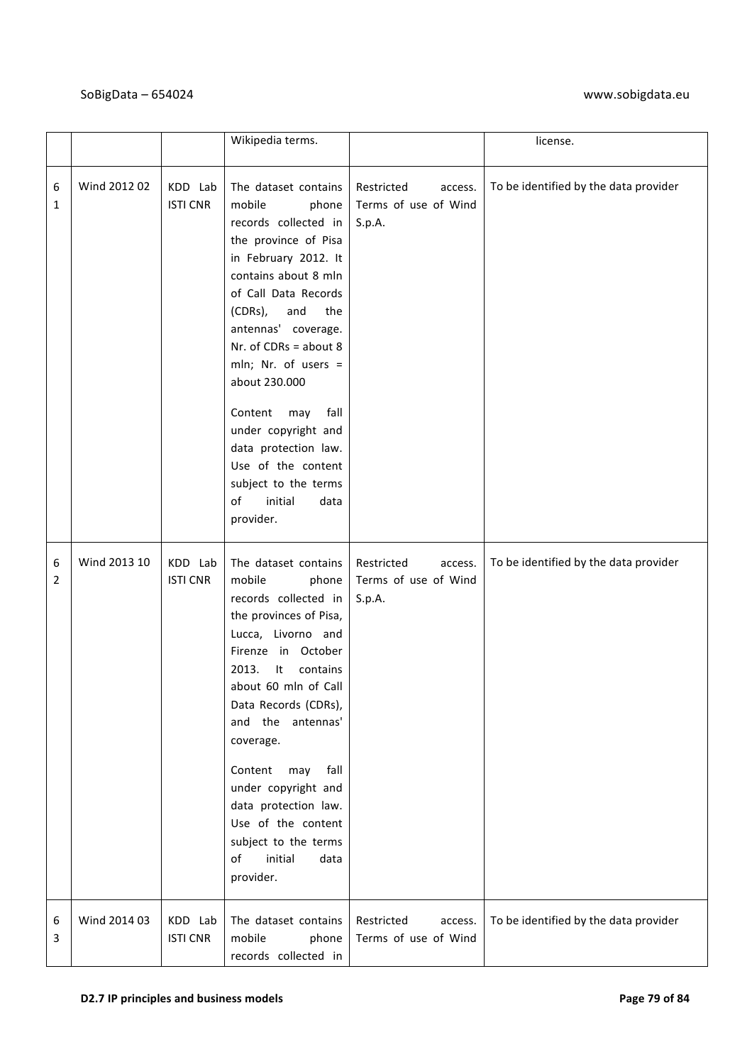|  |  |  | Wikipedia terms. |  | license. |
|---|---|---|---|---|---|
| 61 | Wind 2012 02 | KDD Lab ISTI CNR | The dataset contains mobile phone records collected in the province of Pisa in February 2012. It contains about 8 mln of Call Data Records (CDRs), and the antennas' coverage. Nr. of CDRs = about 8 mln; Nr. of users = about 230.000<br><br>Content may fall under copyright and data protection law. Use of the content subject to the terms of initial data provider. | Restricted access. Terms of use of Wind S.p.A. | To be identified by the data provider |
| 62 | Wind 2013 10 | KDD Lab ISTI CNR | The dataset contains mobile phone records collected in the provinces of Pisa, Lucca, Livorno and Firenze in October 2013. It contains about 60 mln of Call Data Records (CDRs), and the antennas' coverage.<br><br>Content may fall under copyright and data protection law. Use of the content subject to the terms of initial data provider. | Restricted access. Terms of use of Wind S.p.A. | To be identified by the data provider |
| 63 | Wind 2014 03 | KDD Lab ISTI CNR | The dataset contains mobile phone records collected in | Restricted access. Terms of use of Wind | To be identified by the data provider |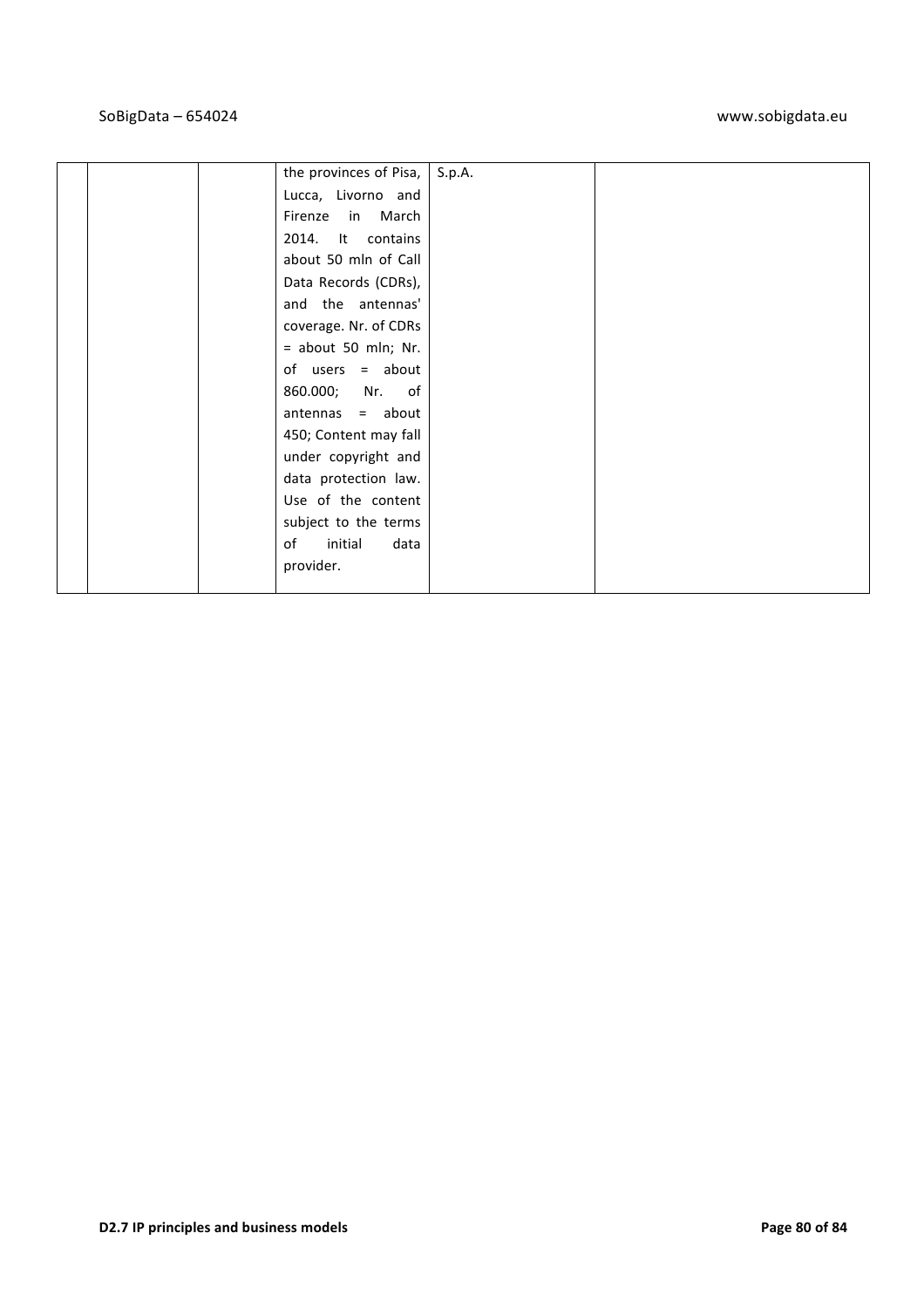|  |  |  | the provinces of Pisa, Lucca, Livorno and Firenze in March 2014. It contains about 50 mln of Call Data Records (CDRs), and the antennas' coverage. Nr. of CDRs = about 50 mln; Nr. of users = about 860.000; Nr. of antennas = about 450; Content may fall under copyright and data protection law. Use of the content subject to the terms of initial data provider. | S.p.A. |  |
|---|---|---|---|---|---|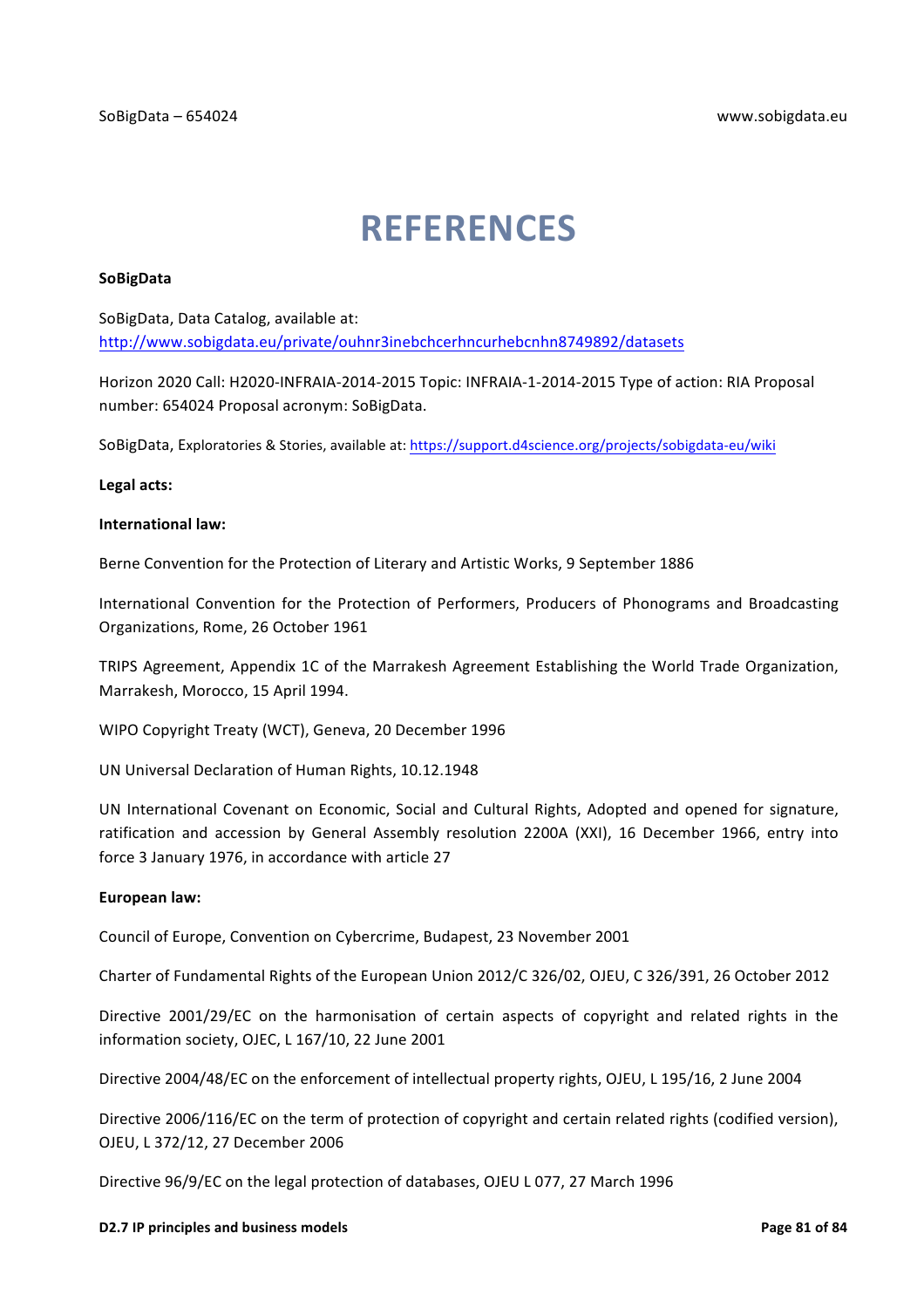# REFERENCES

**SoBigData**

SoBigData, Data Catalog, available at:
http://www.sobigdata.eu/private/ouhnr3inebchcerhncurhebcnhn8749892/datasets

Horizon 2020 Call: H2020-INFRAIA-2014-2015 Topic: INFRAIA-1-2014-2015 Type of action: RIA Proposal number: 654024 Proposal acronym: SoBigData.

SoBigData, Exploratories & Stories, available at: https://support.d4science.org/projects/sobigdata-eu/wiki

**Legal acts:**

**International law:**

Berne Convention for the Protection of Literary and Artistic Works, 9 September 1886

International Convention for the Protection of Performers, Producers of Phonograms and Broadcasting Organizations, Rome, 26 October 1961

TRIPS Agreement, Appendix 1C of the Marrakesh Agreement Establishing the World Trade Organization, Marrakesh, Morocco, 15 April 1994.

WIPO Copyright Treaty (WCT), Geneva, 20 December 1996

UN Universal Declaration of Human Rights, 10.12.1948

UN International Covenant on Economic, Social and Cultural Rights, Adopted and opened for signature, ratification and accession by General Assembly resolution 2200A (XXI), 16 December 1966, entry into force 3 January 1976, in accordance with article 27

**European law:**

Council of Europe, Convention on Cybercrime, Budapest, 23 November 2001

Charter of Fundamental Rights of the European Union 2012/C 326/02, OJEU, C 326/391, 26 October 2012

Directive 2001/29/EC on the harmonisation of certain aspects of copyright and related rights in the information society, OJEC, L 167/10, 22 June 2001

Directive 2004/48/EC on the enforcement of intellectual property rights, OJEU, L 195/16, 2 June 2004

Directive 2006/116/EC on the term of protection of copyright and certain related rights (codified version), OJEU, L 372/12, 27 December 2006

Directive 96/9/EC on the legal protection of databases, OJEU L 077, 27 March 1996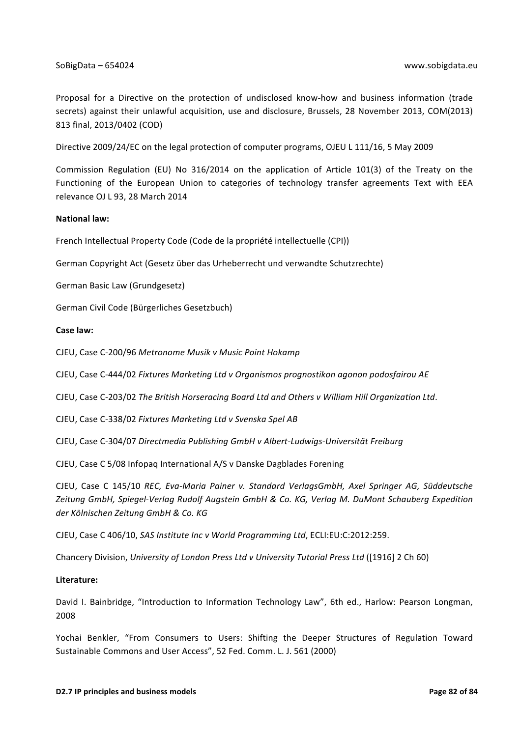Proposal for a Directive on the protection of undisclosed know-how and business information (trade secrets) against their unlawful acquisition, use and disclosure, Brussels, 28 November 2013, COM(2013) 813 final, 2013/0402 (COD)

Directive 2009/24/EC on the legal protection of computer programs, OJEU L 111/16, 5 May 2009

Commission Regulation (EU) No 316/2014 on the application of Article 101(3) of the Treaty on the Functioning of the European Union to categories of technology transfer agreements Text with EEA relevance OJ L 93, 28 March 2014

**National law:**

French Intellectual Property Code (Code de la propriété intellectuelle (CPI))

German Copyright Act (Gesetz über das Urheberrecht und verwandte Schutzrechte)

German Basic Law (Grundgesetz)

German Civil Code (Bürgerliches Gesetzbuch)

**Case law:**

CJEU, Case C-200/96 *Metronome Musik v Music Point Hokamp*

CJEU, Case C-444/02 *Fixtures Marketing Ltd v Organismos prognostikon agonon podosfairou AE*

CJEU, Case C-203/02 *The British Horseracing Board Ltd and Others v William Hill Organization Ltd*.

CJEU, Case C-338/02 *Fixtures Marketing Ltd v Svenska Spel AB*

CJEU, Case C-304/07 *Directmedia Publishing GmbH v Albert-Ludwigs-Universität Freiburg*

CJEU, Case C 5/08 Infopaq International A/S v Danske Dagblades Forening

CJEU, Case C 145/10 *REC, Eva-Maria Painer v. Standard VerlagsGmbH, Axel Springer AG, Süddeutsche Zeitung GmbH, Spiegel-Verlag Rudolf Augstein GmbH & Co. KG, Verlag M. DuMont Schauberg Expedition der Kölnischen Zeitung GmbH & Co. KG*

CJEU, Case C 406/10, *SAS Institute Inc v World Programming Ltd*, ECLI:EU:C:2012:259.

Chancery Division, *University of London Press Ltd v University Tutorial Press Ltd* ([1916] 2 Ch 60)

**Literature:**

David I. Bainbridge, "Introduction to Information Technology Law", 6th ed., Harlow: Pearson Longman, 2008

Yochai Benkler, "From Consumers to Users: Shifting the Deeper Structures of Regulation Toward Sustainable Commons and User Access", 52 Fed. Comm. L. J. 561 (2000)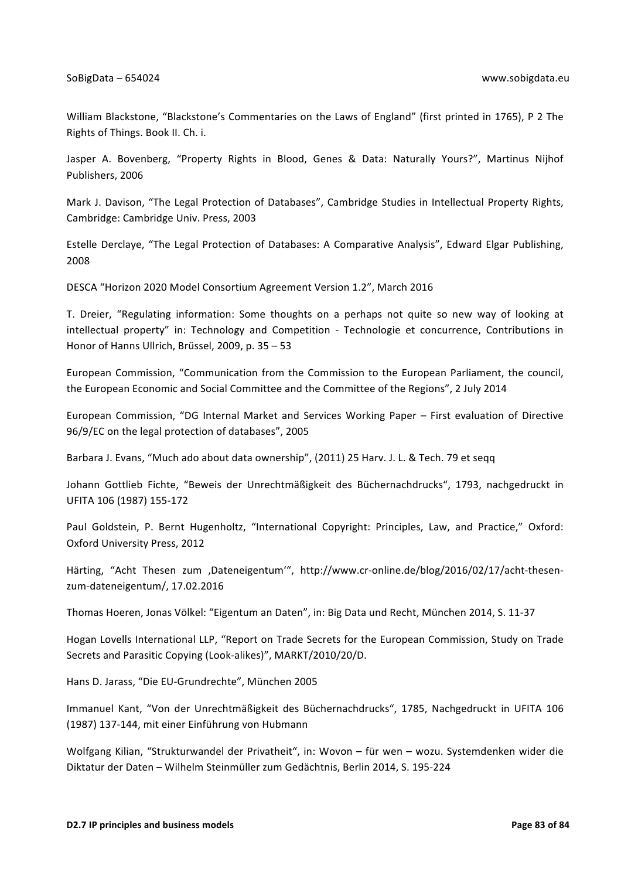William Blackstone, “Blackstone’s Commentaries on the Laws of England” (first printed in 1765), P 2 The Rights of Things. Book II. Ch. i.

Jasper A. Bovenberg, “Property Rights in Blood, Genes & Data: Naturally Yours?”, Martinus Nijhof Publishers, 2006

Mark J. Davison, “The Legal Protection of Databases”, Cambridge Studies in Intellectual Property Rights, Cambridge: Cambridge Univ. Press, 2003

Estelle Derclaye, “The Legal Protection of Databases: A Comparative Analysis”, Edward Elgar Publishing, 2008

DESCA “Horizon 2020 Model Consortium Agreement Version 1.2”, March 2016

T. Dreier, “Regulating information: Some thoughts on a perhaps not quite so new way of looking at intellectual property” in: Technology and Competition - Technologie et concurrence, Contributions in Honor of Hanns Ullrich, Brüssel, 2009, p. 35 – 53

European Commission, “Communication from the Commission to the European Parliament, the council, the European Economic and Social Committee and the Committee of the Regions”, 2 July 2014

European Commission, “DG Internal Market and Services Working Paper – First evaluation of Directive 96/9/EC on the legal protection of databases”, 2005

Barbara J. Evans, “Much ado about data ownership”, (2011) 25 Harv. J. L. & Tech. 79 et seqq

Johann Gottlieb Fichte, “Beweis der Unrechtmäßigkeit des Büchernachdrucks“, 1793, nachgedruckt in UFITA 106 (1987) 155-172

Paul Goldstein, P. Bernt Hugenholtz, “International Copyright: Principles, Law, and Practice,” Oxford: Oxford University Press, 2012

Härting, “Acht Thesen zum ‚Dateneigentum‘“, http://www.cr-online.de/blog/2016/02/17/acht-thesen-zum-dateneigentum/, 17.02.2016

Thomas Hoeren, Jonas Völkel: “Eigentum an Daten”, in: Big Data und Recht, München 2014, S. 11-37

Hogan Lovells International LLP, “Report on Trade Secrets for the European Commission, Study on Trade Secrets and Parasitic Copying (Look-alikes)”, MARKT/2010/20/D.

Hans D. Jarass, “Die EU-Grundrechte”, München 2005

Immanuel Kant, “Von der Unrechtmäßigkeit des Büchernachdrucks“, 1785, Nachgedruckt in UFITA 106 (1987) 137-144, mit einer Einführung von Hubmann

Wolfgang Kilian, “Strukturwandel der Privatheit“, in: Wovon – für wen – wozu. Systemdenken wider die Diktatur der Daten – Wilhelm Steinmüller zum Gedächtnis, Berlin 2014, S. 195-224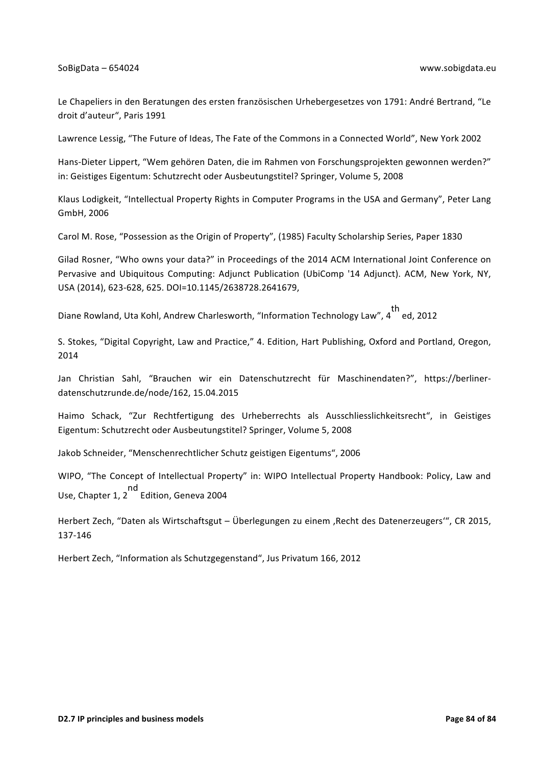Le Chapeliers in den Beratungen des ersten französischen Urhebergesetzes von 1791: André Bertrand, “Le droit d’auteur“, Paris 1991

Lawrence Lessig, “The Future of Ideas, The Fate of the Commons in a Connected World”, New York 2002

Hans-Dieter Lippert, “Wem gehören Daten, die im Rahmen von Forschungsprojekten gewonnen werden?” in: Geistiges Eigentum: Schutzrecht oder Ausbeutungstitel? Springer, Volume 5, 2008

Klaus Lodigkeit, “Intellectual Property Rights in Computer Programs in the USA and Germany”, Peter Lang GmbH, 2006

Carol M. Rose, “Possession as the Origin of Property”, (1985) Faculty Scholarship Series, Paper 1830

Gilad Rosner, “Who owns your data?” in Proceedings of the 2014 ACM International Joint Conference on Pervasive and Ubiquitous Computing: Adjunct Publication (UbiComp '14 Adjunct). ACM, New York, NY, USA (2014), 623-628, 625. DOI=10.1145/2638728.2641679,

Diane Rowland, Uta Kohl, Andrew Charlesworth, “Information Technology Law”, 4th ed, 2012

S. Stokes, “Digital Copyright, Law and Practice,” 4. Edition, Hart Publishing, Oxford and Portland, Oregon, 2014

Jan Christian Sahl, “Brauchen wir ein Datenschutzrecht für Maschinendaten?”, https://berliner-datenschutzrunde.de/node/162, 15.04.2015

Haimo Schack, “Zur Rechtfertigung des Urheberrechts als Ausschliesslichkeitsrecht“, in Geistiges Eigentum: Schutzrecht oder Ausbeutungstitel? Springer, Volume 5, 2008

Jakob Schneider, “Menschenrechtlicher Schutz geistigen Eigentums“, 2006

WIPO, “The Concept of Intellectual Property” in: WIPO Intellectual Property Handbook: Policy, Law and Use, Chapter 1, 2nd Edition, Geneva 2004

Herbert Zech, “Daten als Wirtschaftsgut – Überlegungen zu einem ‚Recht des Datenerzeugers‘“, CR 2015, 137-146

Herbert Zech, “Information als Schutzgegenstand“, Jus Privatum 166, 2012